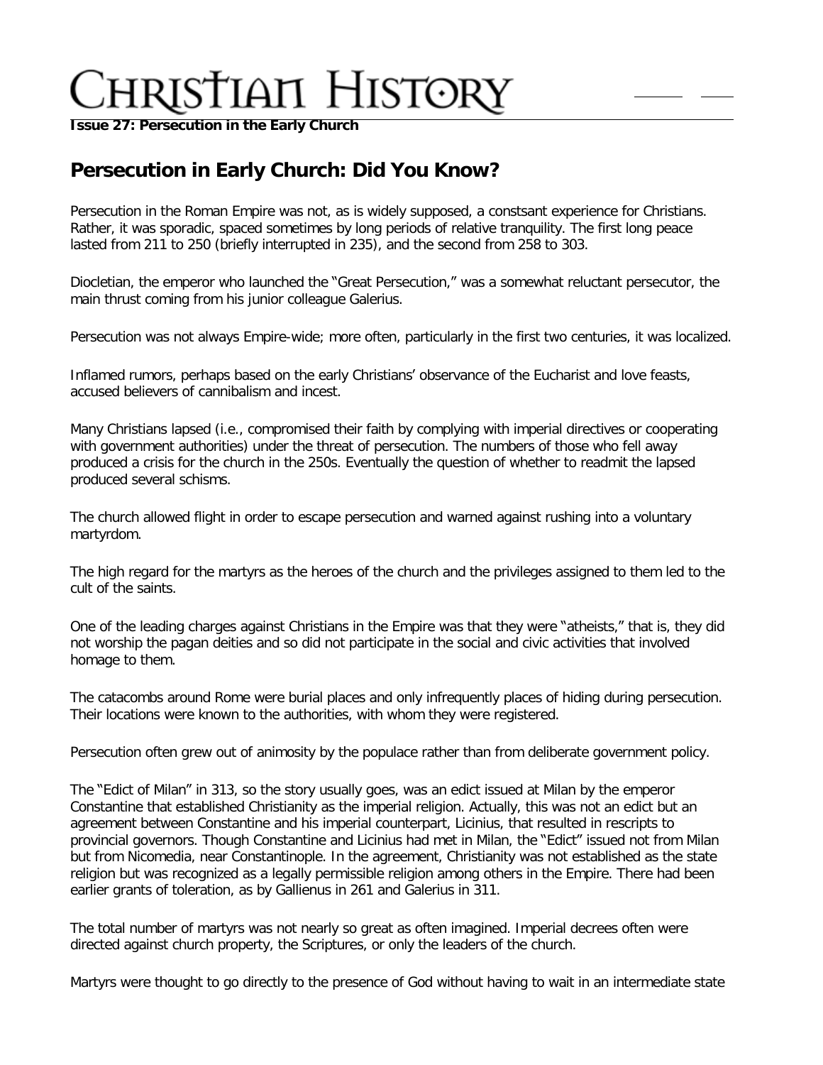# Christian History

**Issue 27: Persecution in the Early Church**

## Persecution in Early Church: Did You Know?

Persecution in the Roman Empire was not, as is widely supposed, a constsant experience for Christians. Rather, it was sporadic, spaced sometimes by long periods of relative tranquility. The first long peace lasted from 211 to 250 (briefly interrupted in 235), and the second from 258 to 303.

Diocletian, the emperor who launched the "Great Persecution," was a somewhat reluctant persecutor, the main thrust coming from his junior colleague Galerius.

Persecution was not always Empire-wide; more often, particularly in the first two centuries, it was localized.

Inflamed rumors, perhaps based on the early Christians' observance of the Eucharist and love feasts, accused believers of cannibalism and incest.

Many Christians lapsed (i.e., compromised their faith by complying with imperial directives or cooperating with government authorities) under the threat of persecution. The numbers of those who fell away produced a crisis for the church in the 250s. Eventually the question of whether to readmit the lapsed produced several schisms.

The church allowed flight in order to escape persecution and warned against rushing into a voluntary martyrdom.

The high regard for the martyrs as the heroes of the church and the privileges assigned to them led to the cult of the saints.

One of the leading charges against Christians in the Empire was that they were "atheists," that is, they did not worship the pagan deities and so did not participate in the social and civic activities that involved homage to them.

The catacombs around Rome were burial places and only infrequently places of hiding during persecution. Their locations were known to the authorities, with whom they were registered.

Persecution often grew out of animosity by the populace rather than from deliberate government policy.

The "Edict of Milan" in 313, so the story usually goes, was an edict issued at Milan by the emperor Constantine that established Christianity as the imperial religion. Actually, this was not an edict but an agreement between Constantine and his imperial counterpart, Licinius, that resulted in rescripts to provincial governors. Though Constantine and Licinius had met in Milan, the "Edict" issued not from Milan but from Nicomedia, near Constantinople. In the agreement, Christianity was not established as the state religion but was recognized as a legally permissible religion among others in the Empire. There had been earlier grants of toleration, as by Gallienus in 261 and Galerius in 311.

The total number of martyrs was not nearly so great as often imagined. Imperial decrees often were directed against church property, the Scriptures, or only the leaders of the church.

Martyrs were thought to go directly to the presence of God without having to wait in an intermediate state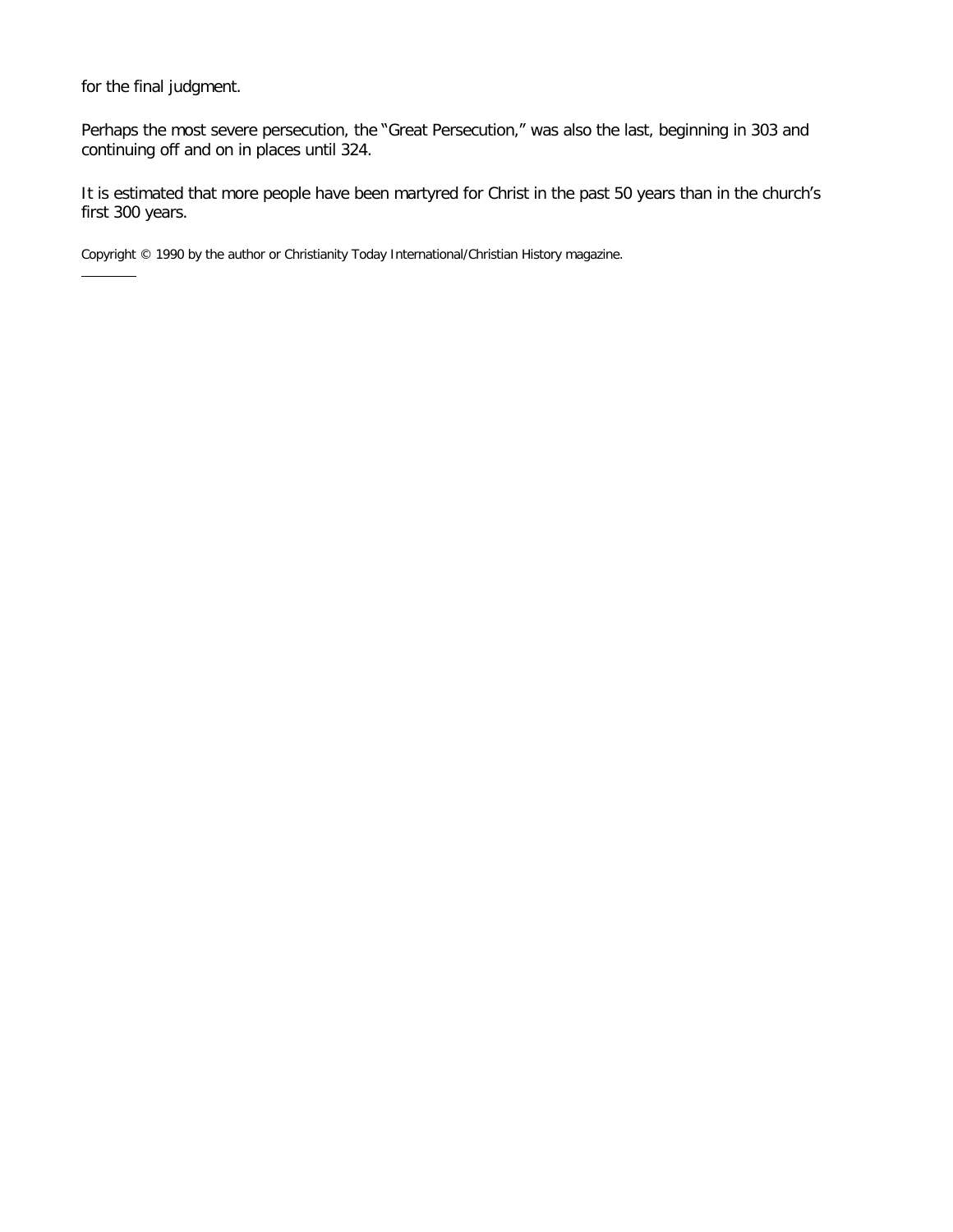for the final judgment.

Perhaps the most severe persecution, the "Great Persecution," was also the last, beginning in 303 and continuing off and on in places until 324.

It is estimated that more people have been martyred for Christ in the past 50 years than in the church's first 300 years.

Copyright © 1990 by the author or Christianity Today International/Christian History magazine.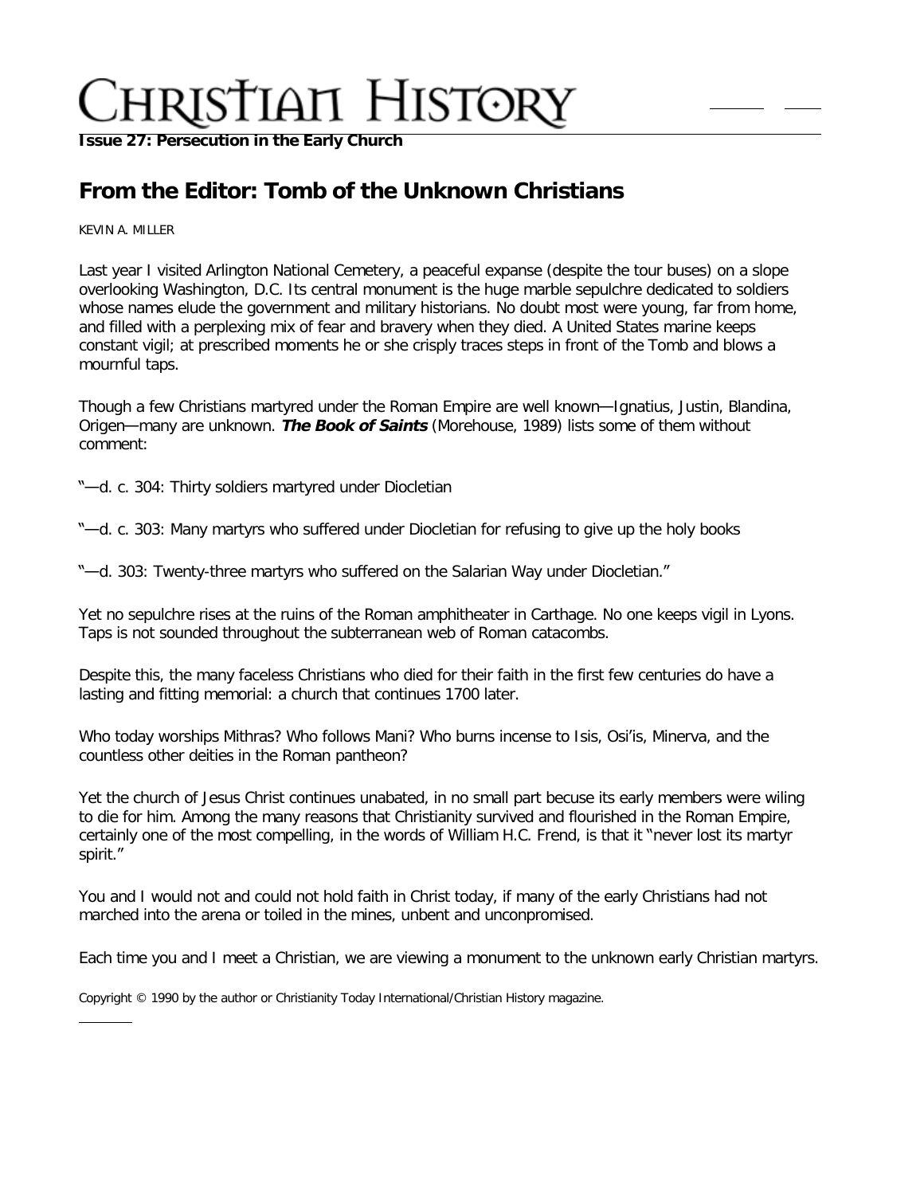**Issue 27: Persecution in the Early Church**

## From the Editor: Tomb of the Unknown Christians

KEVIN A. MILLER

Last year I visited Arlington National Cemetery, a peaceful expanse (despite the tour buses) on a slope overlooking Washington, D.C. Its central monument is the huge marble sepulchre dedicated to soldiers whose names elude the government and military historians. No doubt most were young, far from home, and filled with a perplexing mix of fear and bravery when they died. A United States marine keeps constant vigil; at prescribed moments he or she crisply traces steps in front of the Tomb and blows a mournful taps.

Though a few Christians martyred under the Roman Empire are well known—Ignatius, Justin, Blandina, Origen—many are unknown. ***The Book of Saints*** (Morehouse, 1989) lists some of them without comment:

"—d. c. 304: Thirty soldiers martyred under Diocletian

"—d. c. 303: Many martyrs who suffered under Diocletian for refusing to give up the holy books

"—d. 303: Twenty-three martyrs who suffered on the Salarian Way under Diocletian."

Yet no sepulchre rises at the ruins of the Roman amphitheater in Carthage. No one keeps vigil in Lyons. Taps is not sounded throughout the subterranean web of Roman catacombs.

Despite this, the many faceless Christians who died for their faith in the first few centuries do have a lasting and fitting memorial: a church that continues 1700 later.

Who today worships Mithras? Who follows Mani? Who burns incense to Isis, Osi'is, Minerva, and the countless other deities in the Roman pantheon?

Yet the church of Jesus Christ continues unabated, in no small part becuse its early members were wiling to die for him. Among the many reasons that Christianity survived and flourished in the Roman Empire, certainly one of the most compelling, in the words of William H.C. Frend, is that it "never lost its martyr spirit."

You and I would not and could not hold faith in Christ today, if many of the early Christians had not marched into the arena or toiled in the mines, unbent and unconpromised.

Each time you and I meet a Christian, we are viewing a monument to the unknown early Christian martyrs.

Copyright © 1990 by the author or Christianity Today International/Christian History magazine.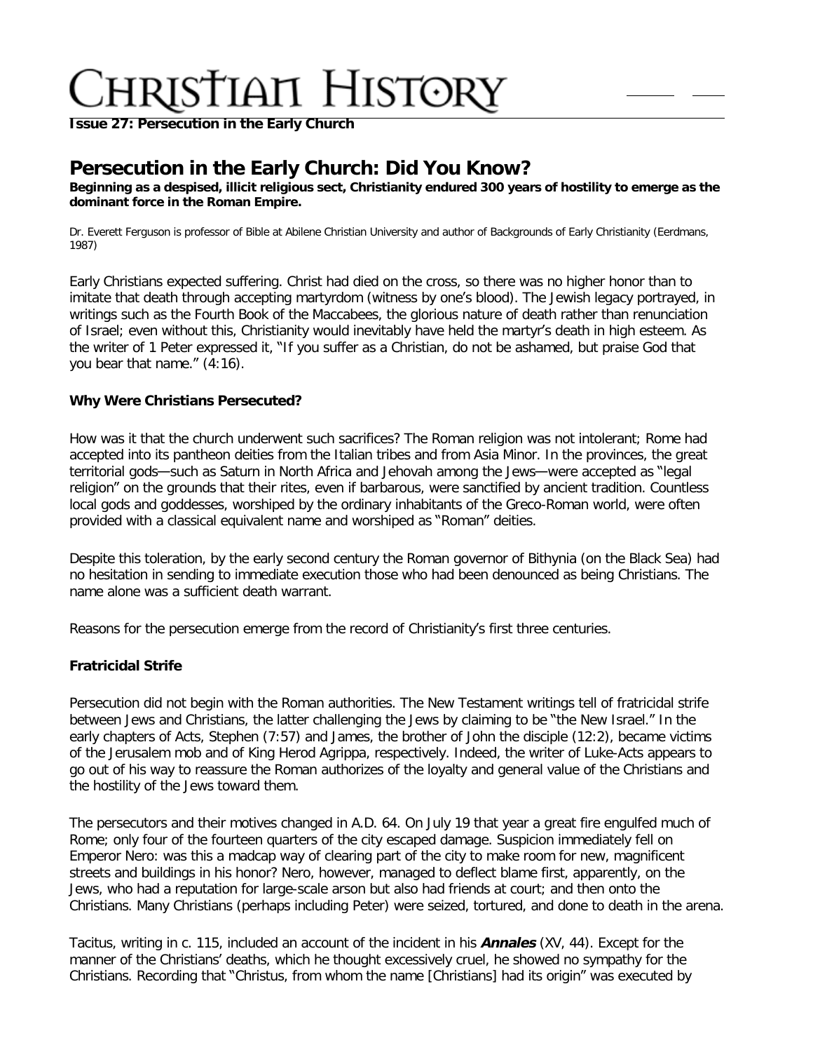**Issue 27: Persecution in the Early Church**

# Persecution in the Early Church: Did You Know?

**Beginning as a despised, illicit religious sect, Christianity endured 300 years of hostility to emerge as the dominant force in the Roman Empire.**

Dr. Everett Ferguson is professor of Bible at Abilene Christian University and author of Backgrounds of Early Christianity (Eerdmans, 1987)

Early Christians expected suffering. Christ had died on the cross, so there was no higher honor than to imitate that death through accepting martyrdom (witness by one's blood). The Jewish legacy portrayed, in writings such as the Fourth Book of the Maccabees, the glorious nature of death rather than renunciation of Israel; even without this, Christianity would inevitably have held the martyr's death in high esteem. As the writer of 1 Peter expressed it, "If you suffer as a Christian, do not be ashamed, but praise God that you bear that name." (4:16).

### Why Were Christians Persecuted?

How was it that the church underwent such sacrifices? The Roman religion was not intolerant; Rome had accepted into its pantheon deities from the Italian tribes and from Asia Minor. In the provinces, the great territorial gods—such as Saturn in North Africa and Jehovah among the Jews—were accepted as "legal religion" on the grounds that their rites, even if barbarous, were sanctified by ancient tradition. Countless local gods and goddesses, worshiped by the ordinary inhabitants of the Greco-Roman world, were often provided with a classical equivalent name and worshiped as "Roman" deities.

Despite this toleration, by the early second century the Roman governor of Bithynia (on the Black Sea) had no hesitation in sending to immediate execution those who had been denounced as being Christians. The name alone was a sufficient death warrant.

Reasons for the persecution emerge from the record of Christianity's first three centuries.

### Fratricidal Strife

Persecution did not begin with the Roman authorities. The New Testament writings tell of fratricidal strife between Jews and Christians, the latter challenging the Jews by claiming to be "the New Israel." In the early chapters of Acts, Stephen (7:57) and James, the brother of John the disciple (12:2), became victims of the Jerusalem mob and of King Herod Agrippa, respectively. Indeed, the writer of Luke-Acts appears to go out of his way to reassure the Roman authorizes of the loyalty and general value of the Christians and the hostility of the Jews toward them.

The persecutors and their motives changed in A.D. 64. On July 19 that year a great fire engulfed much of Rome; only four of the fourteen quarters of the city escaped damage. Suspicion immediately fell on Emperor Nero: was this a madcap way of clearing part of the city to make room for new, magnificent streets and buildings in his honor? Nero, however, managed to deflect blame first, apparently, on the Jews, who had a reputation for large-scale arson but also had friends at court; and then onto the Christians. Many Christians (perhaps including Peter) were seized, tortured, and done to death in the arena.

Tacitus, writing in c. 115, included an account of the incident in his ***Annales*** (XV, 44). Except for the manner of the Christians' deaths, which he thought excessively cruel, he showed no sympathy for the Christians. Recording that "Christus, from whom the name [Christians] had its origin" was executed by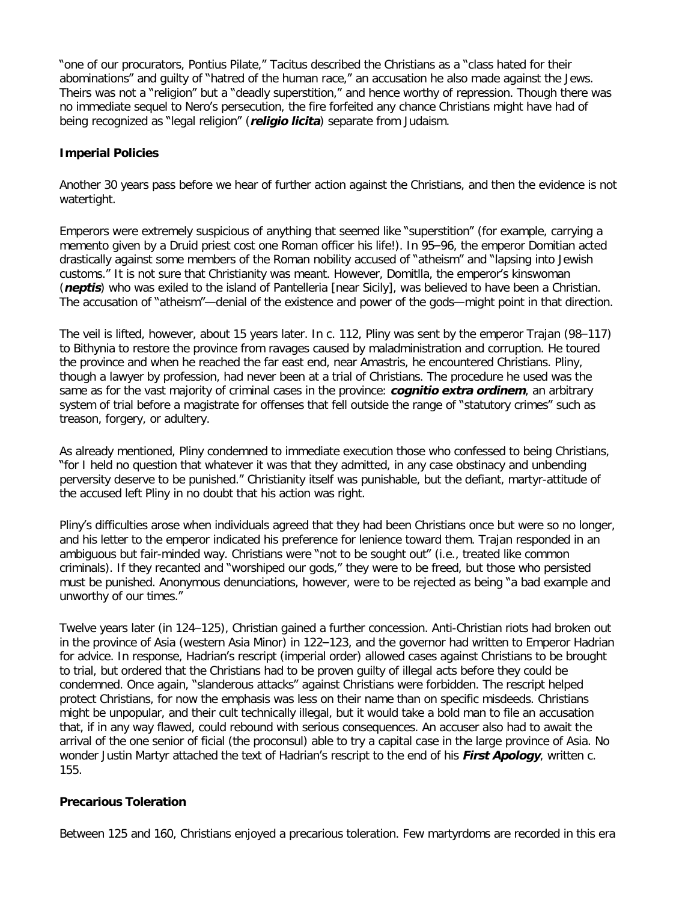"one of our procurators, Pontius Pilate," Tacitus described the Christians as a "class hated for their abominations" and guilty of "hatred of the human race," an accusation he also made against the Jews. Theirs was not a "religion" but a "deadly superstition," and hence worthy of repression. Though there was no immediate sequel to Nero's persecution, the fire forfeited any chance Christians might have had of being recognized as "legal religion" (***religio licita***) separate from Judaism.

**Imperial Policies**

Another 30 years pass before we hear of further action against the Christians, and then the evidence is not watertight.

Emperors were extremely suspicious of anything that seemed like "superstition" (for example, carrying a memento given by a Druid priest cost one Roman officer his life!). In 95–96, the emperor Domitian acted drastically against some members of the Roman nobility accused of "atheism" and "lapsing into Jewish customs." It is not sure that Christianity was meant. However, Domitlla, the emperor's kinswoman (***neptis***) who was exiled to the island of Pantelleria [near Sicily], was believed to have been a Christian. The accusation of "atheism"—denial of the existence and power of the gods—might point in that direction.

The veil is lifted, however, about 15 years later. In c. 112, Pliny was sent by the emperor Trajan (98–117) to Bithynia to restore the province from ravages caused by maladministration and corruption. He toured the province and when he reached the far east end, near Amastris, he encountered Christians. Pliny, though a lawyer by profession, had never been at a trial of Christians. The procedure he used was the same as for the vast majority of criminal cases in the province: ***cognitio extra ordinem***, an arbitrary system of trial before a magistrate for offenses that fell outside the range of "statutory crimes" such as treason, forgery, or adultery.

As already mentioned, Pliny condemned to immediate execution those who confessed to being Christians, "for I held no question that whatever it was that they admitted, in any case obstinacy and unbending perversity deserve to be punished." Christianity itself was punishable, but the defiant, martyr-attitude of the accused left Pliny in no doubt that his action was right.

Pliny's difficulties arose when individuals agreed that they had been Christians once but were so no longer, and his letter to the emperor indicated his preference for lenience toward them. Trajan responded in an ambiguous but fair-minded way. Christians were "not to be sought out" (i.e., treated like common criminals). If they recanted and "worshiped our gods," they were to be freed, but those who persisted must be punished. Anonymous denunciations, however, were to be rejected as being "a bad example and unworthy of our times."

Twelve years later (in 124–125), Christian gained a further concession. Anti-Christian riots had broken out in the province of Asia (western Asia Minor) in 122–123, and the governor had written to Emperor Hadrian for advice. In response, Hadrian's rescript (imperial order) allowed cases against Christians to be brought to trial, but ordered that the Christians had to be proven guilty of illegal acts before they could be condemned. Once again, "slanderous attacks" against Christians were forbidden. The rescript helped protect Christians, for now the emphasis was less on their name than on specific misdeeds. Christians might be unpopular, and their cult technically illegal, but it would take a bold man to file an accusation that, if in any way flawed, could rebound with serious consequences. An accuser also had to await the arrival of the one senior of ficial (the proconsul) able to try a capital case in the large province of Asia. No wonder Justin Martyr attached the text of Hadrian's rescript to the end of his ***First Apology***, written c. 155.

**Precarious Toleration**

Between 125 and 160, Christians enjoyed a precarious toleration. Few martyrdoms are recorded in this era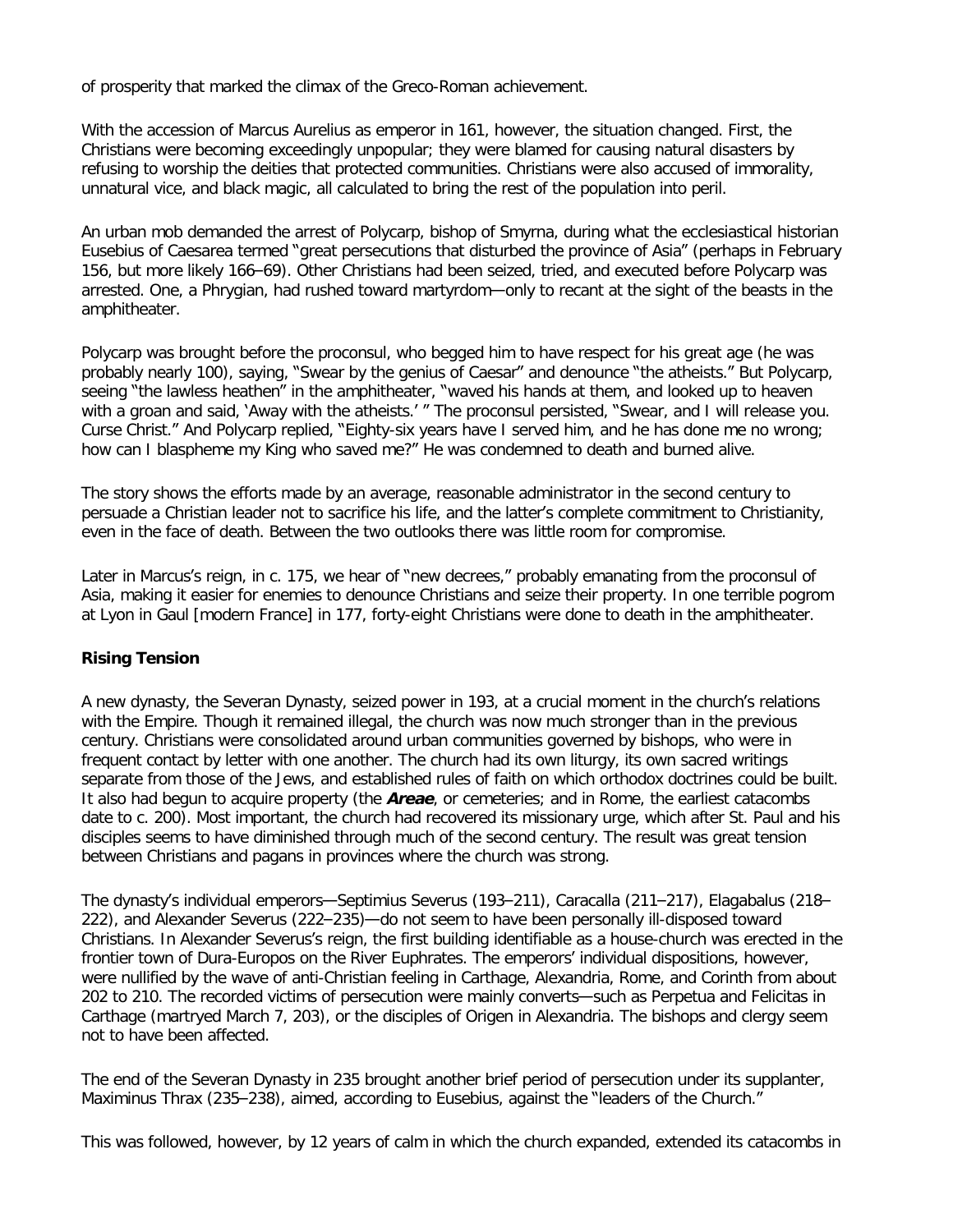of prosperity that marked the climax of the Greco-Roman achievement.

With the accession of Marcus Aurelius as emperor in 161, however, the situation changed. First, the Christians were becoming exceedingly unpopular; they were blamed for causing natural disasters by refusing to worship the deities that protected communities. Christians were also accused of immorality, unnatural vice, and black magic, all calculated to bring the rest of the population into peril.

An urban mob demanded the arrest of Polycarp, bishop of Smyrna, during what the ecclesiastical historian Eusebius of Caesarea termed "great persecutions that disturbed the province of Asia" (perhaps in February 156, but more likely 166–69). Other Christians had been seized, tried, and executed before Polycarp was arrested. One, a Phrygian, had rushed toward martyrdom—only to recant at the sight of the beasts in the amphitheater.

Polycarp was brought before the proconsul, who begged him to have respect for his great age (he was probably nearly 100), saying, "Swear by the genius of Caesar" and denounce "the atheists." But Polycarp, seeing "the lawless heathen" in the amphitheater, "waved his hands at them, and looked up to heaven with a groan and said, 'Away with the atheists.' " The proconsul persisted, "Swear, and I will release you. Curse Christ." And Polycarp replied, "Eighty-six years have I served him, and he has done me no wrong; how can I blaspheme my King who saved me?" He was condemned to death and burned alive.

The story shows the efforts made by an average, reasonable administrator in the second century to persuade a Christian leader not to sacrifice his life, and the latter's complete commitment to Christianity, even in the face of death. Between the two outlooks there was little room for compromise.

Later in Marcus's reign, in c. 175, we hear of "new decrees," probably emanating from the proconsul of Asia, making it easier for enemies to denounce Christians and seize their property. In one terrible pogrom at Lyon in Gaul [modern France] in 177, forty-eight Christians were done to death in the amphitheater.

### Rising Tension

A new dynasty, the Severan Dynasty, seized power in 193, at a crucial moment in the church's relations with the Empire. Though it remained illegal, the church was now much stronger than in the previous century. Christians were consolidated around urban communities governed by bishops, who were in frequent contact by letter with one another. The church had its own liturgy, its own sacred writings separate from those of the Jews, and established rules of faith on which orthodox doctrines could be built. It also had begun to acquire property (the ***Areae***, or cemeteries; and in Rome, the earliest catacombs date to c. 200). Most important, the church had recovered its missionary urge, which after St. Paul and his disciples seems to have diminished through much of the second century. The result was great tension between Christians and pagans in provinces where the church was strong.

The dynasty's individual emperors—Septimius Severus (193–211), Caracalla (211–217), Elagabalus (218–222), and Alexander Severus (222–235)—do not seem to have been personally ill-disposed toward Christians. In Alexander Severus's reign, the first building identifiable as a house-church was erected in the frontier town of Dura-Europos on the River Euphrates. The emperors' individual dispositions, however, were nullified by the wave of anti-Christian feeling in Carthage, Alexandria, Rome, and Corinth from about 202 to 210. The recorded victims of persecution were mainly converts—such as Perpetua and Felicitas in Carthage (martryed March 7, 203), or the disciples of Origen in Alexandria. The bishops and clergy seem not to have been affected.

The end of the Severan Dynasty in 235 brought another brief period of persecution under its supplanter, Maximinus Thrax (235–238), aimed, according to Eusebius, against the "leaders of the Church."

This was followed, however, by 12 years of calm in which the church expanded, extended its catacombs in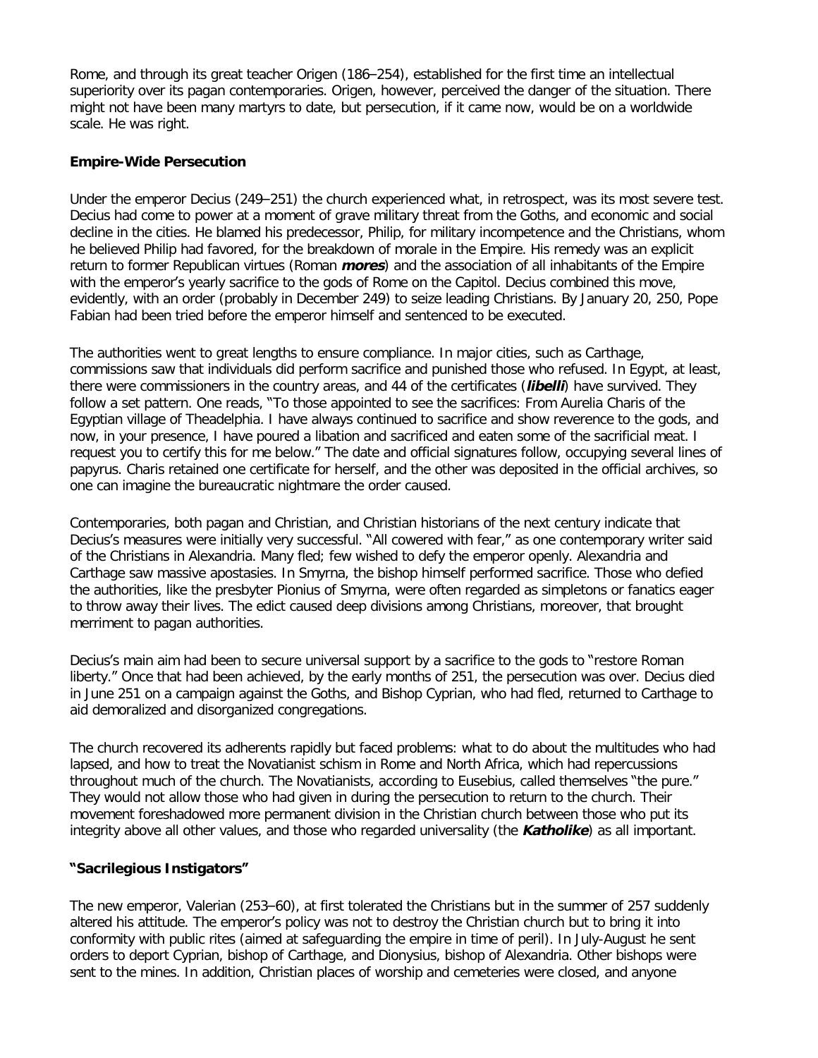Rome, and through its great teacher Origen (186–254), established for the first time an intellectual superiority over its pagan contemporaries. Origen, however, perceived the danger of the situation. There might not have been many martyrs to date, but persecution, if it came now, would be on a worldwide scale. He was right.

### Empire-Wide Persecution

Under the emperor Decius (249–251) the church experienced what, in retrospect, was its most severe test. Decius had come to power at a moment of grave military threat from the Goths, and economic and social decline in the cities. He blamed his predecessor, Philip, for military incompetence and the Christians, whom he believed Philip had favored, for the breakdown of morale in the Empire. His remedy was an explicit return to former Republican virtues (Roman ***mores***) and the association of all inhabitants of the Empire with the emperor's yearly sacrifice to the gods of Rome on the Capitol. Decius combined this move, evidently, with an order (probably in December 249) to seize leading Christians. By January 20, 250, Pope Fabian had been tried before the emperor himself and sentenced to be executed.

The authorities went to great lengths to ensure compliance. In major cities, such as Carthage, commissions saw that individuals did perform sacrifice and punished those who refused. In Egypt, at least, there were commissioners in the country areas, and 44 of the certificates (***libelli***) have survived. They follow a set pattern. One reads, "To those appointed to see the sacrifices: From Aurelia Charis of the Egyptian village of Theadelphia. I have always continued to sacrifice and show reverence to the gods, and now, in your presence, I have poured a libation and sacrificed and eaten some of the sacrificial meat. I request you to certify this for me below." The date and official signatures follow, occupying several lines of papyrus. Charis retained one certificate for herself, and the other was deposited in the official archives, so one can imagine the bureaucratic nightmare the order caused.

Contemporaries, both pagan and Christian, and Christian historians of the next century indicate that Decius's measures were initially very successful. "All cowered with fear," as one contemporary writer said of the Christians in Alexandria. Many fled; few wished to defy the emperor openly. Alexandria and Carthage saw massive apostasies. In Smyrna, the bishop himself performed sacrifice. Those who defied the authorities, like the presbyter Pionius of Smyrna, were often regarded as simpletons or fanatics eager to throw away their lives. The edict caused deep divisions among Christians, moreover, that brought merriment to pagan authorities.

Decius's main aim had been to secure universal support by a sacrifice to the gods to "restore Roman liberty." Once that had been achieved, by the early months of 251, the persecution was over. Decius died in June 251 on a campaign against the Goths, and Bishop Cyprian, who had fled, returned to Carthage to aid demoralized and disorganized congregations.

The church recovered its adherents rapidly but faced problems: what to do about the multitudes who had lapsed, and how to treat the Novatianist schism in Rome and North Africa, which had repercussions throughout much of the church. The Novatianists, according to Eusebius, called themselves "the pure." They would not allow those who had given in during the persecution to return to the church. Their movement foreshadowed more permanent division in the Christian church between those who put its integrity above all other values, and those who regarded universality (the ***Katholike***) as all important.

### "Sacrilegious Instigators"

The new emperor, Valerian (253–60), at first tolerated the Christians but in the summer of 257 suddenly altered his attitude. The emperor's policy was not to destroy the Christian church but to bring it into conformity with public rites (aimed at safeguarding the empire in time of peril). In July-August he sent orders to deport Cyprian, bishop of Carthage, and Dionysius, bishop of Alexandria. Other bishops were sent to the mines. In addition, Christian places of worship and cemeteries were closed, and anyone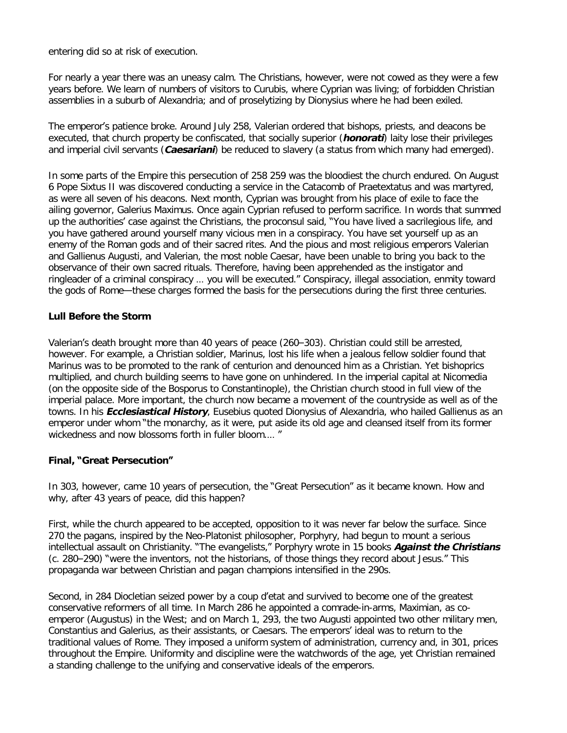entering did so at risk of execution.

For nearly a year there was an uneasy calm. The Christians, however, were not cowed as they were a few years before. We learn of numbers of visitors to Curubis, where Cyprian was living; of forbidden Christian assemblies in a suburb of Alexandria; and of proselytizing by Dionysius where he had been exiled.

The emperor's patience broke. Around July 258, Valerian ordered that bishops, priests, and deacons be executed, that church property be confiscated, that socially superior (***honorati***) laity lose their privileges and imperial civil servants (***Caesariani***) be reduced to slavery (a status from which many had emerged).

In some parts of the Empire this persecution of 258 259 was the bloodiest the church endured. On August 6 Pope Sixtus II was discovered conducting a service in the Catacomb of Praetextatus and was martyred, as were all seven of his deacons. Next month, Cyprian was brought from his place of exile to face the ailing governor, Galerius Maximus. Once again Cyprian refused to perform sacrifice. In words that summed up the authorities' case against the Christians, the proconsul said, "You have lived a sacrilegious life, and you have gathered around yourself many vicious men in a conspiracy. You have set yourself up as an enemy of the Roman gods and of their sacred rites. And the pious and most religious emperors Valerian and Gallienus Augusti, and Valerian, the most noble Caesar, have been unable to bring you back to the observance of their own sacred rituals. Therefore, having been apprehended as the instigator and ringleader of a criminal conspiracy … you will be executed." Conspiracy, illegal association, enmity toward the gods of Rome—these charges formed the basis for the persecutions during the first three centuries.

### Lull Before the Storm

Valerian's death brought more than 40 years of peace (260–303). Christian could still be arrested, however. For example, a Christian soldier, Marinus, lost his life when a jealous fellow soldier found that Marinus was to be promoted to the rank of centurion and denounced him as a Christian. Yet bishoprics multiplied, and church building seems to have gone on unhindered. In the imperial capital at Nicomedia (on the opposite side of the Bosporus to Constantinople), the Christian church stood in full view of the imperial palace. More important, the church now became a movement of the countryside as well as of the towns. In his ***Ecclesiastical History***, Eusebius quoted Dionysius of Alexandria, who hailed Gallienus as an emperor under whom "the monarchy, as it were, put aside its old age and cleansed itself from its former wickedness and now blossoms forth in fuller bloom.… "

### Final, "Great Persecution"

In 303, however, came 10 years of persecution, the "Great Persecution" as it became known. How and why, after 43 years of peace, did this happen?

First, while the church appeared to be accepted, opposition to it was never far below the surface. Since 270 the pagans, inspired by the Neo-Platonist philosopher, Porphyry, had begun to mount a serious intellectual assault on Christianity. "The evangelists," Porphyry wrote in 15 books ***Against the Christians*** (c. 280–290) "were the inventors, not the historians, of those things they record about Jesus." This propaganda war between Christian and pagan champions intensified in the 290s.

Second, in 284 Diocletian seized power by a coup d'etat and survived to become one of the greatest conservative reformers of all time. In March 286 he appointed a comrade-in-arms, Maximian, as co-emperor (Augustus) in the West; and on March 1, 293, the two Augusti appointed two other military men, Constantius and Galerius, as their assistants, or Caesars. The emperors' ideal was to return to the traditional values of Rome. They imposed a uniform system of administration, currency and, in 301, prices throughout the Empire. Uniformity and discipline were the watchwords of the age, yet Christian remained a standing challenge to the unifying and conservative ideals of the emperors.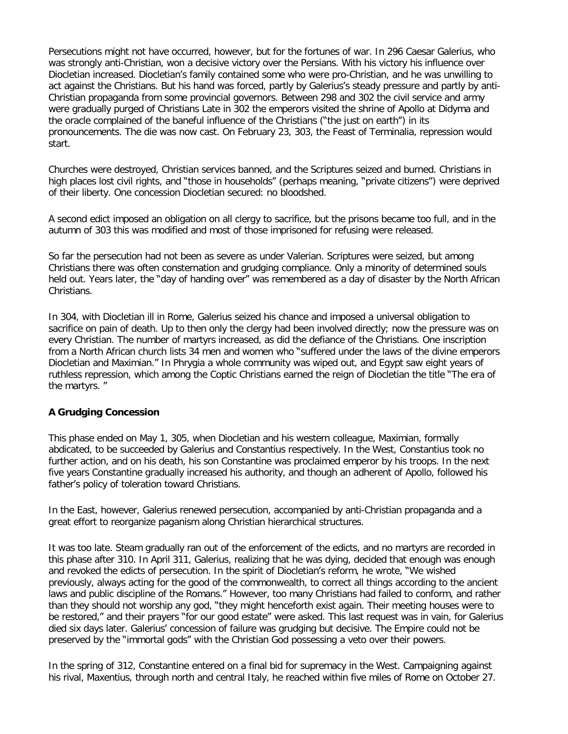Persecutions might not have occurred, however, but for the fortunes of war. In 296 Caesar Galerius, who was strongly anti-Christian, won a decisive victory over the Persians. With his victory his influence over Diocletian increased. Diocletian's family contained some who were pro-Christian, and he was unwilling to act against the Christians. But his hand was forced, partly by Galerius's steady pressure and partly by anti-Christian propaganda from some provincial governors. Between 298 and 302 the civil service and army were gradually purged of Christians Late in 302 the emperors visited the shrine of Apollo at Didyma and the oracle complained of the baneful influence of the Christians ("the just on earth") in its pronouncements. The die was now cast. On February 23, 303, the Feast of Terminalia, repression would start.

Churches were destroyed, Christian services banned, and the Scriptures seized and burned. Christians in high places lost civil rights, and "those in households" (perhaps meaning, "private citizens") were deprived of their liberty. One concession Diocletian secured: no bloodshed.

A second edict imposed an obligation on all clergy to sacrifice, but the prisons became too full, and in the autumn of 303 this was modified and most of those imprisoned for refusing were released.

So far the persecution had not been as severe as under Valerian. Scriptures were seized, but among Christians there was often consternation and grudging compliance. Only a minority of determined souls held out. Years later, the "day of handing over" was remembered as a day of disaster by the North African Christians.

In 304, with Diocletian ill in Rome, Galerius seized his chance and imposed a universal obligation to sacrifice on pain of death. Up to then only the clergy had been involved directly; now the pressure was on every Christian. The number of martyrs increased, as did the defiance of the Christians. One inscription from a North African church lists 34 men and women who "suffered under the laws of the divine emperors Diocletian and Maximian." In Phrygia a whole community was wiped out, and Egypt saw eight years of ruthless repression, which among the Coptic Christians earned the reign of Diocletian the title "The era of the martyrs. "

**A Grudging Concession**

This phase ended on May 1, 305, when Diocletian and his western colleague, Maximian, formally abdicated, to be succeeded by Galerius and Constantius respectively. In the West, Constantius took no further action, and on his death, his son Constantine was proclaimed emperor by his troops. In the next five years Constantine gradually increased his authority, and though an adherent of Apollo, followed his father's policy of toleration toward Christians.

In the East, however, Galerius renewed persecution, accompanied by anti-Christian propaganda and a great effort to reorganize paganism along Christian hierarchical structures.

It was too late. Steam gradually ran out of the enforcement of the edicts, and no martyrs are recorded in this phase after 310. In April 311, Galerius, realizing that he was dying, decided that enough was enough and revoked the edicts of persecution. In the spirit of Diocletian's reform, he wrote, "We wished previously, always acting for the good of the commonwealth, to correct all things according to the ancient laws and public discipline of the Romans." However, too many Christians had failed to conform, and rather than they should not worship any god, "they might henceforth exist again. Their meeting houses were to be restored," and their prayers "for our good estate" were asked. This last request was in vain, for Galerius died six days later. Galerius' concession of failure was grudging but decisive. The Empire could not be preserved by the "immortal gods" with the Christian God possessing a veto over their powers.

In the spring of 312, Constantine entered on a final bid for supremacy in the West. Campaigning against his rival, Maxentius, through north and central Italy, he reached within five miles of Rome on October 27.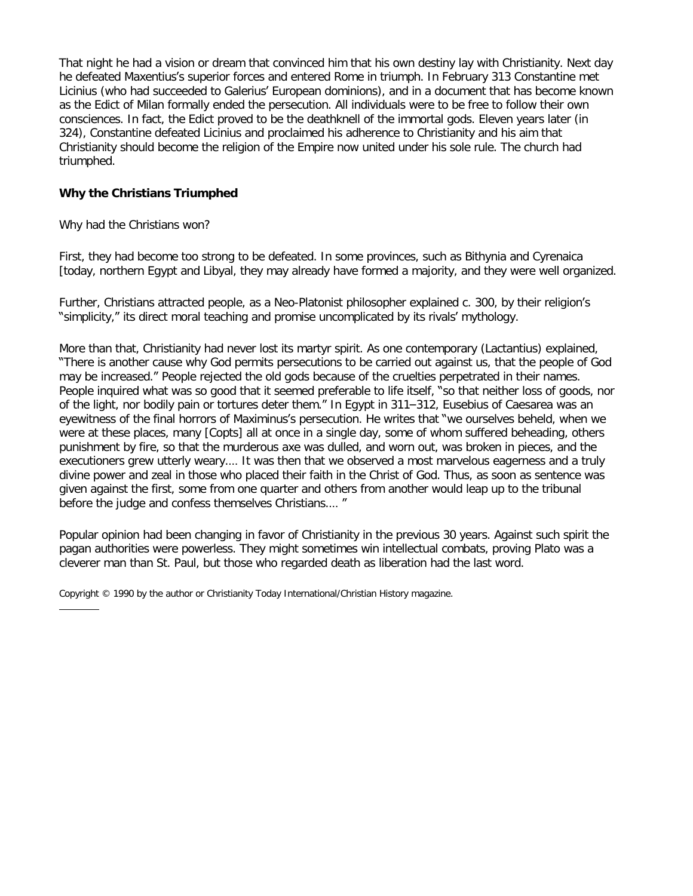That night he had a vision or dream that convinced him that his own destiny lay with Christianity. Next day he defeated Maxentius's superior forces and entered Rome in triumph. In February 313 Constantine met Licinius (who had succeeded to Galerius' European dominions), and in a document that has become known as the Edict of Milan formally ended the persecution. All individuals were to be free to follow their own consciences. In fact, the Edict proved to be the deathknell of the immortal gods. Eleven years later (in 324), Constantine defeated Licinius and proclaimed his adherence to Christianity and his aim that Christianity should become the religion of the Empire now united under his sole rule. The church had triumphed.

**Why the Christians Triumphed**

Why had the Christians won?

First, they had become too strong to be defeated. In some provinces, such as Bithynia and Cyrenaica [today, northern Egypt and Libya], they may already have formed a majority, and they were well organized.

Further, Christians attracted people, as a Neo-Platonist philosopher explained c. 300, by their religion's "simplicity," its direct moral teaching and promise uncomplicated by its rivals' mythology.

More than that, Christianity had never lost its martyr spirit. As one contemporary (Lactantius) explained, "There is another cause why God permits persecutions to be carried out against us, that the people of God may be increased." People rejected the old gods because of the cruelties perpetrated in their names. People inquired what was so good that it seemed preferable to life itself, "so that neither loss of goods, nor of the light, nor bodily pain or tortures deter them." In Egypt in 311–312, Eusebius of Caesarea was an eyewitness of the final horrors of Maximinus's persecution. He writes that "we ourselves beheld, when we were at these places, many [Copts] all at once in a single day, some of whom suffered beheading, others punishment by fire, so that the murderous axe was dulled, and worn out, was broken in pieces, and the executioners grew utterly weary.... It was then that we observed a most marvelous eagerness and a truly divine power and zeal in those who placed their faith in the Christ of God. Thus, as soon as sentence was given against the first, some from one quarter and others from another would leap up to the tribunal before the judge and confess themselves Christians.... "

Popular opinion had been changing in favor of Christianity in the previous 30 years. Against such spirit the pagan authorities were powerless. They might sometimes win intellectual combats, proving Plato was a cleverer man than St. Paul, but those who regarded death as liberation had the last word.

Copyright © 1990 by the author or Christianity Today International/Christian History magazine.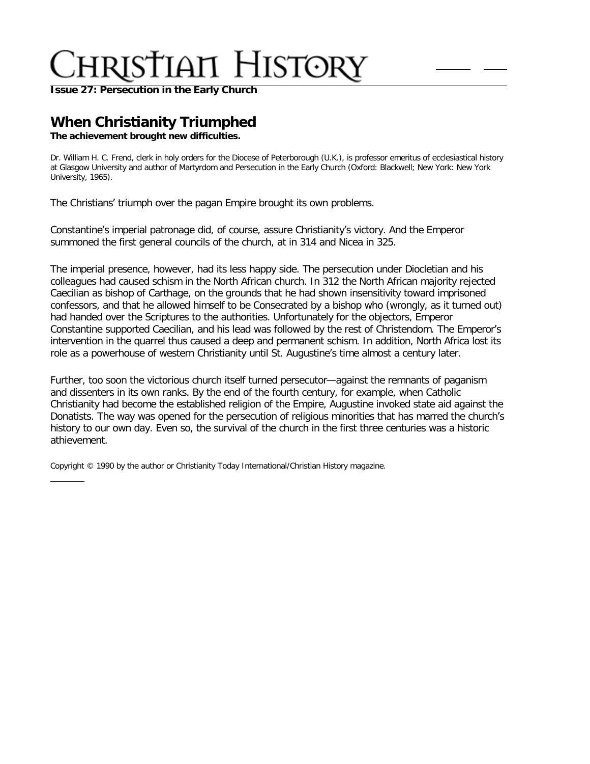# Christian History

**Issue 27: Persecution in the Early Church**

## When Christianity Triumphed

**The achievement brought new difficulties.**

Dr. William H. C. Frend, clerk in holy orders for the Diocese of Peterborough (U.K.), is professor emeritus of ecclesiastical history at Glasgow University and author of Martyrdom and Persecution in the Early Church (Oxford: Blackwell; New York: New York University, 1965).

The Christians' triumph over the pagan Empire brought its own problems.

Constantine's imperial patronage did, of course, assure Christianity's victory. And the Emperor summoned the first general councils of the church, at in 314 and Nicea in 325.

The imperial presence, however, had its less happy side. The persecution under Diocletian and his colleagues had caused schism in the North African church. In 312 the North African majority rejected Caecilian as bishop of Carthage, on the grounds that he had shown insensitivity toward imprisoned confessors, and that he allowed himself to be Consecrated by a bishop who (wrongly, as it turned out) had handed over the Scriptures to the authorities. Unfortunately for the objectors, Emperor Constantine supported Caecilian, and his lead was followed by the rest of Christendom. The Emperor's intervention in the quarrel thus caused a deep and permanent schism. In addition, North Africa lost its role as a powerhouse of western Christianity until St. Augustine's time almost a century later.

Further, too soon the victorious church itself turned persecutor—against the remnants of paganism and dissenters in its own ranks. By the end of the fourth century, for example, when Catholic Christianity had become the established religion of the Empire, Augustine invoked state aid against the Donatists. The way was opened for the persecution of religious minorities that has marred the church's history to our own day. Even so, the survival of the church in the first three centuries was a historic athievement.

Copyright © 1990 by the author or Christianity Today International/Christian History magazine.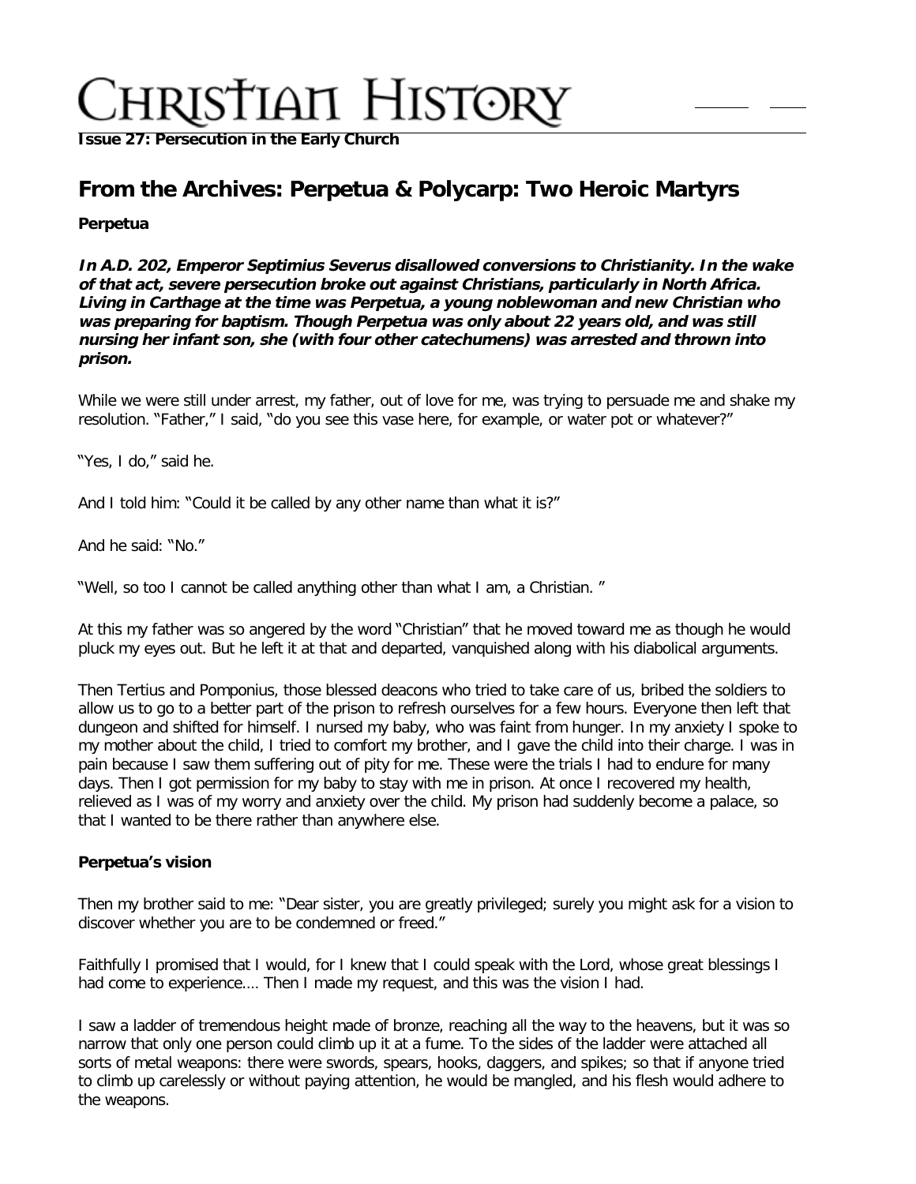**Issue 27: Persecution in the Early Church**

## From the Archives: Perpetua & Polycarp: Two Heroic Martyrs

**Perpetua**

***In A.D. 202, Emperor Septimius Severus disallowed conversions to Christianity. In the wake of that act, severe persecution broke out against Christians, particularly in North Africa. Living in Carthage at the time was Perpetua, a young noblewoman and new Christian who was preparing for baptism. Though Perpetua was only about 22 years old, and was still nursing her infant son, she (with four other catechumens) was arrested and thrown into prison.***

While we were still under arrest, my father, out of love for me, was trying to persuade me and shake my resolution. "Father," I said, "do you see this vase here, for example, or water pot or whatever?"

"Yes, I do," said he.

And I told him: "Could it be called by any other name than what it is?"

And he said: "No."

"Well, so too I cannot be called anything other than what I am, a Christian. "

At this my father was so angered by the word "Christian" that he moved toward me as though he would pluck my eyes out. But he left it at that and departed, vanquished along with his diabolical arguments.

Then Tertius and Pomponius, those blessed deacons who tried to take care of us, bribed the soldiers to allow us to go to a better part of the prison to refresh ourselves for a few hours. Everyone then left that dungeon and shifted for himself. I nursed my baby, who was faint from hunger. In my anxiety I spoke to my mother about the child, I tried to comfort my brother, and I gave the child into their charge. I was in pain because I saw them suffering out of pity for me. These were the trials I had to endure for many days. Then I got permission for my baby to stay with me in prison. At once I recovered my health, relieved as I was of my worry and anxiety over the child. My prison had suddenly become a palace, so that I wanted to be there rather than anywhere else.

**Perpetua's vision**

Then my brother said to me: "Dear sister, you are greatly privileged; surely you might ask for a vision to discover whether you are to be condemned or freed."

Faithfully I promised that I would, for I knew that I could speak with the Lord, whose great blessings I had come to experience.... Then I made my request, and this was the vision I had.

I saw a ladder of tremendous height made of bronze, reaching all the way to the heavens, but it was so narrow that only one person could climb up it at a fume. To the sides of the ladder were attached all sorts of metal weapons: there were swords, spears, hooks, daggers, and spikes; so that if anyone tried to climb up carelessly or without paying attention, he would be mangled, and his flesh would adhere to the weapons.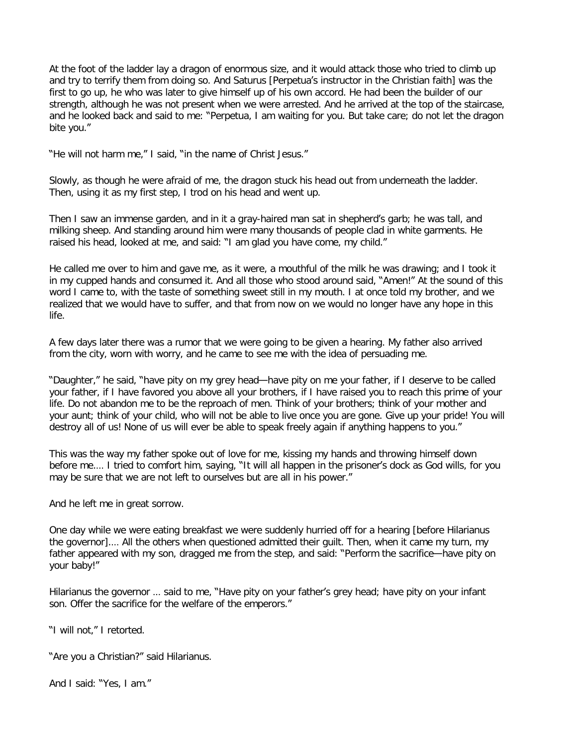At the foot of the ladder lay a dragon of enormous size, and it would attack those who tried to climb up and try to terrify them from doing so. And Saturus [Perpetua's instructor in the Christian faith] was the first to go up, he who was later to give himself up of his own accord. He had been the builder of our strength, although he was not present when we were arrested. And he arrived at the top of the staircase, and he looked back and said to me: "Perpetua, I am waiting for you. But take care; do not let the dragon bite you."

"He will not harm me," I said, "in the name of Christ Jesus."

Slowly, as though he were afraid of me, the dragon stuck his head out from underneath the ladder. Then, using it as my first step, I trod on his head and went up.

Then I saw an immense garden, and in it a gray-haired man sat in shepherd's garb; he was tall, and milking sheep. And standing around him were many thousands of people clad in white garments. He raised his head, looked at me, and said: "I am glad you have come, my child."

He called me over to him and gave me, as it were, a mouthful of the milk he was drawing; and I took it in my cupped hands and consumed it. And all those who stood around said, "Amen!" At the sound of this word I came to, with the taste of something sweet still in my mouth. I at once told my brother, and we realized that we would have to suffer, and that from now on we would no longer have any hope in this life.

A few days later there was a rumor that we were going to be given a hearing. My father also arrived from the city, worn with worry, and he came to see me with the idea of persuading me.

"Daughter," he said, "have pity on my grey head—have pity on me your father, if I deserve to be called your father, if I have favored you above all your brothers, if I have raised you to reach this prime of your life. Do not abandon me to be the reproach of men. Think of your brothers; think of your mother and your aunt; think of your child, who will not be able to live once you are gone. Give up your pride! You will destroy all of us! None of us will ever be able to speak freely again if anything happens to you."

This was the way my father spoke out of love for me, kissing my hands and throwing himself down before me.... I tried to comfort him, saying, "It will all happen in the prisoner's dock as God wills, for you may be sure that we are not left to ourselves but are all in his power."

And he left me in great sorrow.

One day while we were eating breakfast we were suddenly hurried off for a hearing [before Hilarianus the governor].... All the others when questioned admitted their guilt. Then, when it came my turn, my father appeared with my son, dragged me from the step, and said: "Perform the sacrifice—have pity on your baby!"

Hilarianus the governor ... said to me, "Have pity on your father's grey head; have pity on your infant son. Offer the sacrifice for the welfare of the emperors."

"I will not," I retorted.

"Are you a Christian?" said Hilarianus.

And I said: "Yes, I am."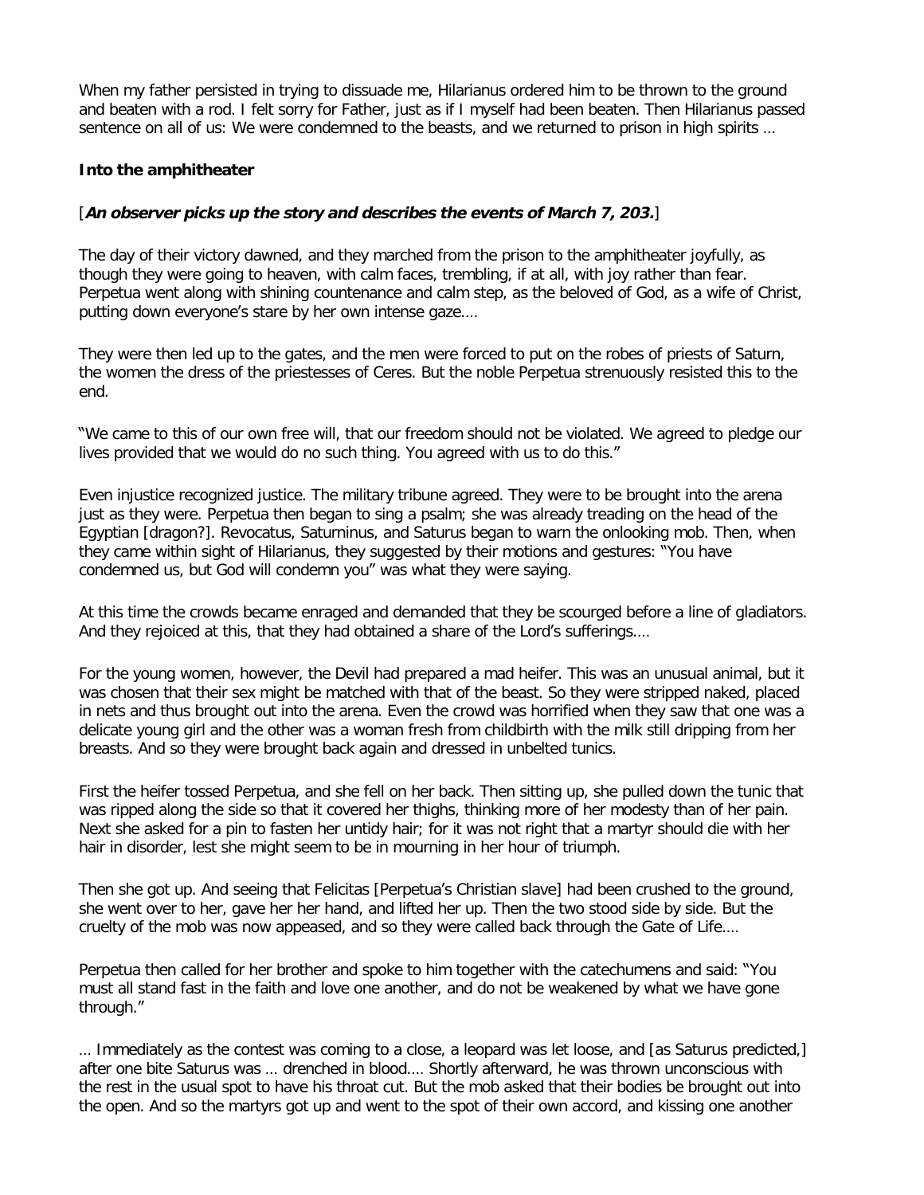When my father persisted in trying to dissuade me, Hilarianus ordered him to be thrown to the ground and beaten with a rod. I felt sorry for Father, just as if I myself had been beaten. Then Hilarianus passed sentence on all of us: We were condemned to the beasts, and we returned to prison in high spirits …

**Into the amphitheater**

[***An observer picks up the story and describes the events of March 7, 203.***]

The day of their victory dawned, and they marched from the prison to the amphitheater joyfully, as though they were going to heaven, with calm faces, trembling, if at all, with joy rather than fear. Perpetua went along with shining countenance and calm step, as the beloved of God, as a wife of Christ, putting down everyone's stare by her own intense gaze.…

They were then led up to the gates, and the men were forced to put on the robes of priests of Saturn, the women the dress of the priestesses of Ceres. But the noble Perpetua strenuously resisted this to the end.

"We came to this of our own free will, that our freedom should not be violated. We agreed to pledge our lives provided that we would do no such thing. You agreed with us to do this."

Even injustice recognized justice. The military tribune agreed. They were to be brought into the arena just as they were. Perpetua then began to sing a psalm; she was already treading on the head of the Egyptian [dragon?]. Revocatus, Saturninus, and Saturus began to warn the onlooking mob. Then, when they came within sight of Hilarianus, they suggested by their motions and gestures: "You have condemned us, but God will condemn you" was what they were saying.

At this time the crowds became enraged and demanded that they be scourged before a line of gladiators. And they rejoiced at this, that they had obtained a share of the Lord's sufferings.…

For the young women, however, the Devil had prepared a mad heifer. This was an unusual animal, but it was chosen that their sex might be matched with that of the beast. So they were stripped naked, placed in nets and thus brought out into the arena. Even the crowd was horrified when they saw that one was a delicate young girl and the other was a woman fresh from childbirth with the milk still dripping from her breasts. And so they were brought back again and dressed in unbelted tunics.

First the heifer tossed Perpetua, and she fell on her back. Then sitting up, she pulled down the tunic that was ripped along the side so that it covered her thighs, thinking more of her modesty than of her pain. Next she asked for a pin to fasten her untidy hair; for it was not right that a martyr should die with her hair in disorder, lest she might seem to be in mourning in her hour of triumph.

Then she got up. And seeing that Felicitas [Perpetua's Christian slave] had been crushed to the ground, she went over to her, gave her her hand, and lifted her up. Then the two stood side by side. But the cruelty of the mob was now appeased, and so they were called back through the Gate of Life.…

Perpetua then called for her brother and spoke to him together with the catechumens and said: "You must all stand fast in the faith and love one another, and do not be weakened by what we have gone through."

… Immediately as the contest was coming to a close, a leopard was let loose, and [as Saturus predicted,] after one bite Saturus was … drenched in blood.… Shortly afterward, he was thrown unconscious with the rest in the usual spot to have his throat cut. But the mob asked that their bodies be brought out into the open. And so the martyrs got up and went to the spot of their own accord, and kissing one another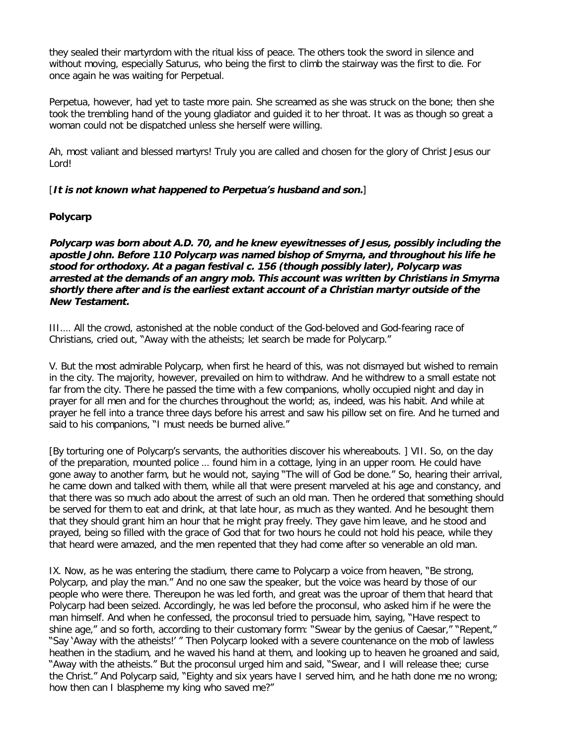they sealed their martyrdom with the ritual kiss of peace. The others took the sword in silence and without moving, especially Saturus, who being the first to climb the stairway was the first to die. For once again he was waiting for Perpetual.

Perpetua, however, had yet to taste more pain. She screamed as she was struck on the bone; then she took the trembling hand of the young gladiator and guided it to her throat. It was as though so great a woman could not be dispatched unless she herself were willing.

Ah, most valiant and blessed martyrs! Truly you are called and chosen for the glory of Christ Jesus our Lord!

[***It is not known what happened to Perpetua's husband and son.***]

**Polycarp**

***Polycarp was born about A.D. 70, and he knew eyewitnesses of Jesus, possibly including the apostle John. Before 110 Polycarp was named bishop of Smyrna, and throughout his life he stood for orthodoxy. At a pagan festival c. 156 (though possibly later), Polycarp was arrested at the demands of an angry mob. This account was written by Christians in Smyrna shortly there after and is the earliest extant account of a Christian martyr outside of the New Testament.***

III.… All the crowd, astonished at the noble conduct of the God-beloved and God-fearing race of Christians, cried out, "Away with the atheists; let search be made for Polycarp."

V. But the most admirable Polycarp, when first he heard of this, was not dismayed but wished to remain in the city. The majority, however, prevailed on him to withdraw. And he withdrew to a small estate not far from the city. There he passed the time with a few companions, wholly occupied night and day in prayer for all men and for the churches throughout the world; as, indeed, was his habit. And while at prayer he fell into a trance three days before his arrest and saw his pillow set on fire. And he turned and said to his companions, "I must needs be burned alive."

[By torturing one of Polycarp's servants, the authorities discover his whereabouts. ] VII. So, on the day of the preparation, mounted police … found him in a cottage, lying in an upper room. He could have gone away to another farm, but he would not, saying "The will of God be done." So, hearing their arrival, he came down and talked with them, while all that were present marveled at his age and constancy, and that there was so much ado about the arrest of such an old man. Then he ordered that something should be served for them to eat and drink, at that late hour, as much as they wanted. And he besought them that they should grant him an hour that he might pray freely. They gave him leave, and he stood and prayed, being so filled with the grace of God that for two hours he could not hold his peace, while they that heard were amazed, and the men repented that they had come after so venerable an old man.

IX. Now, as he was entering the stadium, there came to Polycarp a voice from heaven, "Be strong, Polycarp, and play the man." And no one saw the speaker, but the voice was heard by those of our people who were there. Thereupon he was led forth, and great was the uproar of them that heard that Polycarp had been seized. Accordingly, he was led before the proconsul, who asked him if he were the man himself. And when he confessed, the proconsul tried to persuade him, saying, "Have respect to shine age," and so forth, according to their customary form: "Swear by the genius of Caesar," "Repent," "Say 'Away with the atheists!' " Then Polycarp looked with a severe countenance on the mob of lawless heathen in the stadium, and he waved his hand at them, and looking up to heaven he groaned and said, "Away with the atheists." But the proconsul urged him and said, "Swear, and I will release thee; curse the Christ." And Polycarp said, "Eighty and six years have I served him, and he hath done me no wrong; how then can I blaspheme my king who saved me?"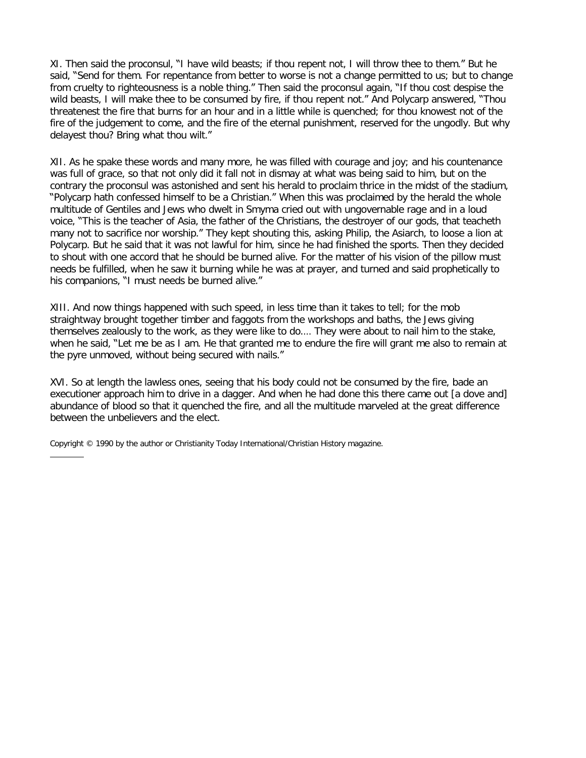XI. Then said the proconsul, "I have wild beasts; if thou repent not, I will throw thee to them." But he said, "Send for them. For repentance from better to worse is not a change permitted to us; but to change from cruelty to righteousness is a noble thing." Then said the proconsul again, "If thou cost despise the wild beasts, I will make thee to be consumed by fire, if thou repent not." And Polycarp answered, "Thou threatenest the fire that burns for an hour and in a little while is quenched; for thou knowest not of the fire of the judgement to come, and the fire of the eternal punishment, reserved for the ungodly. But why delayest thou? Bring what thou wilt."

XII. As he spake these words and many more, he was filled with courage and joy; and his countenance was full of grace, so that not only did it fall not in dismay at what was being said to him, but on the contrary the proconsul was astonished and sent his herald to proclaim thrice in the midst of the stadium, "Polycarp hath confessed himself to be a Christian." When this was proclaimed by the herald the whole multitude of Gentiles and Jews who dwelt in Smyma cried out with ungovernable rage and in a loud voice, "This is the teacher of Asia, the father of the Christians, the destroyer of our gods, that teacheth many not to sacrifice nor worship." They kept shouting this, asking Philip, the Asiarch, to loose a lion at Polycarp. But he said that it was not lawful for him, since he had finished the sports. Then they decided to shout with one accord that he should be burned alive. For the matter of his vision of the pillow must needs be fulfilled, when he saw it burning while he was at prayer, and turned and said prophetically to his companions, "I must needs be burned alive."

XIII. And now things happened with such speed, in less time than it takes to tell; for the mob straightway brought together timber and faggots from the workshops and baths, the Jews giving themselves zealously to the work, as they were like to do.... They were about to nail him to the stake, when he said, "Let me be as I am. He that granted me to endure the fire will grant me also to remain at the pyre unmoved, without being secured with nails."

XVI. So at length the lawless ones, seeing that his body could not be consumed by the fire, bade an executioner approach him to drive in a dagger. And when he had done this there came out [a dove and] abundance of blood so that it quenched the fire, and all the multitude marveled at the great difference between the unbelievers and the elect.

Copyright © 1990 by the author or Christianity Today International/Christian History magazine.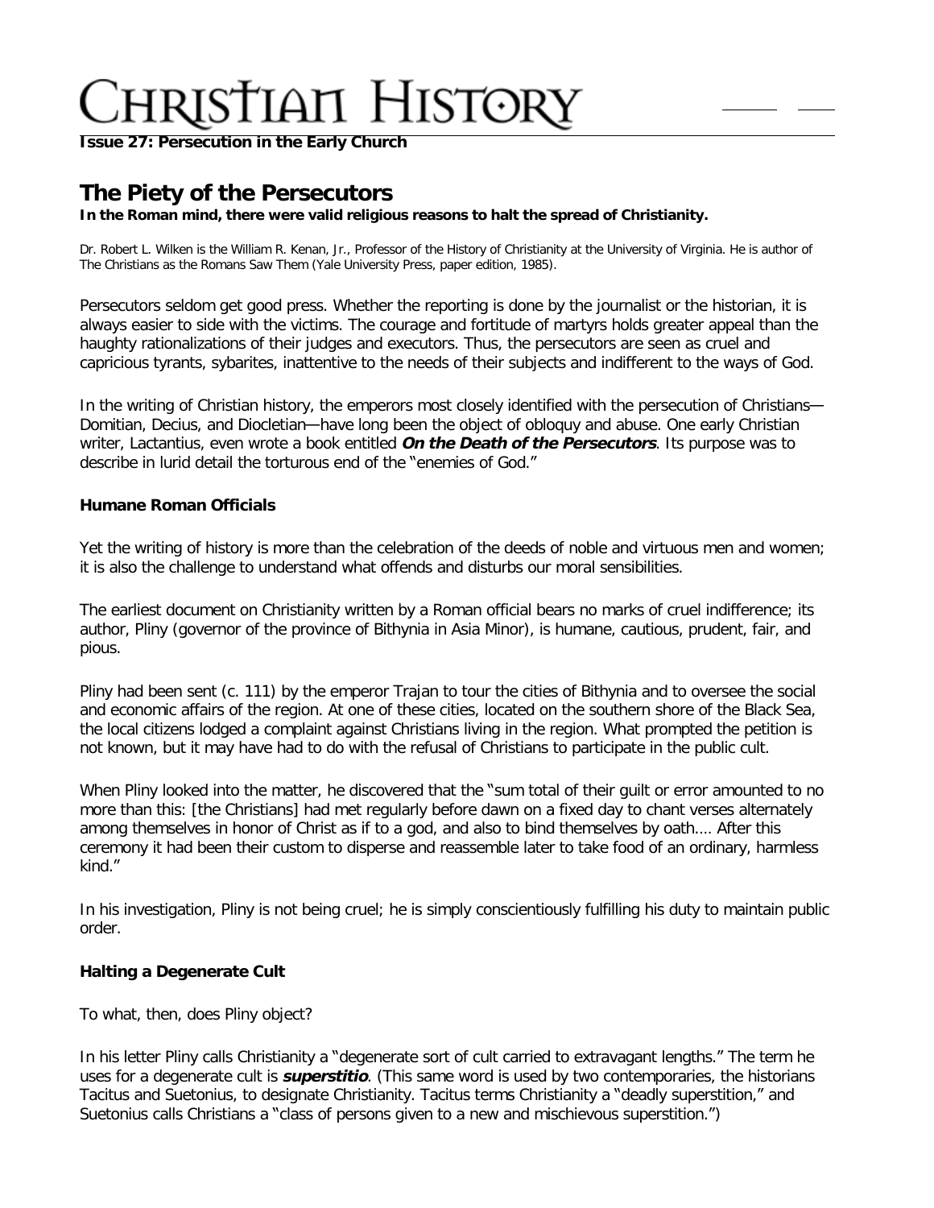# Christian History

**Issue 27: Persecution in the Early Church**

## The Piety of the Persecutors

**In the Roman mind, there were valid religious reasons to halt the spread of Christianity.**

Dr. Robert L. Wilken is the William R. Kenan, Jr., Professor of the History of Christianity at the University of Virginia. He is author of The Christians as the Romans Saw Them (Yale University Press, paper edition, 1985).

Persecutors seldom get good press. Whether the reporting is done by the journalist or the historian, it is always easier to side with the victims. The courage and fortitude of martyrs holds greater appeal than the haughty rationalizations of their judges and executors. Thus, the persecutors are seen as cruel and capricious tyrants, sybarites, inattentive to the needs of their subjects and indifferent to the ways of God.

In the writing of Christian history, the emperors most closely identified with the persecution of Christians—Domitian, Decius, and Diocletian—have long been the object of obloquy and abuse. One early Christian writer, Lactantius, even wrote a book entitled ***On the Death of the Persecutors***. Its purpose was to describe in lurid detail the torturous end of the "enemies of God."

### Humane Roman Officials

Yet the writing of history is more than the celebration of the deeds of noble and virtuous men and women; it is also the challenge to understand what offends and disturbs our moral sensibilities.

The earliest document on Christianity written by a Roman official bears no marks of cruel indifference; its author, Pliny (governor of the province of Bithynia in Asia Minor), is humane, cautious, prudent, fair, and pious.

Pliny had been sent (c. 111) by the emperor Trajan to tour the cities of Bithynia and to oversee the social and economic affairs of the region. At one of these cities, located on the southern shore of the Black Sea, the local citizens lodged a complaint against Christians living in the region. What prompted the petition is not known, but it may have had to do with the refusal of Christians to participate in the public cult.

When Pliny looked into the matter, he discovered that the "sum total of their guilt or error amounted to no more than this: [the Christians] had met regularly before dawn on a fixed day to chant verses alternately among themselves in honor of Christ as if to a god, and also to bind themselves by oath.... After this ceremony it had been their custom to disperse and reassemble later to take food of an ordinary, harmless kind."

In his investigation, Pliny is not being cruel; he is simply conscientiously fulfilling his duty to maintain public order.

### Halting a Degenerate Cult

To what, then, does Pliny object?

In his letter Pliny calls Christianity a "degenerate sort of cult carried to extravagant lengths." The term he uses for a degenerate cult is ***superstitio***. (This same word is used by two contemporaries, the historians Tacitus and Suetonius, to designate Christianity. Tacitus terms Christianity a "deadly superstition," and Suetonius calls Christians a "class of persons given to a new and mischievous superstition.")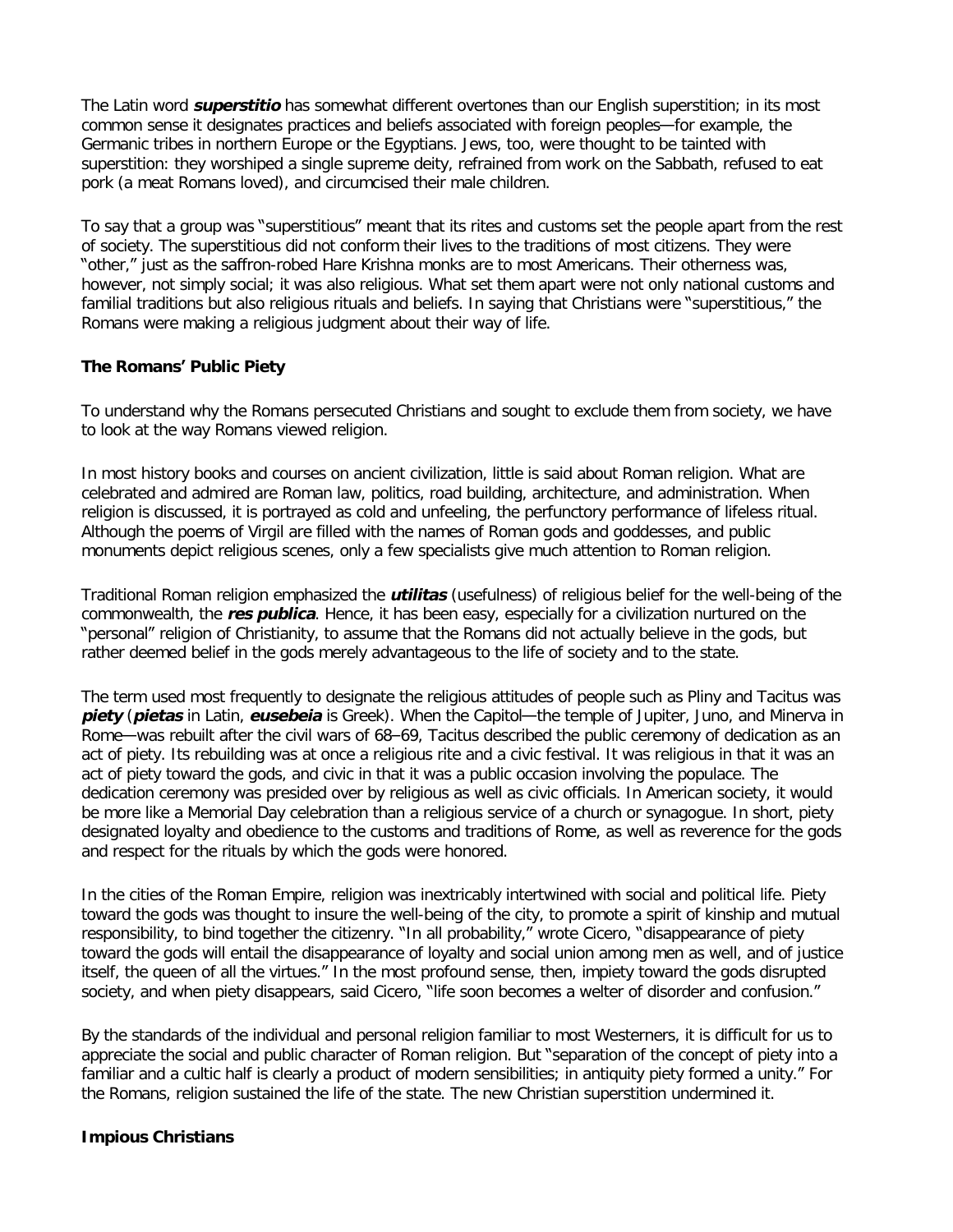The Latin word ***superstitio*** has somewhat different overtones than our English superstition; in its most common sense it designates practices and beliefs associated with foreign peoples—for example, the Germanic tribes in northern Europe or the Egyptians. Jews, too, were thought to be tainted with superstition: they worshiped a single supreme deity, refrained from work on the Sabbath, refused to eat pork (a meat Romans loved), and circumcised their male children.

To say that a group was "superstitious" meant that its rites and customs set the people apart from the rest of society. The superstitious did not conform their lives to the traditions of most citizens. They were "other," just as the saffron-robed Hare Krishna monks are to most Americans. Their otherness was, however, not simply social; it was also religious. What set them apart were not only national customs and familial traditions but also religious rituals and beliefs. In saying that Christians were "superstitious," the Romans were making a religious judgment about their way of life.

### The Romans' Public Piety

To understand why the Romans persecuted Christians and sought to exclude them from society, we have to look at the way Romans viewed religion.

In most history books and courses on ancient civilization, little is said about Roman religion. What are celebrated and admired are Roman law, politics, road building, architecture, and administration. When religion is discussed, it is portrayed as cold and unfeeling, the perfunctory performance of lifeless ritual. Although the poems of Virgil are filled with the names of Roman gods and goddesses, and public monuments depict religious scenes, only a few specialists give much attention to Roman religion.

Traditional Roman religion emphasized the ***utilitas*** (usefulness) of religious belief for the well-being of the commonwealth, the ***res publica***. Hence, it has been easy, especially for a civilization nurtured on the "personal" religion of Christianity, to assume that the Romans did not actually believe in the gods, but rather deemed belief in the gods merely advantageous to the life of society and to the state.

The term used most frequently to designate the religious attitudes of people such as Pliny and Tacitus was ***piety*** (***pietas*** in Latin, ***eusebeia*** is Greek). When the Capitol—the temple of Jupiter, Juno, and Minerva in Rome—was rebuilt after the civil wars of 68–69, Tacitus described the public ceremony of dedication as an act of piety. Its rebuilding was at once a religious rite and a civic festival. It was religious in that it was an act of piety toward the gods, and civic in that it was a public occasion involving the populace. The dedication ceremony was presided over by religious as well as civic officials. In American society, it would be more like a Memorial Day celebration than a religious service of a church or synagogue. In short, piety designated loyalty and obedience to the customs and traditions of Rome, as well as reverence for the gods and respect for the rituals by which the gods were honored.

In the cities of the Roman Empire, religion was inextricably intertwined with social and political life. Piety toward the gods was thought to insure the well-being of the city, to promote a spirit of kinship and mutual responsibility, to bind together the citizenry. "In all probability," wrote Cicero, "disappearance of piety toward the gods will entail the disappearance of loyalty and social union among men as well, and of justice itself, the queen of all the virtues." In the most profound sense, then, impiety toward the gods disrupted society, and when piety disappears, said Cicero, "life soon becomes a welter of disorder and confusion."

By the standards of the individual and personal religion familiar to most Westerners, it is difficult for us to appreciate the social and public character of Roman religion. But "separation of the concept of piety into a familiar and a cultic half is clearly a product of modern sensibilities; in antiquity piety formed a unity." For the Romans, religion sustained the life of the state. The new Christian superstition undermined it.

### Impious Christians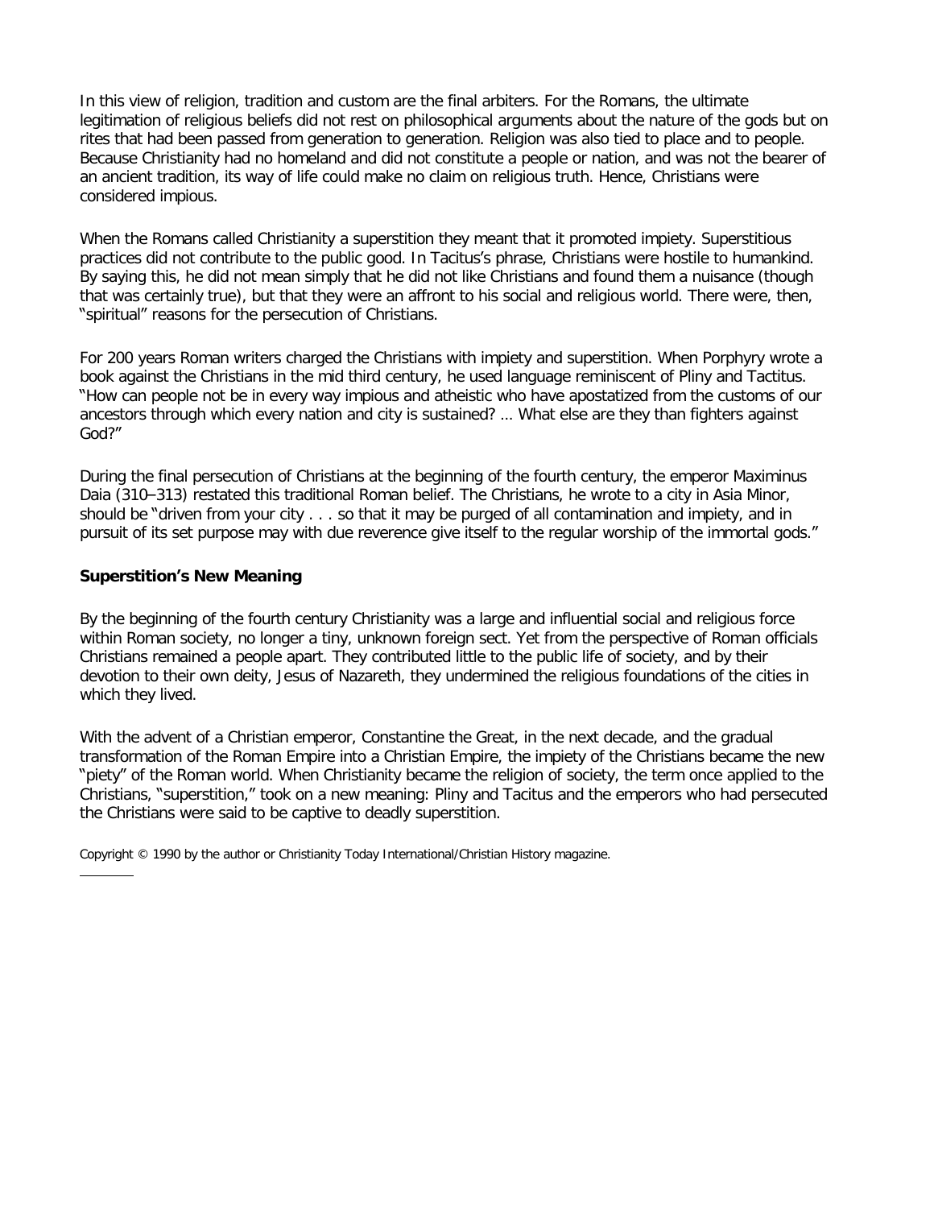In this view of religion, tradition and custom are the final arbiters. For the Romans, the ultimate legitimation of religious beliefs did not rest on philosophical arguments about the nature of the gods but on rites that had been passed from generation to generation. Religion was also tied to place and to people. Because Christianity had no homeland and did not constitute a people or nation, and was not the bearer of an ancient tradition, its way of life could make no claim on religious truth. Hence, Christians were considered impious.

When the Romans called Christianity a superstition they meant that it promoted impiety. Superstitious practices did not contribute to the public good. In Tacitus's phrase, Christians were hostile to humankind. By saying this, he did not mean simply that he did not like Christians and found them a nuisance (though that was certainly true), but that they were an affront to his social and religious world. There were, then, "spiritual" reasons for the persecution of Christians.

For 200 years Roman writers charged the Christians with impiety and superstition. When Porphyry wrote a book against the Christians in the mid third century, he used language reminiscent of Pliny and Tactitus. "How can people not be in every way impious and atheistic who have apostatized from the customs of our ancestors through which every nation and city is sustained? … What else are they than fighters against God?"

During the final persecution of Christians at the beginning of the fourth century, the emperor Maximinus Daia (310–313) restated this traditional Roman belief. The Christians, he wrote to a city in Asia Minor, should be "driven from your city . . . so that it may be purged of all contamination and impiety, and in pursuit of its set purpose may with due reverence give itself to the regular worship of the immortal gods."

**Superstition's New Meaning**

By the beginning of the fourth century Christianity was a large and influential social and religious force within Roman society, no longer a tiny, unknown foreign sect. Yet from the perspective of Roman officials Christians remained a people apart. They contributed little to the public life of society, and by their devotion to their own deity, Jesus of Nazareth, they undermined the religious foundations of the cities in which they lived.

With the advent of a Christian emperor, Constantine the Great, in the next decade, and the gradual transformation of the Roman Empire into a Christian Empire, the impiety of the Christians became the new "piety" of the Roman world. When Christianity became the religion of society, the term once applied to the Christians, "superstition," took on a new meaning: Pliny and Tacitus and the emperors who had persecuted the Christians were said to be captive to deadly superstition.

Copyright © 1990 by the author or Christianity Today International/Christian History magazine.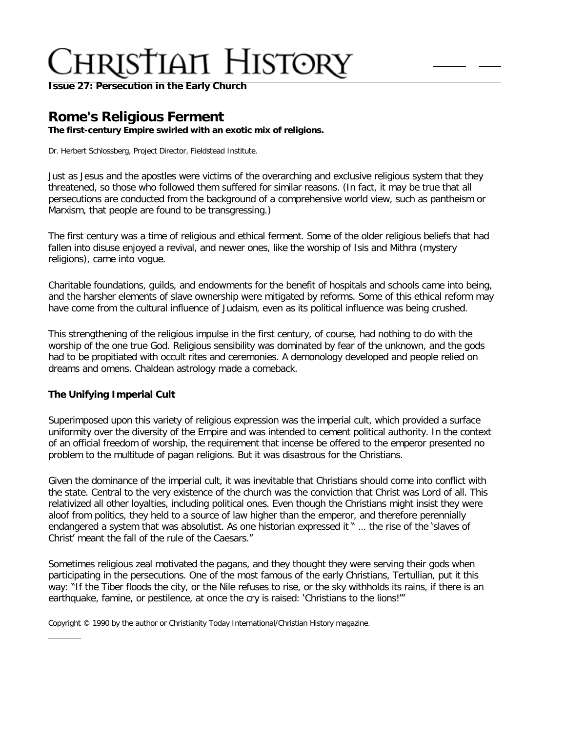**Issue 27: Persecution in the Early Church**

## Rome's Religious Ferment

**The first-century Empire swirled with an exotic mix of religions.**

Dr. Herbert Schlossberg, Project Director, Fieldstead Institute.

Just as Jesus and the apostles were victims of the overarching and exclusive religious system that they threatened, so those who followed them suffered for similar reasons. (In fact, it may be true that all persecutions are conducted from the background of a comprehensive world view, such as pantheism or Marxism, that people are found to be transgressing.)

The first century was a time of religious and ethical ferment. Some of the older religious beliefs that had fallen into disuse enjoyed a revival, and newer ones, like the worship of Isis and Mithra (mystery religions), came into vogue.

Charitable foundations, guilds, and endowments for the benefit of hospitals and schools came into being, and the harsher elements of slave ownership were mitigated by reforms. Some of this ethical reform may have come from the cultural influence of Judaism, even as its political influence was being crushed.

This strengthening of the religious impulse in the first century, of course, had nothing to do with the worship of the one true God. Religious sensibility was dominated by fear of the unknown, and the gods had to be propitiated with occult rites and ceremonies. A demonology developed and people relied on dreams and omens. Chaldean astrology made a comeback.

### The Unifying Imperial Cult

Superimposed upon this variety of religious expression was the imperial cult, which provided a surface uniformity over the diversity of the Empire and was intended to cement political authority. In the context of an official freedom of worship, the requirement that incense be offered to the emperor presented no problem to the multitude of pagan religions. But it was disastrous for the Christians.

Given the dominance of the imperial cult, it was inevitable that Christians should come into conflict with the state. Central to the very existence of the church was the conviction that Christ was Lord of all. This relativized all other loyalties, including political ones. Even though the Christians might insist they were aloof from politics, they held to a source of law higher than the emperor, and therefore perennially endangered a system that was absolutist. As one historian expressed it " … the rise of the 'slaves of Christ' meant the fall of the rule of the Caesars."

Sometimes religious zeal motivated the pagans, and they thought they were serving their gods when participating in the persecutions. One of the most famous of the early Christians, Tertullian, put it this way: "If the Tiber floods the city, or the Nile refuses to rise, or the sky withholds its rains, if there is an earthquake, famine, or pestilence, at once the cry is raised: 'Christians to the lions!'"

Copyright © 1990 by the author or Christianity Today International/Christian History magazine.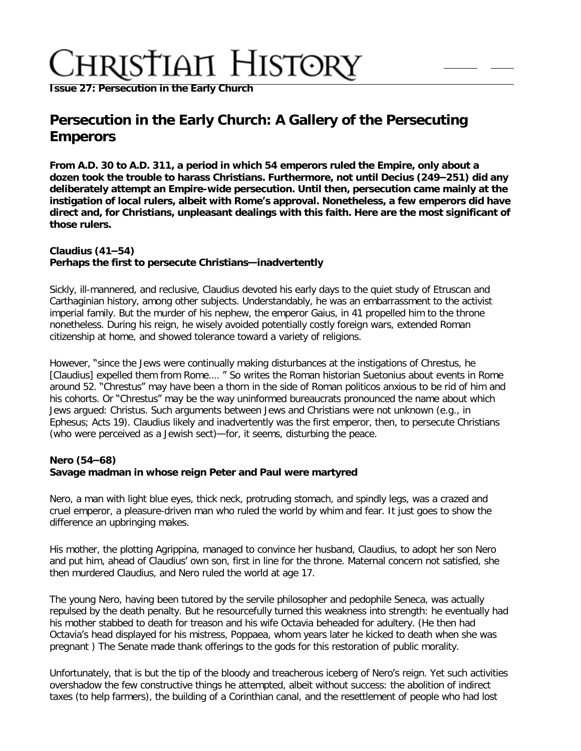**Issue 27: Persecution in the Early Church**

# Persecution in the Early Church: A Gallery of the Persecuting Emperors

**From A.D. 30 to A.D. 311, a period in which 54 emperors ruled the Empire, only about a dozen took the trouble to harass Christians. Furthermore, not until Decius (249–251) did any deliberately attempt an Empire-wide persecution. Until then, persecution came mainly at the instigation of local rulers, albeit with Rome's approval. Nonetheless, a few emperors did have direct and, for Christians, unpleasant dealings with this faith. Here are the most significant of those rulers.**

### Claudius (41–54)
**Perhaps the first to persecute Christians—inadvertently**

Sickly, ill-mannered, and reclusive, Claudius devoted his early days to the quiet study of Etruscan and Carthaginian history, among other subjects. Understandably, he was an embarrassment to the activist imperial family. But the murder of his nephew, the emperor Gaius, in 41 propelled him to the throne nonetheless. During his reign, he wisely avoided potentially costly foreign wars, extended Roman citizenship at home, and showed tolerance toward a variety of religions.

However, "since the Jews were continually making disturbances at the instigations of Chrestus, he [Claudius] expelled them from Rome.... " So writes the Roman historian Suetonius about events in Rome around 52. "Chrestus" may have been a thorn in the side of Roman politicos anxious to be rid of him and his cohorts. Or "Chrestus" may be the way uninformed bureaucrats pronounced the name about which Jews argued: Christus. Such arguments between Jews and Christians were not unknown (e.g., in Ephesus; Acts 19). Claudius likely and inadvertently was the first emperor, then, to persecute Christians (who were perceived as a Jewish sect)—for, it seems, disturbing the peace.

### Nero (54–68)
**Savage madman in whose reign Peter and Paul were martyred**

Nero, a man with light blue eyes, thick neck, protruding stomach, and spindly legs, was a crazed and cruel emperor, a pleasure-driven man who ruled the world by whim and fear. It just goes to show the difference an upbringing makes.

His mother, the plotting Agrippina, managed to convince her husband, Claudius, to adopt her son Nero and put him, ahead of Claudius' own son, first in line for the throne. Maternal concern not satisfied, she then murdered Claudius, and Nero ruled the world at age 17.

The young Nero, having been tutored by the servile philosopher and pedophile Seneca, was actually repulsed by the death penalty. But he resourcefully turned this weakness into strength: he eventually had his mother stabbed to death for treason and his wife Octavia beheaded for adultery. (He then had Octavia's head displayed for his mistress, Poppaea, whom years later he kicked to death when she was pregnant ) The Senate made thank offerings to the gods for this restoration of public morality.

Unfortunately, that is but the tip of the bloody and treacherous iceberg of Nero's reign. Yet such activities overshadow the few constructive things he attempted, albeit without success: the abolition of indirect taxes (to help farmers), the building of a Corinthian canal, and the resettlement of people who had lost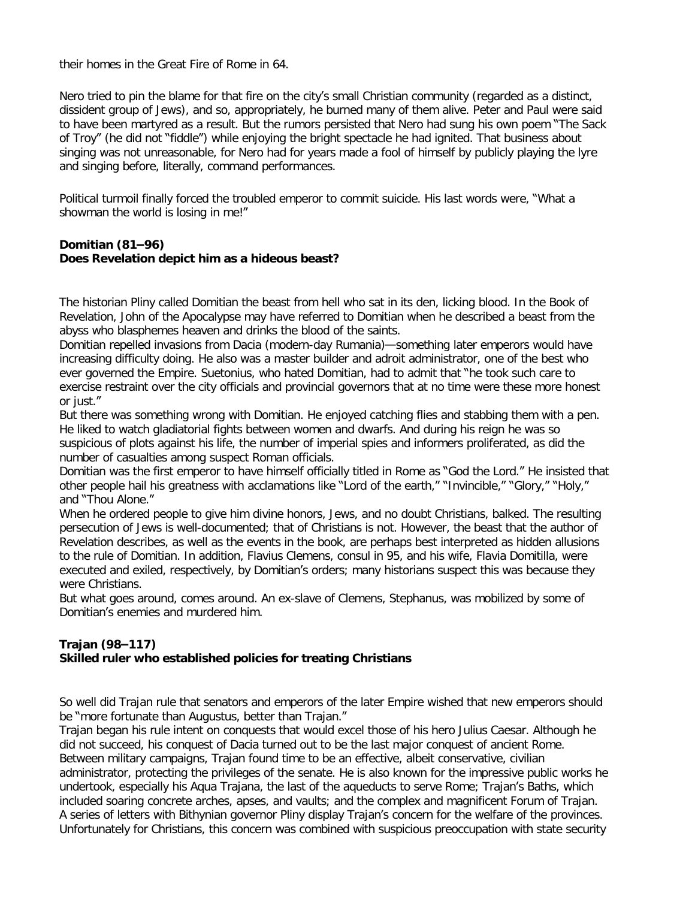their homes in the Great Fire of Rome in 64.

Nero tried to pin the blame for that fire on the city's small Christian community (regarded as a distinct, dissident group of Jews), and so, appropriately, he burned many of them alive. Peter and Paul were said to have been martyred as a result. But the rumors persisted that Nero had sung his own poem "The Sack of Troy" (he did not "fiddle") while enjoying the bright spectacle he had ignited. That business about singing was not unreasonable, for Nero had for years made a fool of himself by publicly playing the lyre and singing before, literally, command performances.

Political turmoil finally forced the troubled emperor to commit suicide. His last words were, "What a showman the world is losing in me!"

**Domitian (81–96)**
**Does Revelation depict him as a hideous beast?**

The historian Pliny called Domitian the beast from hell who sat in its den, licking blood. In the Book of Revelation, John of the Apocalypse may have referred to Domitian when he described a beast from the abyss who blasphemes heaven and drinks the blood of the saints.

Domitian repelled invasions from Dacia (modern-day Rumania)—something later emperors would have increasing difficulty doing. He also was a master builder and adroit administrator, one of the best who ever governed the Empire. Suetonius, who hated Domitian, had to admit that "he took such care to exercise restraint over the city officials and provincial governors that at no time were these more honest or just."

But there was something wrong with Domitian. He enjoyed catching flies and stabbing them with a pen. He liked to watch gladiatorial fights between women and dwarfs. And during his reign he was so suspicious of plots against his life, the number of imperial spies and informers proliferated, as did the number of casualties among suspect Roman officials.

Domitian was the first emperor to have himself officially titled in Rome as "God the Lord." He insisted that other people hail his greatness with acclamations like "Lord of the earth," "Invincible," "Glory," "Holy," and "Thou Alone."

When he ordered people to give him divine honors, Jews, and no doubt Christians, balked. The resulting persecution of Jews is well-documented; that of Christians is not. However, the beast that the author of Revelation describes, as well as the events in the book, are perhaps best interpreted as hidden allusions to the rule of Domitian. In addition, Flavius Clemens, consul in 95, and his wife, Flavia Domitilla, were executed and exiled, respectively, by Domitian's orders; many historians suspect this was because they were Christians.

But what goes around, comes around. An ex-slave of Clemens, Stephanus, was mobilized by some of Domitian's enemies and murdered him.

**Trajan (98–117)**
**Skilled ruler who established policies for treating Christians**

So well did Trajan rule that senators and emperors of the later Empire wished that new emperors should be "more fortunate than Augustus, better than Trajan."

Trajan began his rule intent on conquests that would excel those of his hero Julius Caesar. Although he did not succeed, his conquest of Dacia turned out to be the last major conquest of ancient Rome. Between military campaigns, Trajan found time to be an effective, albeit conservative, civilian administrator, protecting the privileges of the senate. He is also known for the impressive public works he undertook, especially his Aqua Trajana, the last of the aqueducts to serve Rome; Trajan's Baths, which included soaring concrete arches, apses, and vaults; and the complex and magnificent Forum of Trajan.

A series of letters with Bithynian governor Pliny display Trajan's concern for the welfare of the provinces. Unfortunately for Christians, this concern was combined with suspicious preoccupation with state security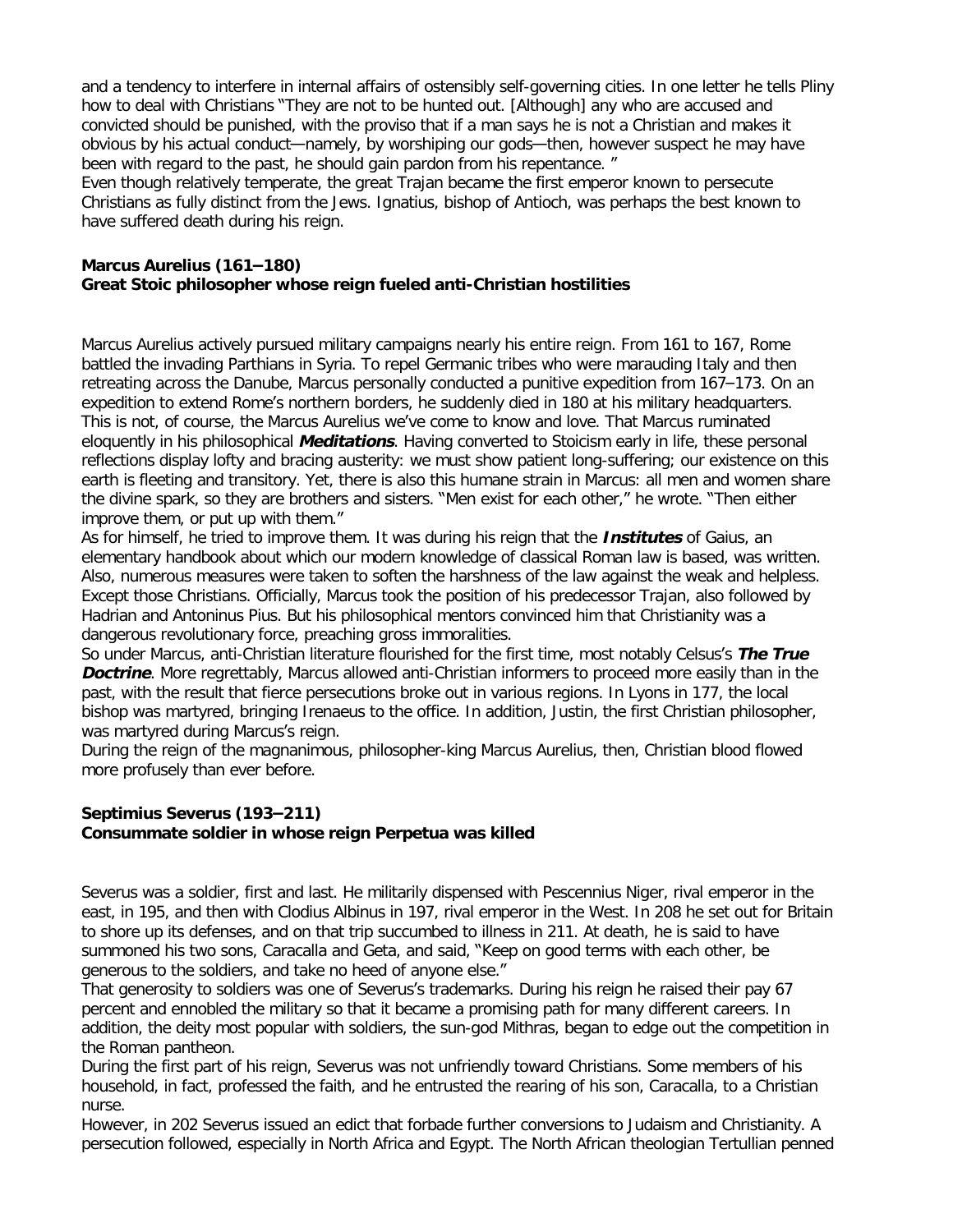and a tendency to interfere in internal affairs of ostensibly self-governing cities. In one letter he tells Pliny how to deal with Christians "They are not to be hunted out. [Although] any who are accused and convicted should be punished, with the proviso that if a man says he is not a Christian and makes it obvious by his actual conduct—namely, by worshiping our gods—then, however suspect he may have been with regard to the past, he should gain pardon from his repentance. "

Even though relatively temperate, the great Trajan became the first emperor known to persecute Christians as fully distinct from the Jews. Ignatius, bishop of Antioch, was perhaps the best known to have suffered death during his reign.

**Marcus Aurelius (161–180)**
**Great Stoic philosopher whose reign fueled anti-Christian hostilities**

Marcus Aurelius actively pursued military campaigns nearly his entire reign. From 161 to 167, Rome battled the invading Parthians in Syria. To repel Germanic tribes who were marauding Italy and then retreating across the Danube, Marcus personally conducted a punitive expedition from 167–173. On an expedition to extend Rome's northern borders, he suddenly died in 180 at his military headquarters.

This is not, of course, the Marcus Aurelius we've come to know and love. That Marcus ruminated eloquently in his philosophical ***Meditations***. Having converted to Stoicism early in life, these personal reflections display lofty and bracing austerity: we must show patient long-suffering; our existence on this earth is fleeting and transitory. Yet, there is also this humane strain in Marcus: all men and women share the divine spark, so they are brothers and sisters. "Men exist for each other," he wrote. "Then either improve them, or put up with them."

As for himself, he tried to improve them. It was during his reign that the ***Institutes*** of Gaius, an elementary handbook about which our modern knowledge of classical Roman law is based, was written. Also, numerous measures were taken to soften the harshness of the law against the weak and helpless. Except those Christians. Officially, Marcus took the position of his predecessor Trajan, also followed by Hadrian and Antoninus Pius. But his philosophical mentors convinced him that Christianity was a dangerous revolutionary force, preaching gross immoralities.

So under Marcus, anti-Christian literature flourished for the first time, most notably Celsus's ***The True Doctrine***. More regrettably, Marcus allowed anti-Christian informers to proceed more easily than in the past, with the result that fierce persecutions broke out in various regions. In Lyons in 177, the local bishop was martyred, bringing Irenaeus to the office. In addition, Justin, the first Christian philosopher, was martyred during Marcus's reign.

During the reign of the magnanimous, philosopher-king Marcus Aurelius, then, Christian blood flowed more profusely than ever before.

**Septimius Severus (193–211)**
**Consummate soldier in whose reign Perpetua was killed**

Severus was a soldier, first and last. He militarily dispensed with Pescennius Niger, rival emperor in the east, in 195, and then with Clodius Albinus in 197, rival emperor in the West. In 208 he set out for Britain to shore up its defenses, and on that trip succumbed to illness in 211. At death, he is said to have summoned his two sons, Caracalla and Geta, and said, "Keep on good terms with each other, be generous to the soldiers, and take no heed of anyone else."

That generosity to soldiers was one of Severus's trademarks. During his reign he raised their pay 67 percent and ennobled the military so that it became a promising path for many different careers. In addition, the deity most popular with soldiers, the sun-god Mithras, began to edge out the competition in the Roman pantheon.

During the first part of his reign, Severus was not unfriendly toward Christians. Some members of his household, in fact, professed the faith, and he entrusted the rearing of his son, Caracalla, to a Christian nurse.

However, in 202 Severus issued an edict that forbade further conversions to Judaism and Christianity. A persecution followed, especially in North Africa and Egypt. The North African theologian Tertullian penned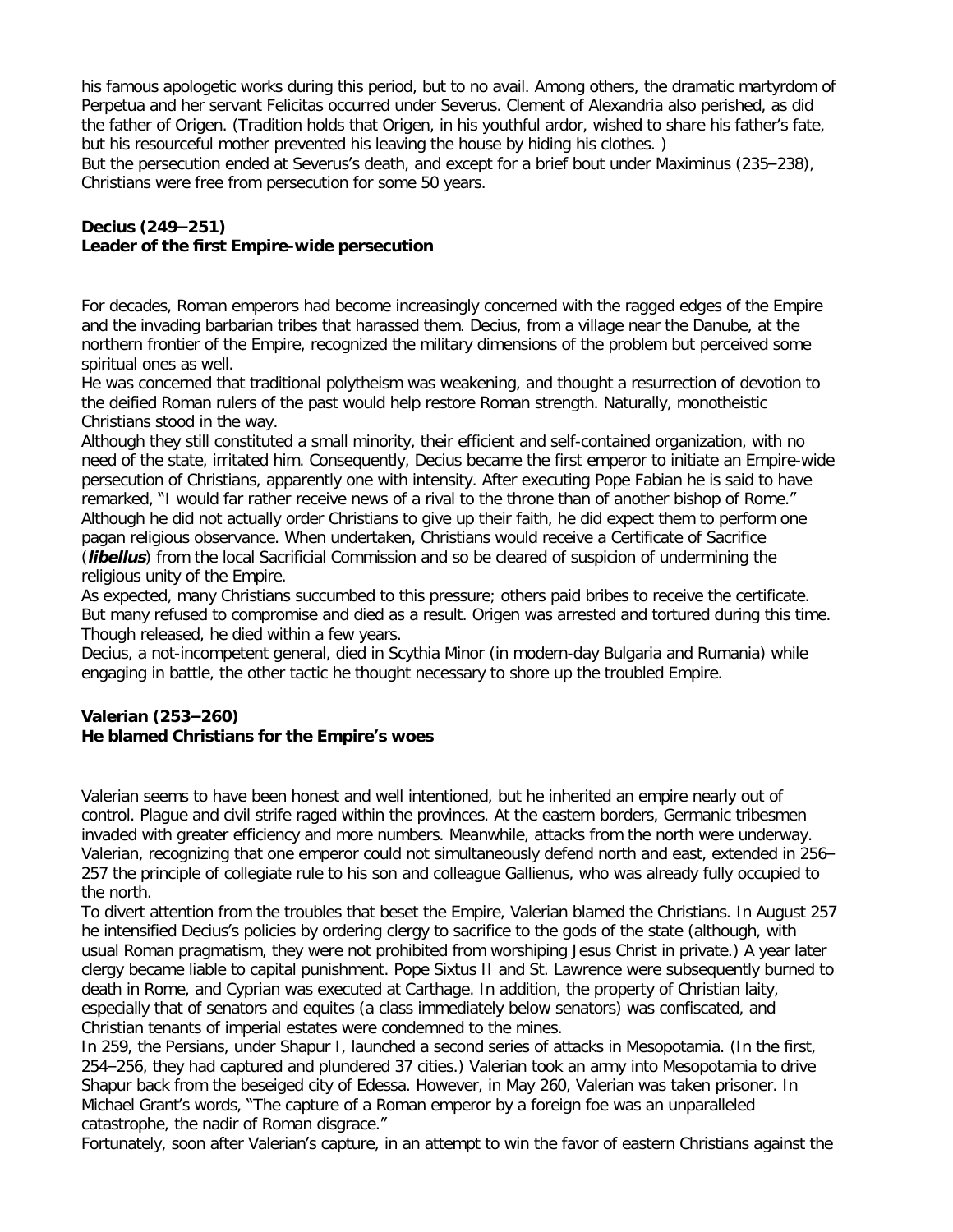his famous apologetic works during this period, but to no avail. Among others, the dramatic martyrdom of Perpetua and her servant Felicitas occurred under Severus. Clement of Alexandria also perished, as did the father of Origen. (Tradition holds that Origen, in his youthful ardor, wished to share his father's fate, but his resourceful mother prevented his leaving the house by hiding his clothes. )

But the persecution ended at Severus's death, and except for a brief bout under Maximinus (235–238), Christians were free from persecution for some 50 years.

**Decius (249–251)**
**Leader of the first Empire-wide persecution**

For decades, Roman emperors had become increasingly concerned with the ragged edges of the Empire and the invading barbarian tribes that harassed them. Decius, from a village near the Danube, at the northern frontier of the Empire, recognized the military dimensions of the problem but perceived some spiritual ones as well.

He was concerned that traditional polytheism was weakening, and thought a resurrection of devotion to the deified Roman rulers of the past would help restore Roman strength. Naturally, monotheistic Christians stood in the way.

Although they still constituted a small minority, their efficient and self-contained organization, with no need of the state, irritated him. Consequently, Decius became the first emperor to initiate an Empire-wide persecution of Christians, apparently one with intensity. After executing Pope Fabian he is said to have remarked, "I would far rather receive news of a rival to the throne than of another bishop of Rome." Although he did not actually order Christians to give up their faith, he did expect them to perform one pagan religious observance. When undertaken, Christians would receive a Certificate of Sacrifice (***libellus***) from the local Sacrificial Commission and so be cleared of suspicion of undermining the religious unity of the Empire.

As expected, many Christians succumbed to this pressure; others paid bribes to receive the certificate. But many refused to compromise and died as a result. Origen was arrested and tortured during this time. Though released, he died within a few years.

Decius, a not-incompetent general, died in Scythia Minor (in modern-day Bulgaria and Rumania) while engaging in battle, the other tactic he thought necessary to shore up the troubled Empire.

**Valerian (253–260)**
**He blamed Christians for the Empire's woes**

Valerian seems to have been honest and well intentioned, but he inherited an empire nearly out of control. Plague and civil strife raged within the provinces. At the eastern borders, Germanic tribesmen invaded with greater efficiency and more numbers. Meanwhile, attacks from the north were underway. Valerian, recognizing that one emperor could not simultaneously defend north and east, extended in 256–257 the principle of collegiate rule to his son and colleague Gallienus, who was already fully occupied to the north.

To divert attention from the troubles that beset the Empire, Valerian blamed the Christians. In August 257 he intensified Decius's policies by ordering clergy to sacrifice to the gods of the state (although, with usual Roman pragmatism, they were not prohibited from worshiping Jesus Christ in private.) A year later clergy became liable to capital punishment. Pope Sixtus II and St. Lawrence were subsequently burned to death in Rome, and Cyprian was executed at Carthage. In addition, the property of Christian laity, especially that of senators and equites (a class immediately below senators) was confiscated, and Christian tenants of imperial estates were condemned to the mines.

In 259, the Persians, under Shapur I, launched a second series of attacks in Mesopotamia. (In the first, 254–256, they had captured and plundered 37 cities.) Valerian took an army into Mesopotamia to drive Shapur back from the beseiged city of Edessa. However, in May 260, Valerian was taken prisoner. In Michael Grant's words, "The capture of a Roman emperor by a foreign foe was an unparalleled catastrophe, the nadir of Roman disgrace."

Fortunately, soon after Valerian's capture, in an attempt to win the favor of eastern Christians against the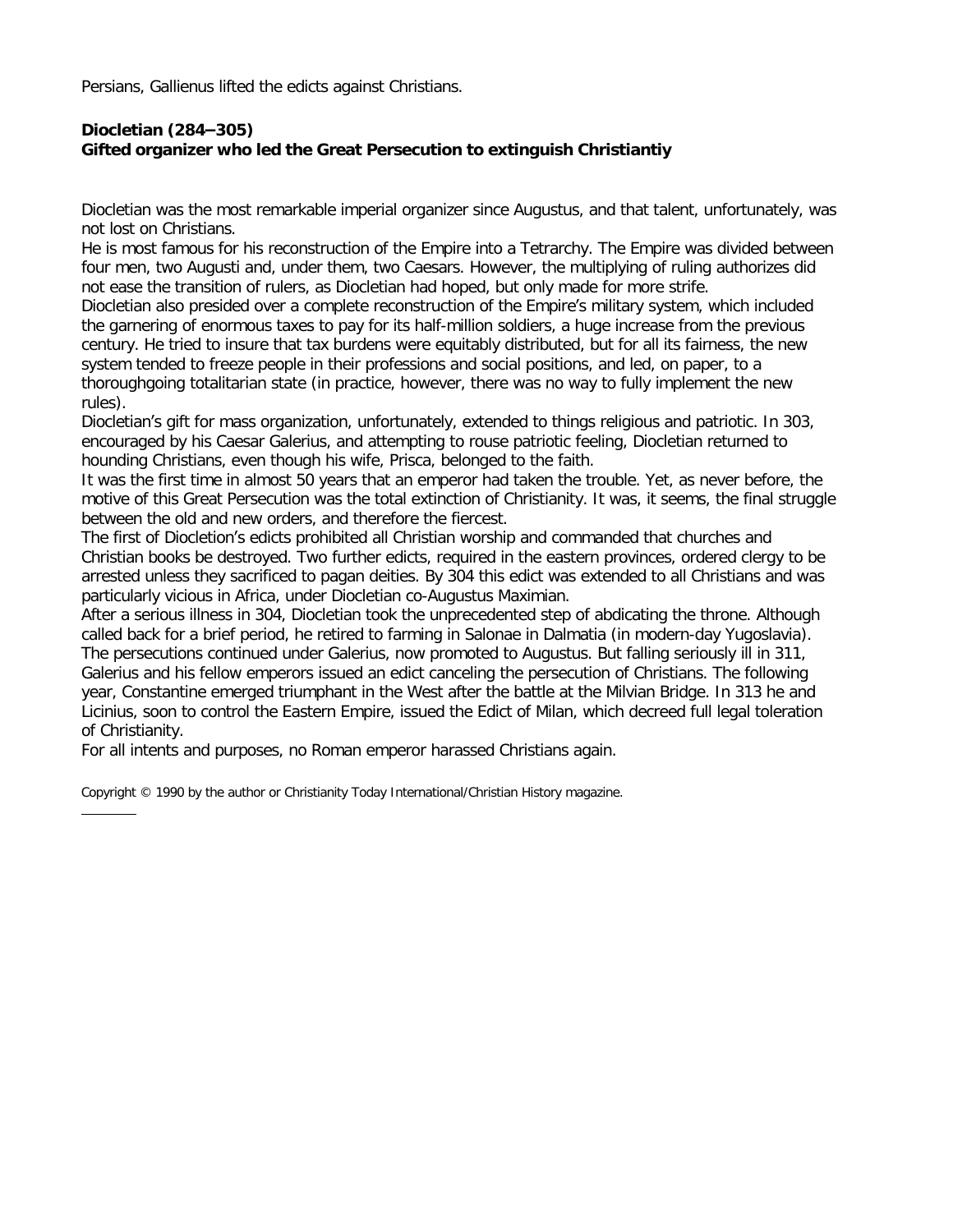Persians, Gallienus lifted the edicts against Christians.

**Diocletian (284–305)**
**Gifted organizer who led the Great Persecution to extinguish Christiantiy**

Diocletian was the most remarkable imperial organizer since Augustus, and that talent, unfortunately, was not lost on Christians.

He is most famous for his reconstruction of the Empire into a Tetrarchy. The Empire was divided between four men, two Augusti and, under them, two Caesars. However, the multiplying of ruling authorizes did not ease the transition of rulers, as Diocletian had hoped, but only made for more strife.

Diocletian also presided over a complete reconstruction of the Empire's military system, which included the garnering of enormous taxes to pay for its half-million soldiers, a huge increase from the previous century. He tried to insure that tax burdens were equitably distributed, but for all its fairness, the new system tended to freeze people in their professions and social positions, and led, on paper, to a thoroughgoing totalitarian state (in practice, however, there was no way to fully implement the new rules).

Diocletian's gift for mass organization, unfortunately, extended to things religious and patriotic. In 303, encouraged by his Caesar Galerius, and attempting to rouse patriotic feeling, Diocletian returned to hounding Christians, even though his wife, Prisca, belonged to the faith.

It was the first time in almost 50 years that an emperor had taken the trouble. Yet, as never before, the motive of this Great Persecution was the total extinction of Christianity. It was, it seems, the final struggle between the old and new orders, and therefore the fiercest.

The first of Diocletion's edicts prohibited all Christian worship and commanded that churches and Christian books be destroyed. Two further edicts, required in the eastern provinces, ordered clergy to be arrested unless they sacrificed to pagan deities. By 304 this edict was extended to all Christians and was particularly vicious in Africa, under Diocletian co-Augustus Maximian.

After a serious illness in 304, Diocletian took the unprecedented step of abdicating the throne. Although called back for a brief period, he retired to farming in Salonae in Dalmatia (in modern-day Yugoslavia).

The persecutions continued under Galerius, now promoted to Augustus. But falling seriously ill in 311, Galerius and his fellow emperors issued an edict canceling the persecution of Christians. The following year, Constantine emerged triumphant in the West after the battle at the Milvian Bridge. In 313 he and Licinius, soon to control the Eastern Empire, issued the Edict of Milan, which decreed full legal toleration of Christianity.

For all intents and purposes, no Roman emperor harassed Christians again.

Copyright © 1990 by the author or Christianity Today International/Christian History magazine.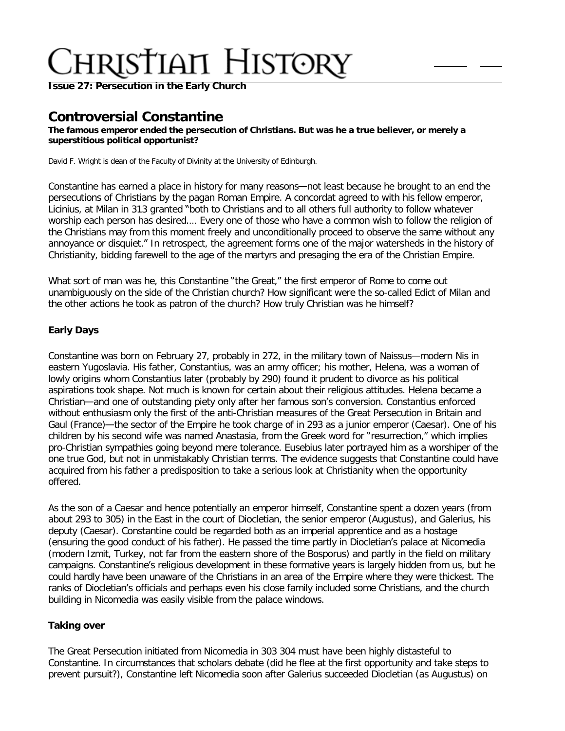**Issue 27: Persecution in the Early Church**

## Controversial Constantine

**The famous emperor ended the persecution of Christians. But was he a true believer, or merely a superstitious political opportunist?**

David F. Wright is dean of the Faculty of Divinity at the University of Edinburgh.

Constantine has earned a place in history for many reasons—not least because he brought to an end the persecutions of Christians by the pagan Roman Empire. A concordat agreed to with his fellow emperor, Licinius, at Milan in 313 granted "both to Christians and to all others full authority to follow whatever worship each person has desired.... Every one of those who have a common wish to follow the religion of the Christians may from this moment freely and unconditionally proceed to observe the same without any annoyance or disquiet." In retrospect, the agreement forms one of the major watersheds in the history of Christianity, bidding farewell to the age of the martyrs and presaging the era of the Christian Empire.

What sort of man was he, this Constantine "the Great," the first emperor of Rome to come out unambiguously on the side of the Christian church? How significant were the so-called Edict of Milan and the other actions he took as patron of the church? How truly Christian was he himself?

### Early Days

Constantine was born on February 27, probably in 272, in the military town of Naissus—modern Nis in eastern Yugoslavia. His father, Constantius, was an army officer; his mother, Helena, was a woman of lowly origins whom Constantius later (probably by 290) found it prudent to divorce as his political aspirations took shape. Not much is known for certain about their religious attitudes. Helena became a Christian—and one of outstanding piety only after her famous son's conversion. Constantius enforced without enthusiasm only the first of the anti-Christian measures of the Great Persecution in Britain and Gaul (France)—the sector of the Empire he took charge of in 293 as a junior emperor (Caesar). One of his children by his second wife was named Anastasia, from the Greek word for "resurrection," which implies pro-Christian sympathies going beyond mere tolerance. Eusebius later portrayed him as a worshiper of the one true God, but not in unmistakably Christian terms. The evidence suggests that Constantine could have acquired from his father a predisposition to take a serious look at Christianity when the opportunity offered.

As the son of a Caesar and hence potentially an emperor himself, Constantine spent a dozen years (from about 293 to 305) in the East in the court of Diocletian, the senior emperor (Augustus), and Galerius, his deputy (Caesar). Constantine could be regarded both as an imperial apprentice and as a hostage (ensuring the good conduct of his father). He passed the time partly in Diocletian's palace at Nicomedia (modern Izmit, Turkey, not far from the eastern shore of the Bosporus) and partly in the field on military campaigns. Constantine's religious development in these formative years is largely hidden from us, but he could hardly have been unaware of the Christians in an area of the Empire where they were thickest. The ranks of Diocletian's officials and perhaps even his close family included some Christians, and the church building in Nicomedia was easily visible from the palace windows.

### Taking over

The Great Persecution initiated from Nicomedia in 303 304 must have been highly distasteful to Constantine. In circumstances that scholars debate (did he flee at the first opportunity and take steps to prevent pursuit?), Constantine left Nicomedia soon after Galerius succeeded Diocletian (as Augustus) on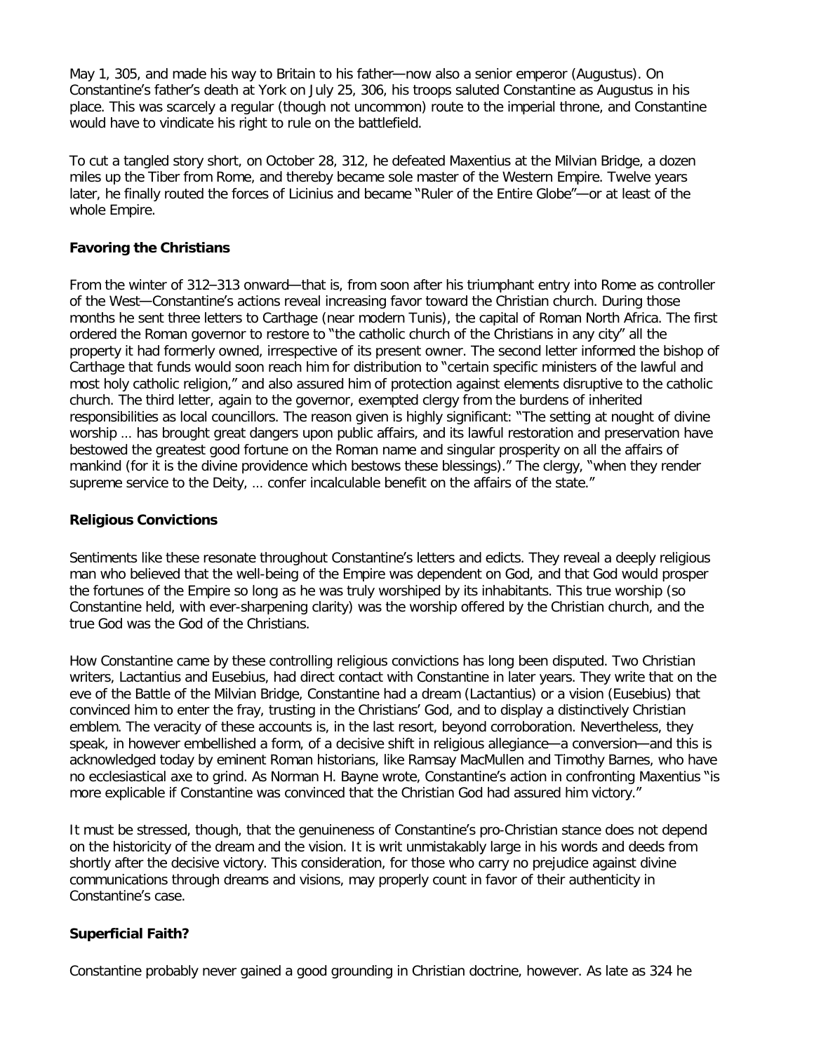May 1, 305, and made his way to Britain to his father—now also a senior emperor (Augustus). On Constantine's father's death at York on July 25, 306, his troops saluted Constantine as Augustus in his place. This was scarcely a regular (though not uncommon) route to the imperial throne, and Constantine would have to vindicate his right to rule on the battlefield.

To cut a tangled story short, on October 28, 312, he defeated Maxentius at the Milvian Bridge, a dozen miles up the Tiber from Rome, and thereby became sole master of the Western Empire. Twelve years later, he finally routed the forces of Licinius and became "Ruler of the Entire Globe"—or at least of the whole Empire.

**Favoring the Christians**

From the winter of 312–313 onward—that is, from soon after his triumphant entry into Rome as controller of the West—Constantine's actions reveal increasing favor toward the Christian church. During those months he sent three letters to Carthage (near modern Tunis), the capital of Roman North Africa. The first ordered the Roman governor to restore to "the catholic church of the Christians in any city" all the property it had formerly owned, irrespective of its present owner. The second letter informed the bishop of Carthage that funds would soon reach him for distribution to "certain specific ministers of the lawful and most holy catholic religion," and also assured him of protection against elements disruptive to the catholic church. The third letter, again to the governor, exempted clergy from the burdens of inherited responsibilities as local councillors. The reason given is highly significant: "The setting at nought of divine worship … has brought great dangers upon public affairs, and its lawful restoration and preservation have bestowed the greatest good fortune on the Roman name and singular prosperity on all the affairs of mankind (for it is the divine providence which bestows these blessings)." The clergy, "when they render supreme service to the Deity, … confer incalculable benefit on the affairs of the state."

**Religious Convictions**

Sentiments like these resonate throughout Constantine's letters and edicts. They reveal a deeply religious man who believed that the well-being of the Empire was dependent on God, and that God would prosper the fortunes of the Empire so long as he was truly worshiped by its inhabitants. This true worship (so Constantine held, with ever-sharpening clarity) was the worship offered by the Christian church, and the true God was the God of the Christians.

How Constantine came by these controlling religious convictions has long been disputed. Two Christian writers, Lactantius and Eusebius, had direct contact with Constantine in later years. They write that on the eve of the Battle of the Milvian Bridge, Constantine had a dream (Lactantius) or a vision (Eusebius) that convinced him to enter the fray, trusting in the Christians' God, and to display a distinctively Christian emblem. The veracity of these accounts is, in the last resort, beyond corroboration. Nevertheless, they speak, in however embellished a form, of a decisive shift in religious allegiance—a conversion—and this is acknowledged today by eminent Roman historians, like Ramsay MacMullen and Timothy Barnes, who have no ecclesiastical axe to grind. As Norman H. Bayne wrote, Constantine's action in confronting Maxentius "is more explicable if Constantine was convinced that the Christian God had assured him victory."

It must be stressed, though, that the genuineness of Constantine's pro-Christian stance does not depend on the historicity of the dream and the vision. It is writ unmistakably large in his words and deeds from shortly after the decisive victory. This consideration, for those who carry no prejudice against divine communications through dreams and visions, may properly count in favor of their authenticity in Constantine's case.

**Superficial Faith?**

Constantine probably never gained a good grounding in Christian doctrine, however. As late as 324 he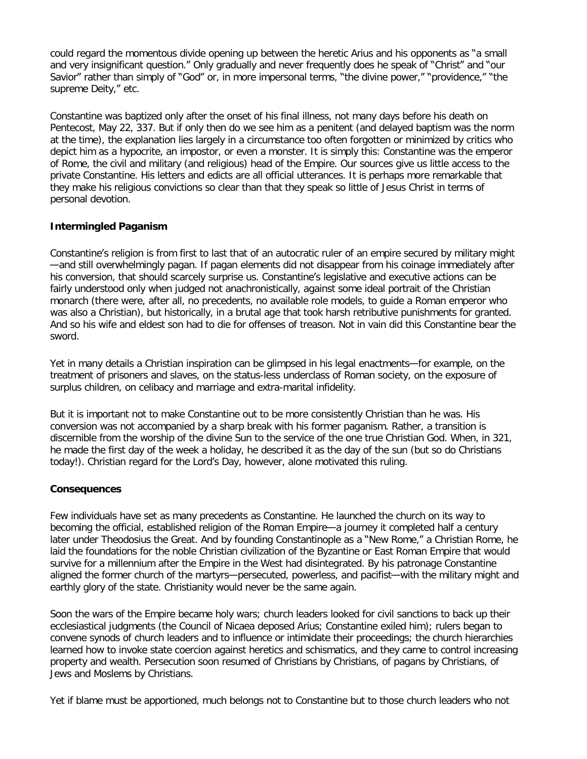could regard the momentous divide opening up between the heretic Arius and his opponents as "a small and very insignificant question." Only gradually and never frequently does he speak of "Christ" and "our Savior" rather than simply of "God" or, in more impersonal terms, "the divine power," "providence," "the supreme Deity," etc.

Constantine was baptized only after the onset of his final illness, not many days before his death on Pentecost, May 22, 337. But if only then do we see him as a penitent (and delayed baptism was the norm at the time), the explanation lies largely in a circumstance too often forgotten or minimized by critics who depict him as a hypocrite, an impostor, or even a monster. It is simply this: Constantine was the emperor of Rome, the civil and military (and religious) head of the Empire. Our sources give us little access to the private Constantine. His letters and edicts are all official utterances. It is perhaps more remarkable that they make his religious convictions so clear than that they speak so little of Jesus Christ in terms of personal devotion.

**Intermingled Paganism**

Constantine's religion is from first to last that of an autocratic ruler of an empire secured by military might—and still overwhelmingly pagan. If pagan elements did not disappear from his coinage immediately after his conversion, that should scarcely surprise us. Constantine's legislative and executive actions can be fairly understood only when judged not anachronistically, against some ideal portrait of the Christian monarch (there were, after all, no precedents, no available role models, to guide a Roman emperor who was also a Christian), but historically, in a brutal age that took harsh retributive punishments for granted. And so his wife and eldest son had to die for offenses of treason. Not in vain did this Constantine bear the sword.

Yet in many details a Christian inspiration can be glimpsed in his legal enactments—for example, on the treatment of prisoners and slaves, on the status-less underclass of Roman society, on the exposure of surplus children, on celibacy and marriage and extra-marital infidelity.

But it is important not to make Constantine out to be more consistently Christian than he was. His conversion was not accompanied by a sharp break with his former paganism. Rather, a transition is discernible from the worship of the divine Sun to the service of the one true Christian God. When, in 321, he made the first day of the week a holiday, he described it as the day of the sun (but so do Christians today!). Christian regard for the Lord's Day, however, alone motivated this ruling.

**Consequences**

Few individuals have set as many precedents as Constantine. He launched the church on its way to becoming the official, established religion of the Roman Empire—a journey it completed half a century later under Theodosius the Great. And by founding Constantinople as a "New Rome," a Christian Rome, he laid the foundations for the noble Christian civilization of the Byzantine or East Roman Empire that would survive for a millennium after the Empire in the West had disintegrated. By his patronage Constantine aligned the former church of the martyrs—persecuted, powerless, and pacifist—with the military might and earthly glory of the state. Christianity would never be the same again.

Soon the wars of the Empire became holy wars; church leaders looked for civil sanctions to back up their ecclesiastical judgments (the Council of Nicaea deposed Arius; Constantine exiled him); rulers began to convene synods of church leaders and to influence or intimidate their proceedings; the church hierarchies learned how to invoke state coercion against heretics and schismatics, and they came to control increasing property and wealth. Persecution soon resumed of Christians by Christians, of pagans by Christians, of Jews and Moslems by Christians.

Yet if blame must be apportioned, much belongs not to Constantine but to those church leaders who not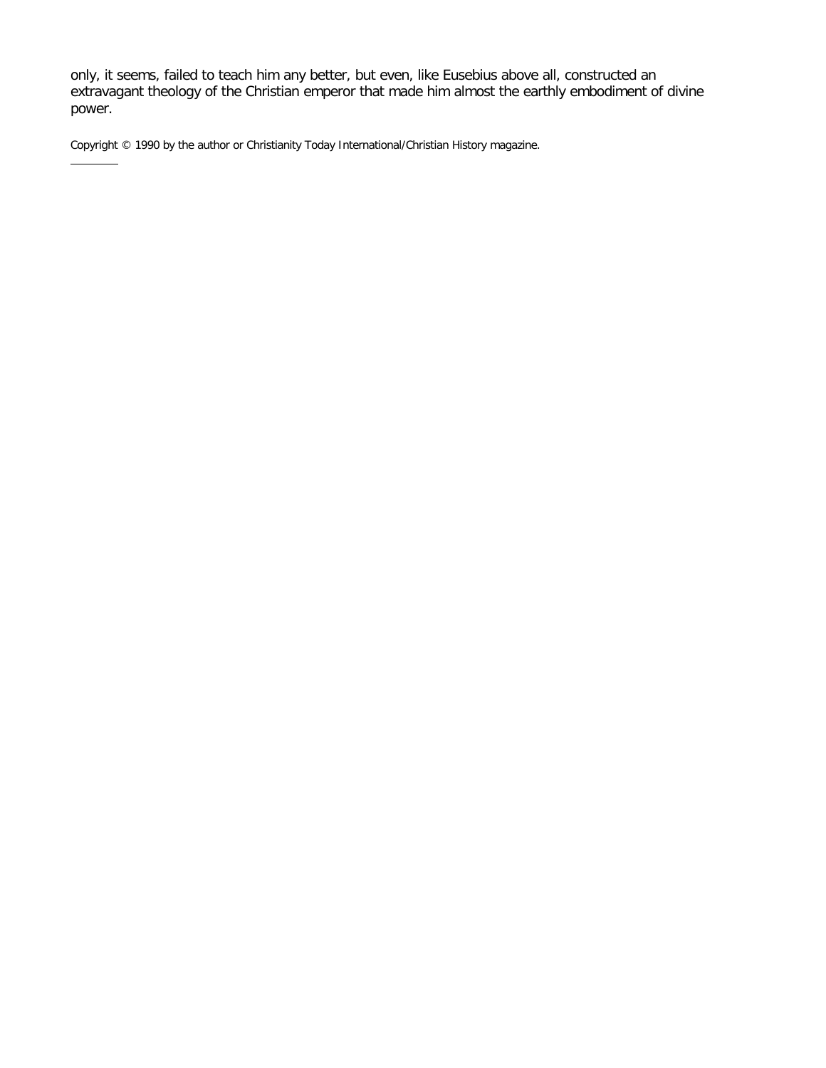only, it seems, failed to teach him any better, but even, like Eusebius above all, constructed an extravagant theology of the Christian emperor that made him almost the earthly embodiment of divine power.

Copyright © 1990 by the author or Christianity Today International/Christian History magazine.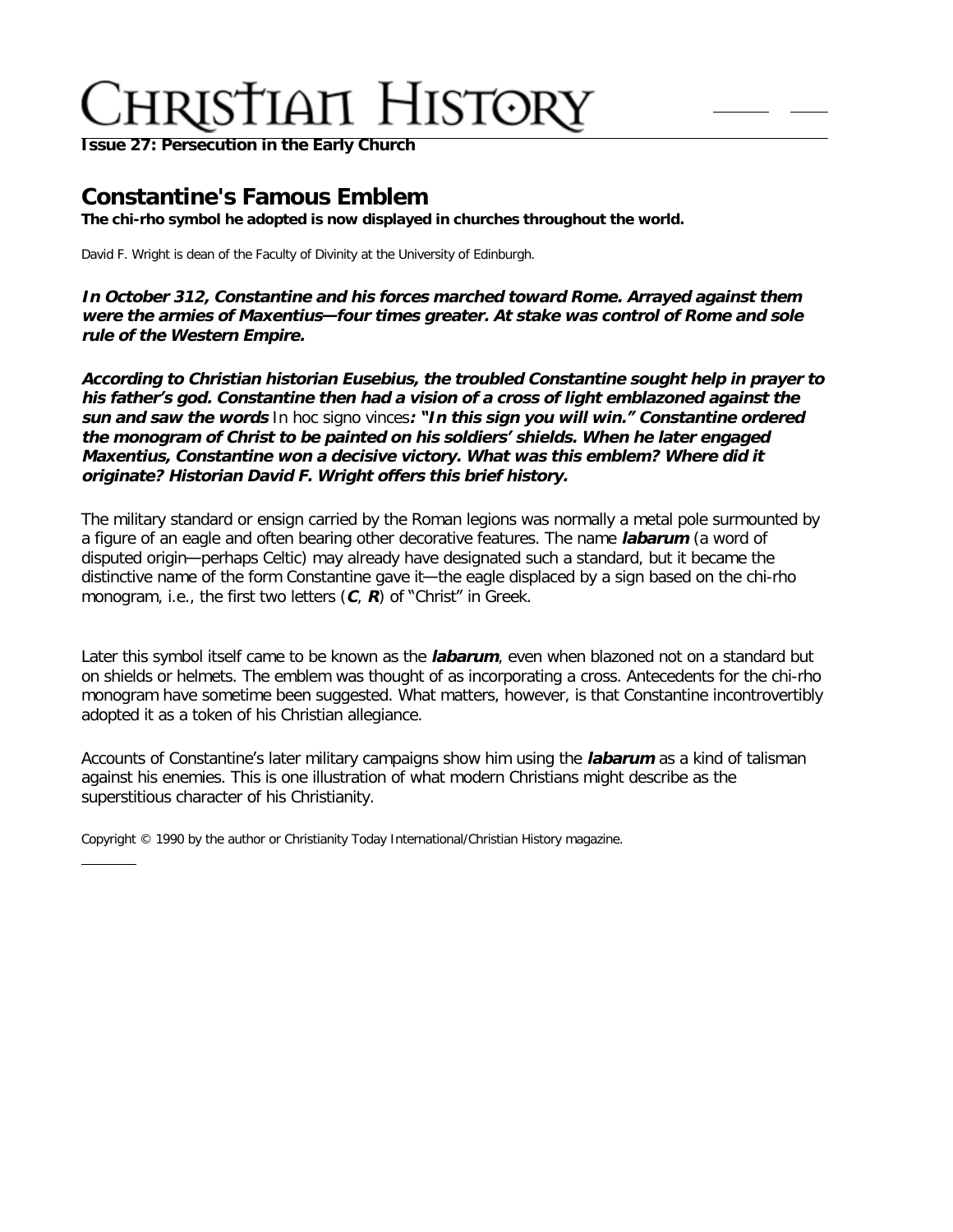**Issue 27: Persecution in the Early Church**

## Constantine's Famous Emblem

**The chi-rho symbol he adopted is now displayed in churches throughout the world.**

David F. Wright is dean of the Faculty of Divinity at the University of Edinburgh.

***In October 312, Constantine and his forces marched toward Rome. Arrayed against them were the armies of Maxentius—four times greater. At stake was control of Rome and sole rule of the Western Empire.***

***According to Christian historian Eusebius, the troubled Constantine sought help in prayer to his father's god. Constantine then had a vision of a cross of light emblazoned against the sun and saw the words*** *In hoc signo vinces****: "In this sign you will win." Constantine ordered the monogram of Christ to be painted on his soldiers' shields. When he later engaged Maxentius, Constantine won a decisive victory. What was this emblem? Where did it originate? Historian David F. Wright offers this brief history.***

The military standard or ensign carried by the Roman legions was normally a metal pole surmounted by a figure of an eagle and often bearing other decorative features. The name ***labarum*** (a word of disputed origin—perhaps Celtic) may already have designated such a standard, but it became the distinctive name of the form Constantine gave it—the eagle displaced by a sign based on the chi-rho monogram, i.e., the first two letters (***C***, ***R***) of "Christ" in Greek.

Later this symbol itself came to be known as the ***labarum***, even when blazoned not on a standard but on shields or helmets. The emblem was thought of as incorporating a cross. Antecedents for the chi-rho monogram have sometime been suggested. What matters, however, is that Constantine incontrovertibly adopted it as a token of his Christian allegiance.

Accounts of Constantine's later military campaigns show him using the ***labarum*** as a kind of talisman against his enemies. This is one illustration of what modern Christians might describe as the superstitious character of his Christianity.

Copyright © 1990 by the author or Christianity Today International/Christian History magazine.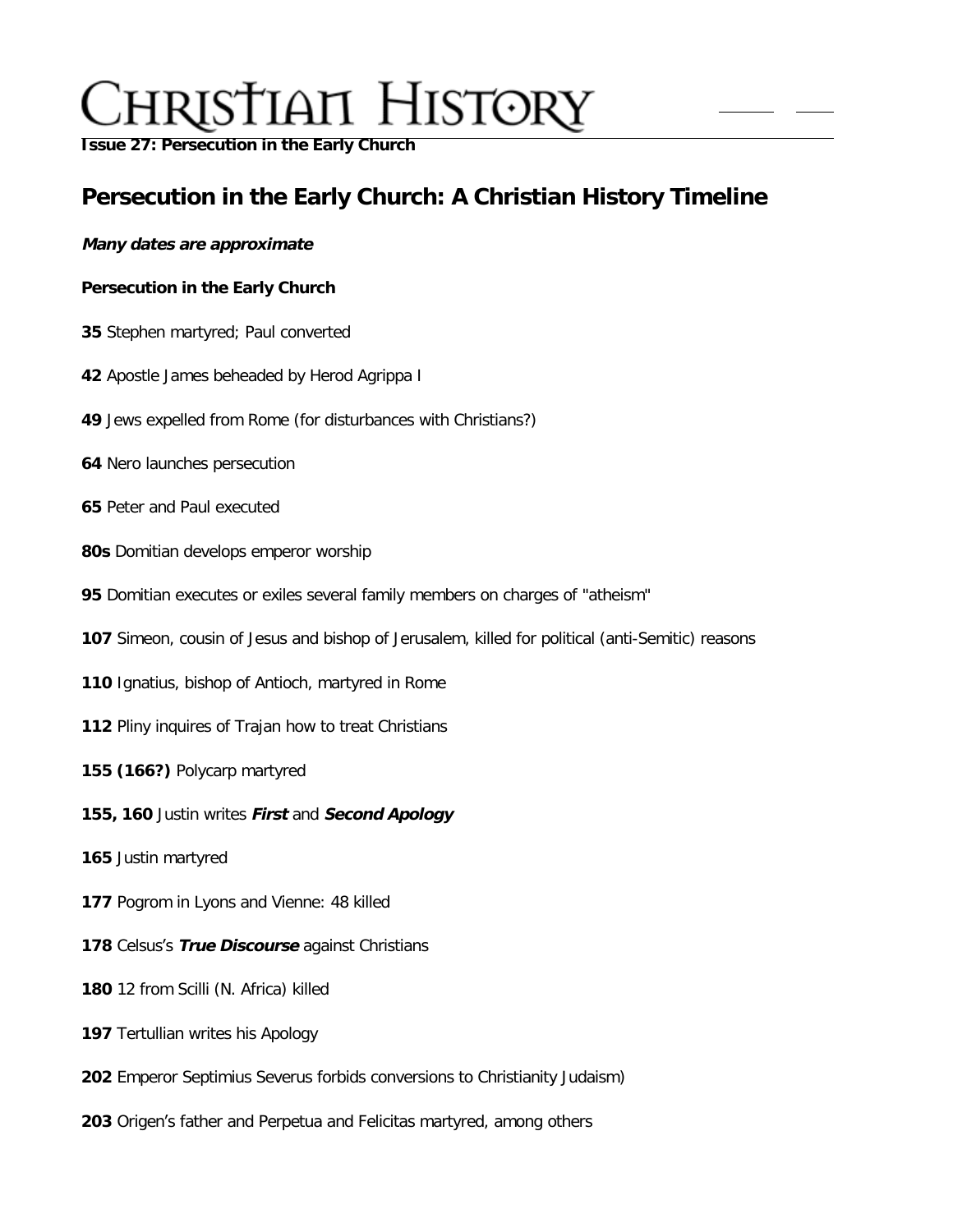# Christian History

**Issue 27: Persecution in the Early Church**

## Persecution in the Early Church: A Christian History Timeline

***Many dates are approximate***

**Persecution in the Early Church**

**35** Stephen martyred; Paul converted

**42** Apostle James beheaded by Herod Agrippa I

**49** Jews expelled from Rome (for disturbances with Christians?)

**64** Nero launches persecution

**65** Peter and Paul executed

**80s** Domitian develops emperor worship

**95** Domitian executes or exiles several family members on charges of "atheism"

**107** Simeon, cousin of Jesus and bishop of Jerusalem, killed for political (anti-Semitic) reasons

**110** Ignatius, bishop of Antioch, martyred in Rome

**112** Pliny inquires of Trajan how to treat Christians

**155 (166?)** Polycarp martyred

**155, 160** Justin writes ***First*** and ***Second Apology***

**165** Justin martyred

**177** Pogrom in Lyons and Vienne: 48 killed

**178** Celsus's ***True Discourse*** against Christians

**180** 12 from Scilli (N. Africa) killed

**197** Tertullian writes his Apology

**202** Emperor Septimius Severus forbids conversions to Christianity Judaism)

**203** Origen's father and Perpetua and Felicitas martyred, among others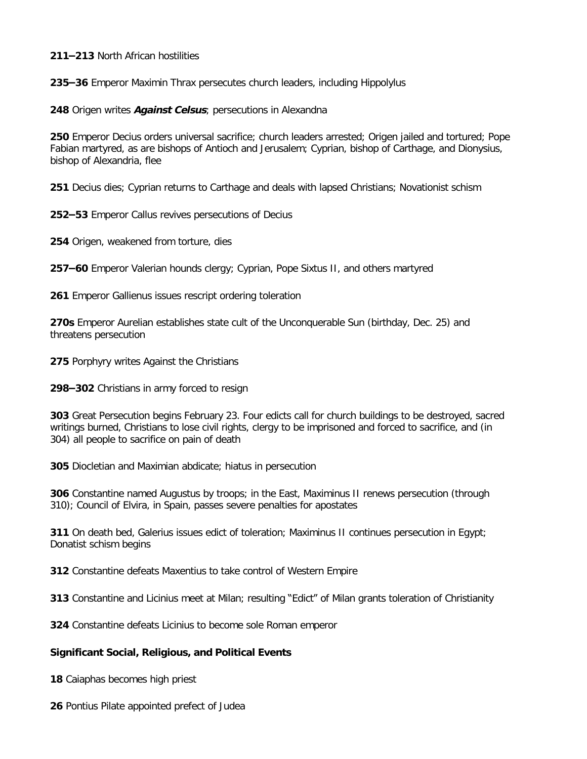**211–213** North African hostilities

**235–36** Emperor Maximin Thrax persecutes church leaders, including Hippolylus

**248** Origen writes ***Against Celsus***; persecutions in Alexandna

**250** Emperor Decius orders universal sacrifice; church leaders arrested; Origen jailed and tortured; Pope Fabian martyred, as are bishops of Antioch and Jerusalem; Cyprian, bishop of Carthage, and Dionysius, bishop of Alexandria, flee

**251** Decius dies; Cyprian returns to Carthage and deals with lapsed Christians; Novationist schism

**252–53** Emperor Callus revives persecutions of Decius

**254** Origen, weakened from torture, dies

**257–60** Emperor Valerian hounds clergy; Cyprian, Pope Sixtus II, and others martyred

**261** Emperor Gallienus issues rescript ordering toleration

**270s** Emperor Aurelian establishes state cult of the Unconquerable Sun (birthday, Dec. 25) and threatens persecution

**275** Porphyry writes Against the Christians

**298–302** Christians in army forced to resign

**303** Great Persecution begins February 23. Four edicts call for church buildings to be destroyed, sacred writings burned, Christians to lose civil rights, clergy to be imprisoned and forced to sacrifice, and (in 304) all people to sacrifice on pain of death

**305** Diocletian and Maximian abdicate; hiatus in persecution

**306** Constantine named Augustus by troops; in the East, Maximinus II renews persecution (through 310); Council of Elvira, in Spain, passes severe penalties for apostates

**311** On death bed, Galerius issues edict of toleration; Maximinus II continues persecution in Egypt; Donatist schism begins

**312** Constantine defeats Maxentius to take control of Western Empire

**313** Constantine and Licinius meet at Milan; resulting "Edict" of Milan grants toleration of Christianity

**324** Constantine defeats Licinius to become sole Roman emperor

**Significant Social, Religious, and Political Events**

**18** Caiaphas becomes high priest

**26** Pontius Pilate appointed prefect of Judea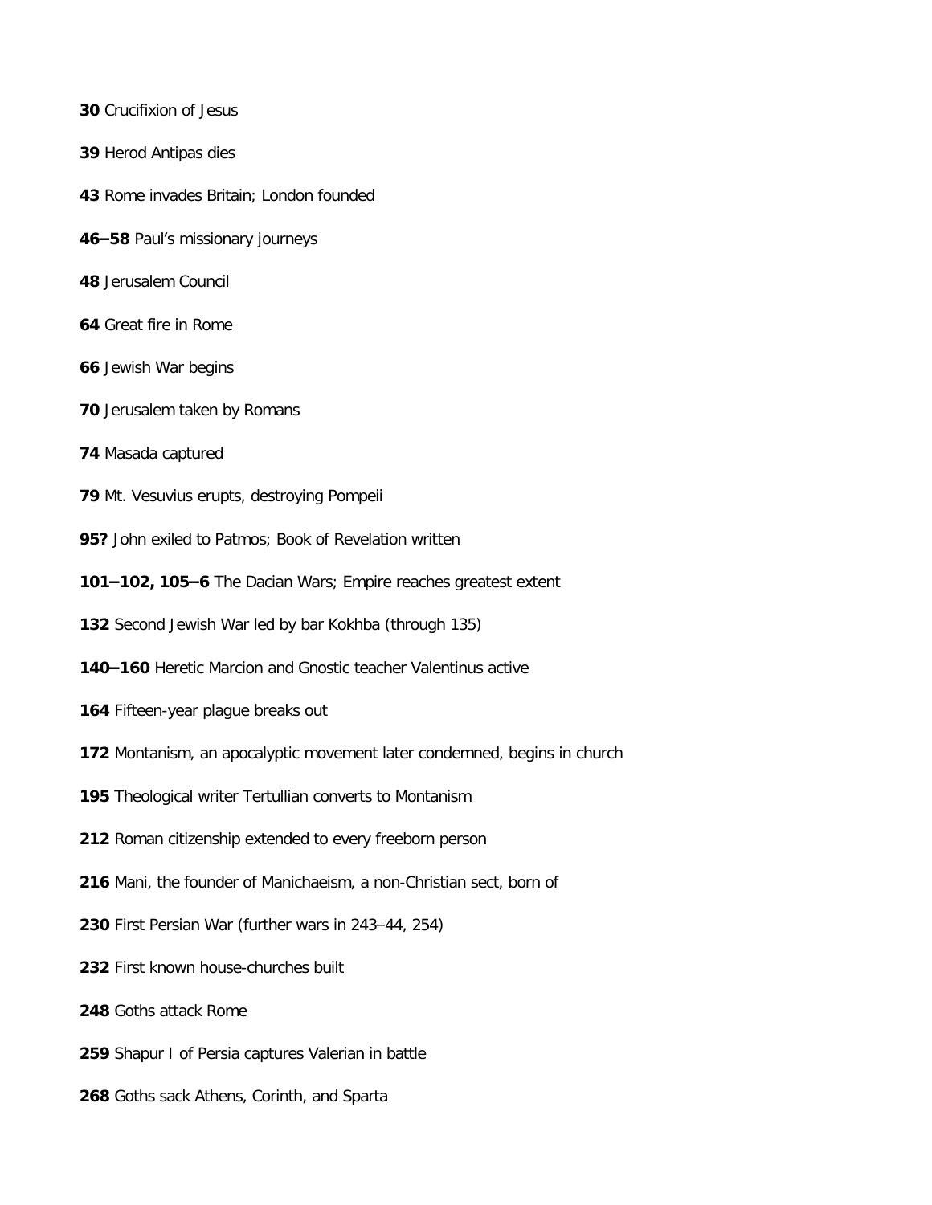**30** Crucifixion of Jesus

**39** Herod Antipas dies

**43** Rome invades Britain; London founded

**46–58** Paul's missionary journeys

**48** Jerusalem Council

**64** Great fire in Rome

**66** Jewish War begins

**70** Jerusalem taken by Romans

**74** Masada captured

**79** Mt. Vesuvius erupts, destroying Pompeii

**95?** John exiled to Patmos; Book of Revelation written

**101–102, 105–6** The Dacian Wars; Empire reaches greatest extent

**132** Second Jewish War led by bar Kokhba (through 135)

**140–160** Heretic Marcion and Gnostic teacher Valentinus active

**164** Fifteen-year plague breaks out

**172** Montanism, an apocalyptic movement later condemned, begins in church

**195** Theological writer Tertullian converts to Montanism

**212** Roman citizenship extended to every freeborn person

**216** Mani, the founder of Manichaeism, a non-Christian sect, born of

**230** First Persian War (further wars in 243–44, 254)

**232** First known house-churches built

**248** Goths attack Rome

**259** Shapur I of Persia captures Valerian in battle

**268** Goths sack Athens, Corinth, and Sparta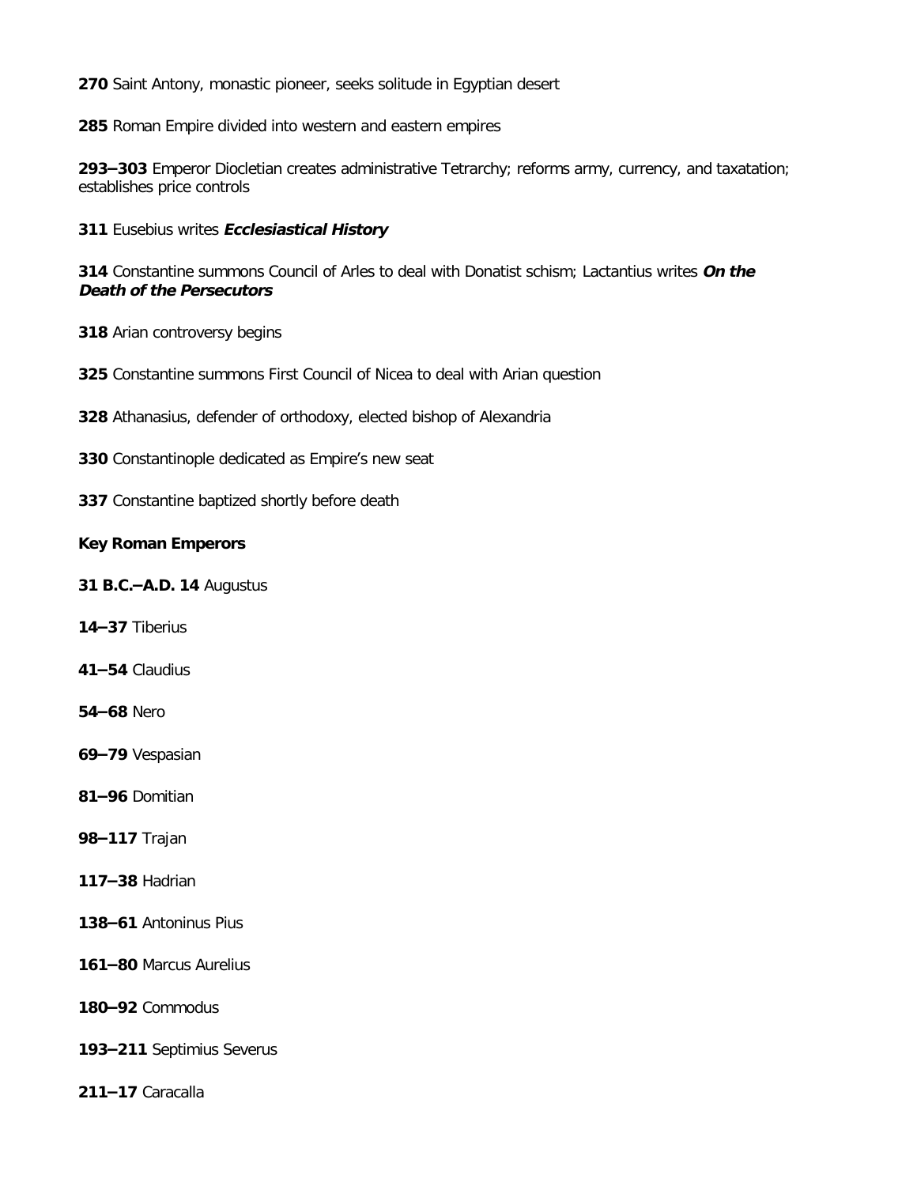**270** Saint Antony, monastic pioneer, seeks solitude in Egyptian desert

**285** Roman Empire divided into western and eastern empires

**293–303** Emperor Diocletian creates administrative Tetrarchy; reforms army, currency, and taxatation; establishes price controls

**311** Eusebius writes ***Ecclesiastical History***

**314** Constantine summons Council of Arles to deal with Donatist schism; Lactantius writes ***On the Death of the Persecutors***

**318** Arian controversy begins

**325** Constantine summons First Council of Nicea to deal with Arian question

**328** Athanasius, defender of orthodoxy, elected bishop of Alexandria

**330** Constantinople dedicated as Empire's new seat

**337** Constantine baptized shortly before death

**Key Roman Emperors**

**31 B.C.–A.D. 14** Augustus

**14–37** Tiberius

**41–54** Claudius

**54–68** Nero

**69–79** Vespasian

**81–96** Domitian

**98–117** Trajan

**117–38** Hadrian

**138–61** Antoninus Pius

**161–80** Marcus Aurelius

**180–92** Commodus

**193–211** Septimius Severus

**211–17** Caracalla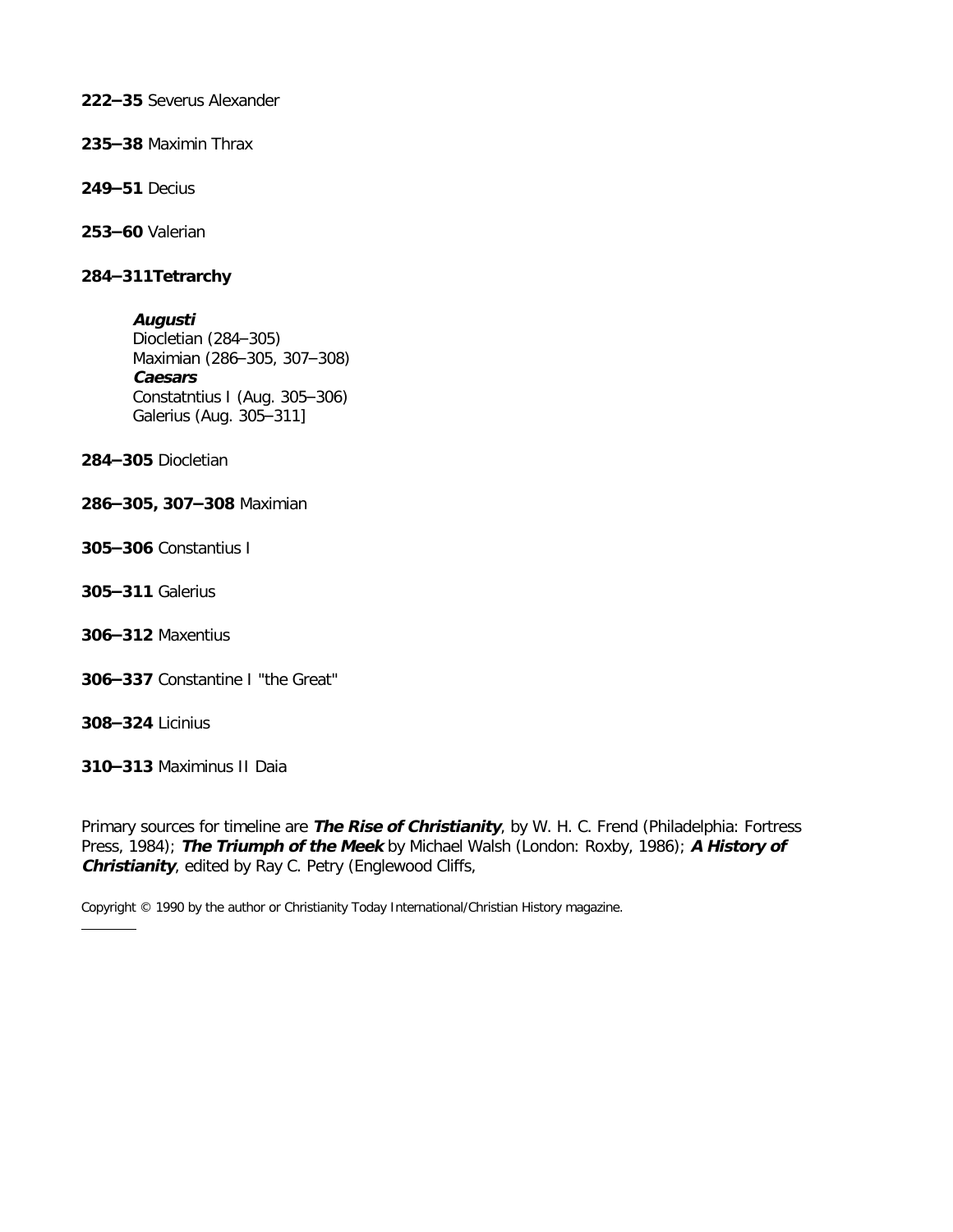**222–35** Severus Alexander

**235–38** Maximin Thrax

**249–51** Decius

**253–60** Valerian

**284–311Tetrarchy**

> ***Augusti***
> Diocletian (284–305)
> Maximian (286–305, 307–308)
> ***Caesars***
> Constatntius I (Aug. 305–306)
> Galerius (Aug. 305–311]

**284–305** Diocletian

**286–305, 307–308** Maximian

**305–306** Constantius I

**305–311** Galerius

**306–312** Maxentius

**306–337** Constantine I "the Great"

**308–324** Licinius

**310–313** Maximinus II Daia

Primary sources for timeline are ***The Rise of Christianity***, by W. H. C. Frend (Philadelphia: Fortress Press, 1984); ***The Triumph of the Meek*** by Michael Walsh (London: Roxby, 1986); ***A History of Christianity***, edited by Ray C. Petry (Englewood Cliffs,

Copyright © 1990 by the author or Christianity Today International/Christian History magazine.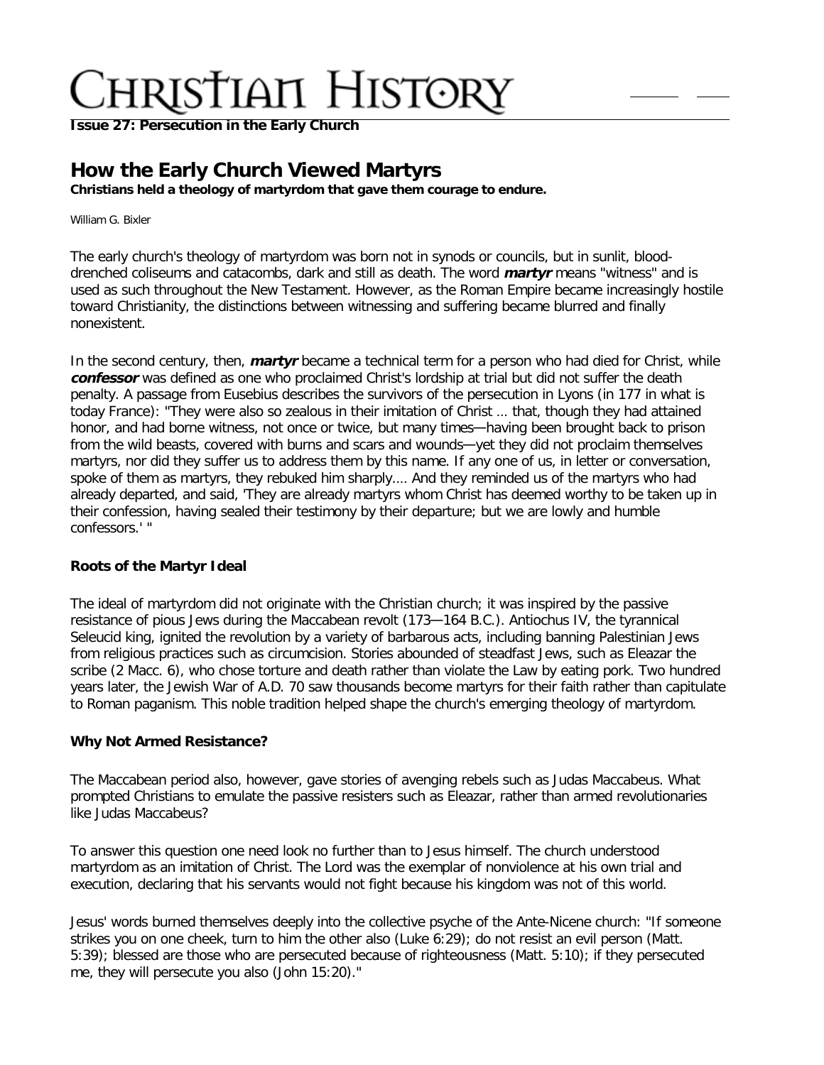**Issue 27: Persecution in the Early Church**

## How the Early Church Viewed Martyrs

**Christians held a theology of martyrdom that gave them courage to endure.**

William G. Bixler

The early church's theology of martyrdom was born not in synods or councils, but in sunlit, blood-drenched coliseums and catacombs, dark and still as death. The word ***martyr*** means "witness" and is used as such throughout the New Testament. However, as the Roman Empire became increasingly hostile toward Christianity, the distinctions between witnessing and suffering became blurred and finally nonexistent.

In the second century, then, ***martyr*** became a technical term for a person who had died for Christ, while ***confessor*** was defined as one who proclaimed Christ's lordship at trial but did not suffer the death penalty. A passage from Eusebius describes the survivors of the persecution in Lyons (in 177 in what is today France): "They were also so zealous in their imitation of Christ ... that, though they had attained honor, and had borne witness, not once or twice, but many times—having been brought back to prison from the wild beasts, covered with burns and scars and wounds—yet they did not proclaim themselves martyrs, nor did they suffer us to address them by this name. If any one of us, in letter or conversation, spoke of them as martyrs, they rebuked him sharply.... And they reminded us of the martyrs who had already departed, and said, 'They are already martyrs whom Christ has deemed worthy to be taken up in their confession, having sealed their testimony by their departure; but we are lowly and humble confessors.' "

### Roots of the Martyr Ideal

The ideal of martyrdom did not originate with the Christian church; it was inspired by the passive resistance of pious Jews during the Maccabean revolt (173—164 B.C.). Antiochus IV, the tyrannical Seleucid king, ignited the revolution by a variety of barbarous acts, including banning Palestinian Jews from religious practices such as circumcision. Stories abounded of steadfast Jews, such as Eleazar the scribe (2 Macc. 6), who chose torture and death rather than violate the Law by eating pork. Two hundred years later, the Jewish War of A.D. 70 saw thousands become martyrs for their faith rather than capitulate to Roman paganism. This noble tradition helped shape the church's emerging theology of martyrdom.

### Why Not Armed Resistance?

The Maccabean period also, however, gave stories of avenging rebels such as Judas Maccabeus. What prompted Christians to emulate the passive resisters such as Eleazar, rather than armed revolutionaries like Judas Maccabeus?

To answer this question one need look no further than to Jesus himself. The church understood martyrdom as an imitation of Christ. The Lord was the exemplar of nonviolence at his own trial and execution, declaring that his servants would not fight because his kingdom was not of this world.

Jesus' words burned themselves deeply into the collective psyche of the Ante-Nicene church: "If someone strikes you on one cheek, turn to him the other also (Luke 6:29); do not resist an evil person (Matt. 5:39); blessed are those who are persecuted because of righteousness (Matt. 5:10); if they persecuted me, they will persecute you also (John 15:20)."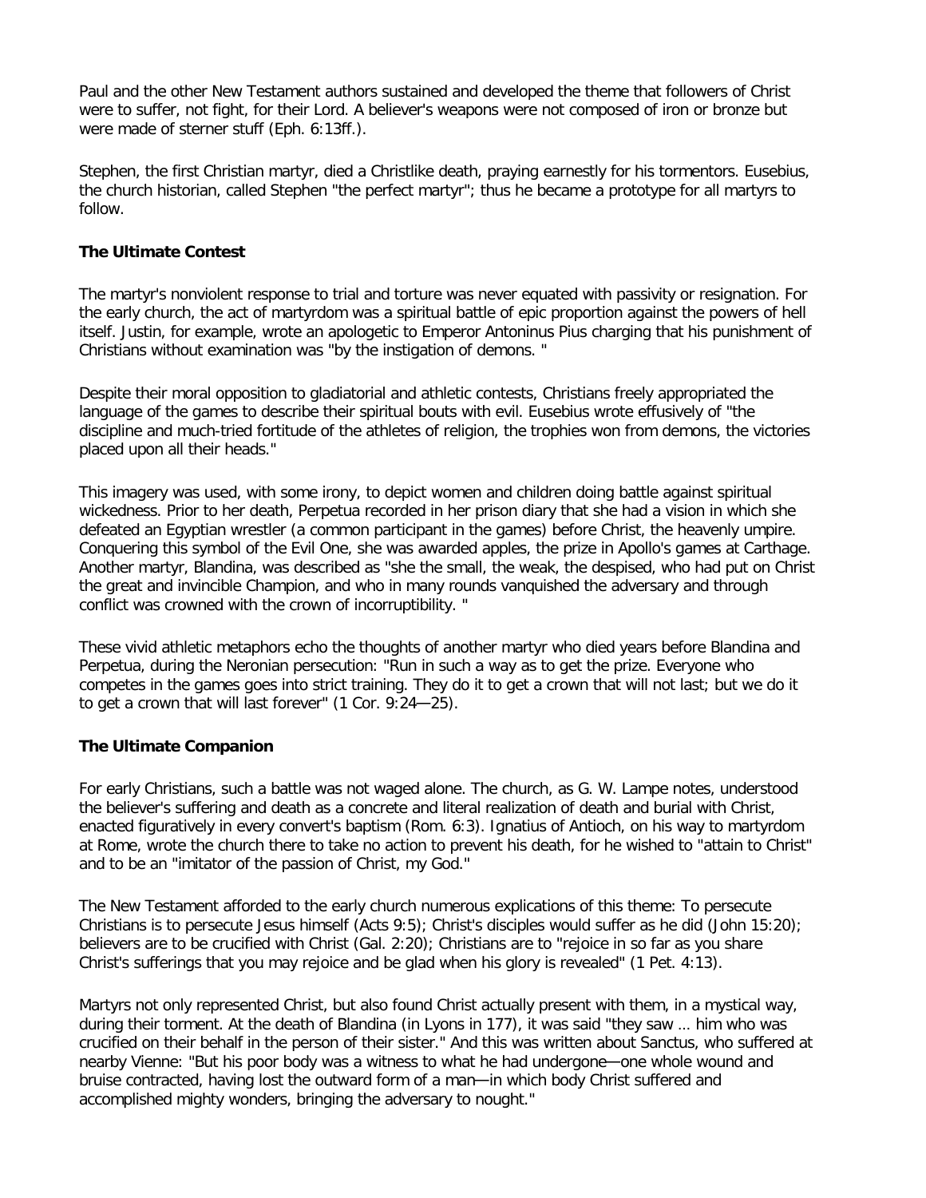Paul and the other New Testament authors sustained and developed the theme that followers of Christ were to suffer, not fight, for their Lord. A believer's weapons were not composed of iron or bronze but were made of sterner stuff (Eph. 6:13ff.).

Stephen, the first Christian martyr, died a Christlike death, praying earnestly for his tormentors. Eusebius, the church historian, called Stephen "the perfect martyr"; thus he became a prototype for all martyrs to follow.

### The Ultimate Contest

The martyr's nonviolent response to trial and torture was never equated with passivity or resignation. For the early church, the act of martyrdom was a spiritual battle of epic proportion against the powers of hell itself. Justin, for example, wrote an apologetic to Emperor Antoninus Pius charging that his punishment of Christians without examination was "by the instigation of demons. "

Despite their moral opposition to gladiatorial and athletic contests, Christians freely appropriated the language of the games to describe their spiritual bouts with evil. Eusebius wrote effusively of "the discipline and much-tried fortitude of the athletes of religion, the trophies won from demons, the victories placed upon all their heads."

This imagery was used, with some irony, to depict women and children doing battle against spiritual wickedness. Prior to her death, Perpetua recorded in her prison diary that she had a vision in which she defeated an Egyptian wrestler (a common participant in the games) before Christ, the heavenly umpire. Conquering this symbol of the Evil One, she was awarded apples, the prize in Apollo's games at Carthage. Another martyr, Blandina, was described as "she the small, the weak, the despised, who had put on Christ the great and invincible Champion, and who in many rounds vanquished the adversary and through conflict was crowned with the crown of incorruptibility. "

These vivid athletic metaphors echo the thoughts of another martyr who died years before Blandina and Perpetua, during the Neronian persecution: "Run in such a way as to get the prize. Everyone who competes in the games goes into strict training. They do it to get a crown that will not last; but we do it to get a crown that will last forever" (1 Cor. 9:24—25).

### The Ultimate Companion

For early Christians, such a battle was not waged alone. The church, as G. W. Lampe notes, understood the believer's suffering and death as a concrete and literal realization of death and burial with Christ, enacted figuratively in every convert's baptism (Rom. 6:3). Ignatius of Antioch, on his way to martyrdom at Rome, wrote the church there to take no action to prevent his death, for he wished to "attain to Christ" and to be an "imitator of the passion of Christ, my God."

The New Testament afforded to the early church numerous explications of this theme: To persecute Christians is to persecute Jesus himself (Acts 9:5); Christ's disciples would suffer as he did (John 15:20); believers are to be crucified with Christ (Gal. 2:20); Christians are to "rejoice in so far as you share Christ's sufferings that you may rejoice and be glad when his glory is revealed" (1 Pet. 4:13).

Martyrs not only represented Christ, but also found Christ actually present with them, in a mystical way, during their torment. At the death of Blandina (in Lyons in 177), it was said "they saw ... him who was crucified on their behalf in the person of their sister." And this was written about Sanctus, who suffered at nearby Vienne: "But his poor body was a witness to what he had undergone—one whole wound and bruise contracted, having lost the outward form of a man—in which body Christ suffered and accomplished mighty wonders, bringing the adversary to nought."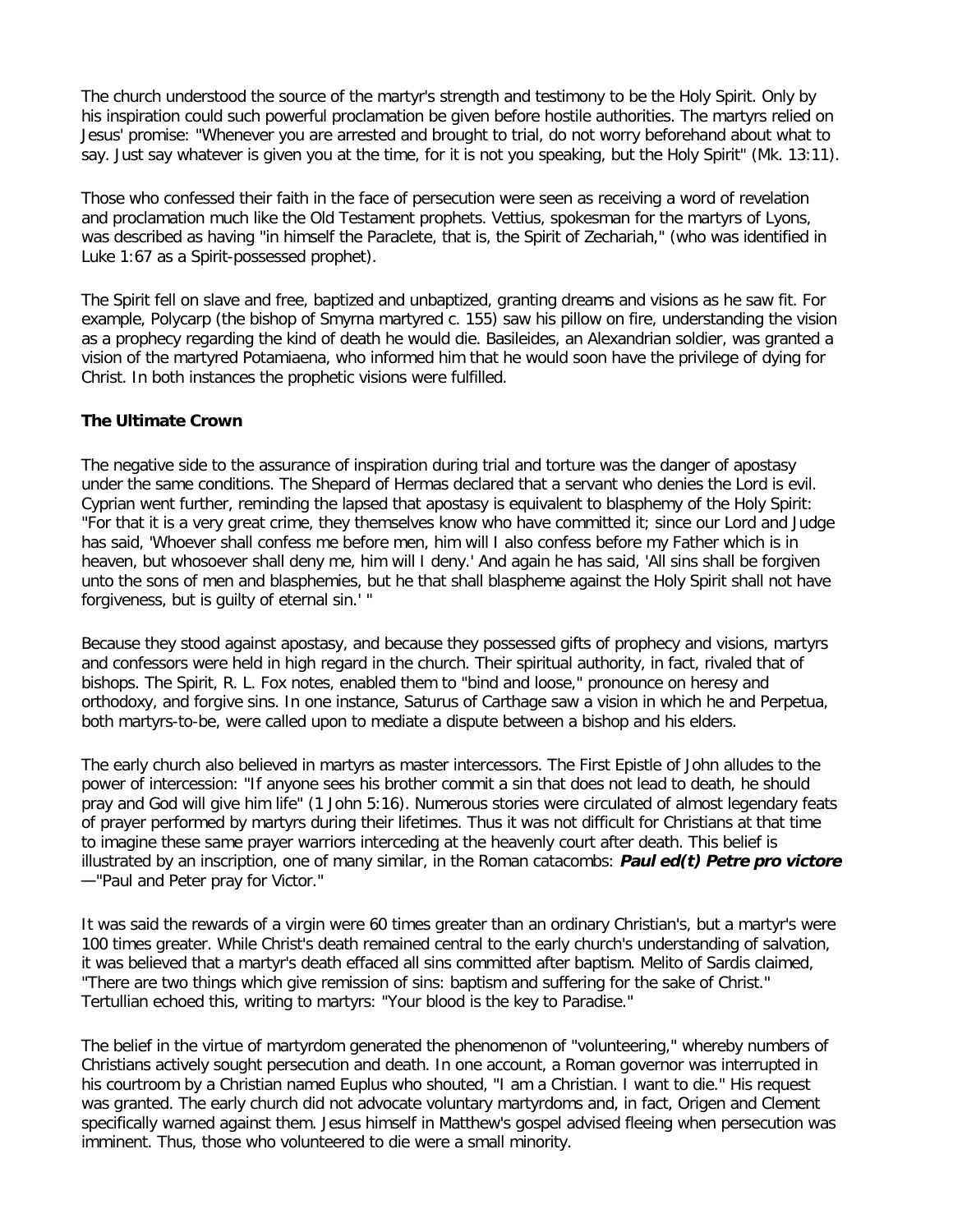The church understood the source of the martyr's strength and testimony to be the Holy Spirit. Only by his inspiration could such powerful proclamation be given before hostile authorities. The martyrs relied on Jesus' promise: "Whenever you are arrested and brought to trial, do not worry beforehand about what to say. Just say whatever is given you at the time, for it is not you speaking, but the Holy Spirit" (Mk. 13:11).

Those who confessed their faith in the face of persecution were seen as receiving a word of revelation and proclamation much like the Old Testament prophets. Vettius, spokesman for the martyrs of Lyons, was described as having "in himself the Paraclete, that is, the Spirit of Zechariah," (who was identified in Luke 1:67 as a Spirit-possessed prophet).

The Spirit fell on slave and free, baptized and unbaptized, granting dreams and visions as he saw fit. For example, Polycarp (the bishop of Smyrna martyred c. 155) saw his pillow on fire, understanding the vision as a prophecy regarding the kind of death he would die. Basileides, an Alexandrian soldier, was granted a vision of the martyred Potamiaena, who informed him that he would soon have the privilege of dying for Christ. In both instances the prophetic visions were fulfilled.

**The Ultimate Crown**

The negative side to the assurance of inspiration during trial and torture was the danger of apostasy under the same conditions. The Shepard of Hermas declared that a servant who denies the Lord is evil. Cyprian went further, reminding the lapsed that apostasy is equivalent to blasphemy of the Holy Spirit: "For that it is a very great crime, they themselves know who have committed it; since our Lord and Judge has said, 'Whoever shall confess me before men, him will I also confess before my Father which is in heaven, but whosoever shall deny me, him will I deny.' And again he has said, 'All sins shall be forgiven unto the sons of men and blasphemies, but he that shall blaspheme against the Holy Spirit shall not have forgiveness, but is guilty of eternal sin.' "

Because they stood against apostasy, and because they possessed gifts of prophecy and visions, martyrs and confessors were held in high regard in the church. Their spiritual authority, in fact, rivaled that of bishops. The Spirit, R. L. Fox notes, enabled them to "bind and loose," pronounce on heresy and orthodoxy, and forgive sins. In one instance, Saturus of Carthage saw a vision in which he and Perpetua, both martyrs-to-be, were called upon to mediate a dispute between a bishop and his elders.

The early church also believed in martyrs as master intercessors. The First Epistle of John alludes to the power of intercession: "If anyone sees his brother commit a sin that does not lead to death, he should pray and God will give him life" (1 John 5:16). Numerous stories were circulated of almost legendary feats of prayer performed by martyrs during their lifetimes. Thus it was not difficult for Christians at that time to imagine these same prayer warriors interceding at the heavenly court after death. This belief is illustrated by an inscription, one of many similar, in the Roman catacombs: ***Paul ed(t) Petre pro victore*** —"Paul and Peter pray for Victor."

It was said the rewards of a virgin were 60 times greater than an ordinary Christian's, but a martyr's were 100 times greater. While Christ's death remained central to the early church's understanding of salvation, it was believed that a martyr's death effaced all sins committed after baptism. Melito of Sardis claimed, "There are two things which give remission of sins: baptism and suffering for the sake of Christ." Tertullian echoed this, writing to martyrs: "Your blood is the key to Paradise."

The belief in the virtue of martyrdom generated the phenomenon of "volunteering," whereby numbers of Christians actively sought persecution and death. In one account, a Roman governor was interrupted in his courtroom by a Christian named Euplus who shouted, "I am a Christian. I want to die." His request was granted. The early church did not advocate voluntary martyrdoms and, in fact, Origen and Clement specifically warned against them. Jesus himself in Matthew's gospel advised fleeing when persecution was imminent. Thus, those who volunteered to die were a small minority.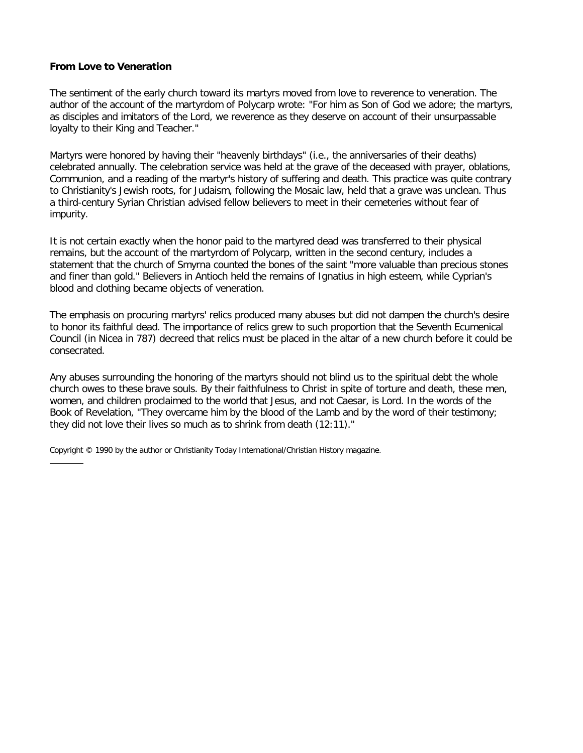**From Love to Veneration**

The sentiment of the early church toward its martyrs moved from love to reverence to veneration. The author of the account of the martyrdom of Polycarp wrote: "For him as Son of God we adore; the martyrs, as disciples and imitators of the Lord, we reverence as they deserve on account of their unsurpassable loyalty to their King and Teacher."

Martyrs were honored by having their "heavenly birthdays" (i.e., the anniversaries of their deaths) celebrated annually. The celebration service was held at the grave of the deceased with prayer, oblations, Communion, and a reading of the martyr's history of suffering and death. This practice was quite contrary to Christianity's Jewish roots, for Judaism, following the Mosaic law, held that a grave was unclean. Thus a third-century Syrian Christian advised fellow believers to meet in their cemeteries without fear of impurity.

It is not certain exactly when the honor paid to the martyred dead was transferred to their physical remains, but the account of the martyrdom of Polycarp, written in the second century, includes a statement that the church of Smyrna counted the bones of the saint "more valuable than precious stones and finer than gold." Believers in Antioch held the remains of Ignatius in high esteem, while Cyprian's blood and clothing became objects of veneration.

The emphasis on procuring martyrs' relics produced many abuses but did not dampen the church's desire to honor its faithful dead. The importance of relics grew to such proportion that the Seventh Ecumenical Council (in Nicea in 787) decreed that relics must be placed in the altar of a new church before it could be consecrated.

Any abuses surrounding the honoring of the martyrs should not blind us to the spiritual debt the whole church owes to these brave souls. By their faithfulness to Christ in spite of torture and death, these men, women, and children proclaimed to the world that Jesus, and not Caesar, is Lord. In the words of the Book of Revelation, "They overcame him by the blood of the Lamb and by the word of their testimony; they did not love their lives so much as to shrink from death (12:11)."

Copyright © 1990 by the author or Christianity Today International/Christian History magazine.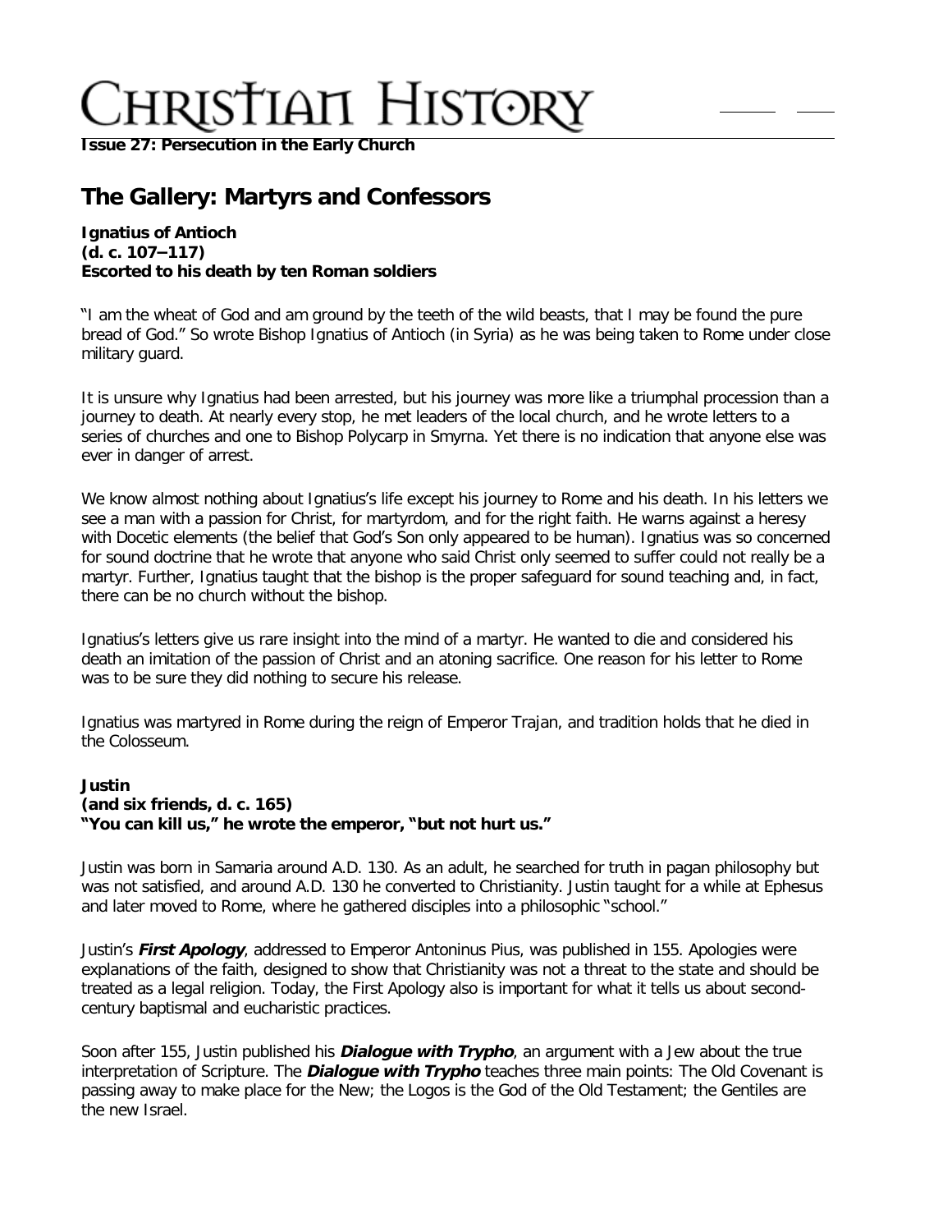## The Gallery: Martyrs and Confessors

**Ignatius of Antioch**
**(d. c. 107–117)**
**Escorted to his death by ten Roman soldiers**

"I am the wheat of God and am ground by the teeth of the wild beasts, that I may be found the pure bread of God." So wrote Bishop Ignatius of Antioch (in Syria) as he was being taken to Rome under close military guard.

It is unsure why Ignatius had been arrested, but his journey was more like a triumphal procession than a journey to death. At nearly every stop, he met leaders of the local church, and he wrote letters to a series of churches and one to Bishop Polycarp in Smyrna. Yet there is no indication that anyone else was ever in danger of arrest.

We know almost nothing about Ignatius's life except his journey to Rome and his death. In his letters we see a man with a passion for Christ, for martyrdom, and for the right faith. He warns against a heresy with Docetic elements (the belief that God's Son only appeared to be human). Ignatius was so concerned for sound doctrine that he wrote that anyone who said Christ only seemed to suffer could not really be a martyr. Further, Ignatius taught that the bishop is the proper safeguard for sound teaching and, in fact, there can be no church without the bishop.

Ignatius's letters give us rare insight into the mind of a martyr. He wanted to die and considered his death an imitation of the passion of Christ and an atoning sacrifice. One reason for his letter to Rome was to be sure they did nothing to secure his release.

Ignatius was martyred in Rome during the reign of Emperor Trajan, and tradition holds that he died in the Colosseum.

**Justin**
**(and six friends, d. c. 165)**
**"You can kill us," he wrote the emperor, "but not hurt us."**

Justin was born in Samaria around A.D. 130. As an adult, he searched for truth in pagan philosophy but was not satisfied, and around A.D. 130 he converted to Christianity. Justin taught for a while at Ephesus and later moved to Rome, where he gathered disciples into a philosophic "school."

Justin's ***First Apology***, addressed to Emperor Antoninus Pius, was published in 155. Apologies were explanations of the faith, designed to show that Christianity was not a threat to the state and should be treated as a legal religion. Today, the First Apology also is important for what it tells us about second-century baptismal and eucharistic practices.

Soon after 155, Justin published his ***Dialogue with Trypho***, an argument with a Jew about the true interpretation of Scripture. The ***Dialogue with Trypho*** teaches three main points: The Old Covenant is passing away to make place for the New; the Logos is the God of the Old Testament; the Gentiles are the new Israel.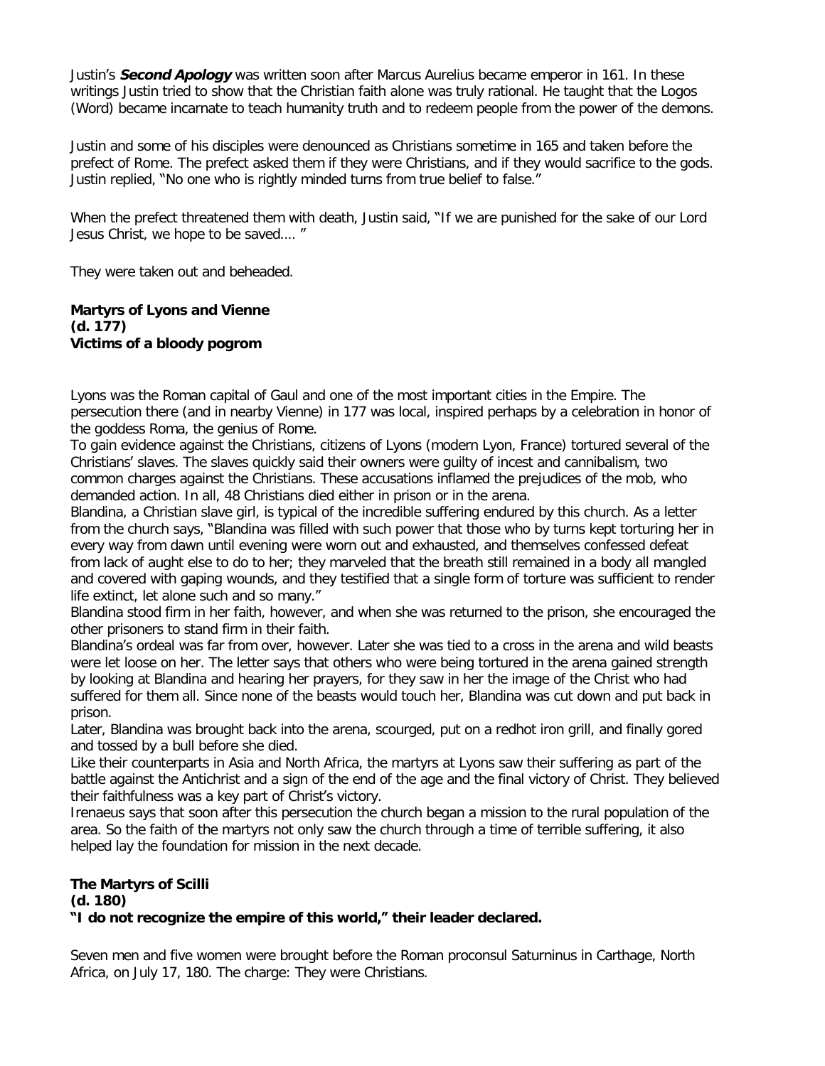Justin's ***Second Apology*** was written soon after Marcus Aurelius became emperor in 161. In these writings Justin tried to show that the Christian faith alone was truly rational. He taught that the Logos (Word) became incarnate to teach humanity truth and to redeem people from the power of the demons.

Justin and some of his disciples were denounced as Christians sometime in 165 and taken before the prefect of Rome. The prefect asked them if they were Christians, and if they would sacrifice to the gods. Justin replied, "No one who is rightly minded turns from true belief to false."

When the prefect threatened them with death, Justin said, "If we are punished for the sake of our Lord Jesus Christ, we hope to be saved.... "

They were taken out and beheaded.

**Martyrs of Lyons and Vienne**
**(d. 177)**
**Victims of a bloody pogrom**

Lyons was the Roman capital of Gaul and one of the most important cities in the Empire. The persecution there (and in nearby Vienne) in 177 was local, inspired perhaps by a celebration in honor of the goddess Roma, the genius of Rome.

To gain evidence against the Christians, citizens of Lyons (modern Lyon, France) tortured several of the Christians' slaves. The slaves quickly said their owners were guilty of incest and cannibalism, two common charges against the Christians. These accusations inflamed the prejudices of the mob, who demanded action. In all, 48 Christians died either in prison or in the arena.

Blandina, a Christian slave girl, is typical of the incredible suffering endured by this church. As a letter from the church says, "Blandina was filled with such power that those who by turns kept torturing her in every way from dawn until evening were worn out and exhausted, and themselves confessed defeat from lack of aught else to do to her; they marveled that the breath still remained in a body all mangled and covered with gaping wounds, and they testified that a single form of torture was sufficient to render life extinct, let alone such and so many."

Blandina stood firm in her faith, however, and when she was returned to the prison, she encouraged the other prisoners to stand firm in their faith.

Blandina's ordeal was far from over, however. Later she was tied to a cross in the arena and wild beasts were let loose on her. The letter says that others who were being tortured in the arena gained strength by looking at Blandina and hearing her prayers, for they saw in her the image of the Christ who had suffered for them all. Since none of the beasts would touch her, Blandina was cut down and put back in prison.

Later, Blandina was brought back into the arena, scourged, put on a redhot iron grill, and finally gored and tossed by a bull before she died.

Like their counterparts in Asia and North Africa, the martyrs at Lyons saw their suffering as part of the battle against the Antichrist and a sign of the end of the age and the final victory of Christ. They believed their faithfulness was a key part of Christ's victory.

Irenaeus says that soon after this persecution the church began a mission to the rural population of the area. So the faith of the martyrs not only saw the church through a time of terrible suffering, it also helped lay the foundation for mission in the next decade.

**The Martyrs of Scilli**
**(d. 180)**
**"I do not recognize the empire of this world," their leader declared.**

Seven men and five women were brought before the Roman proconsul Saturninus in Carthage, North Africa, on July 17, 180. The charge: They were Christians.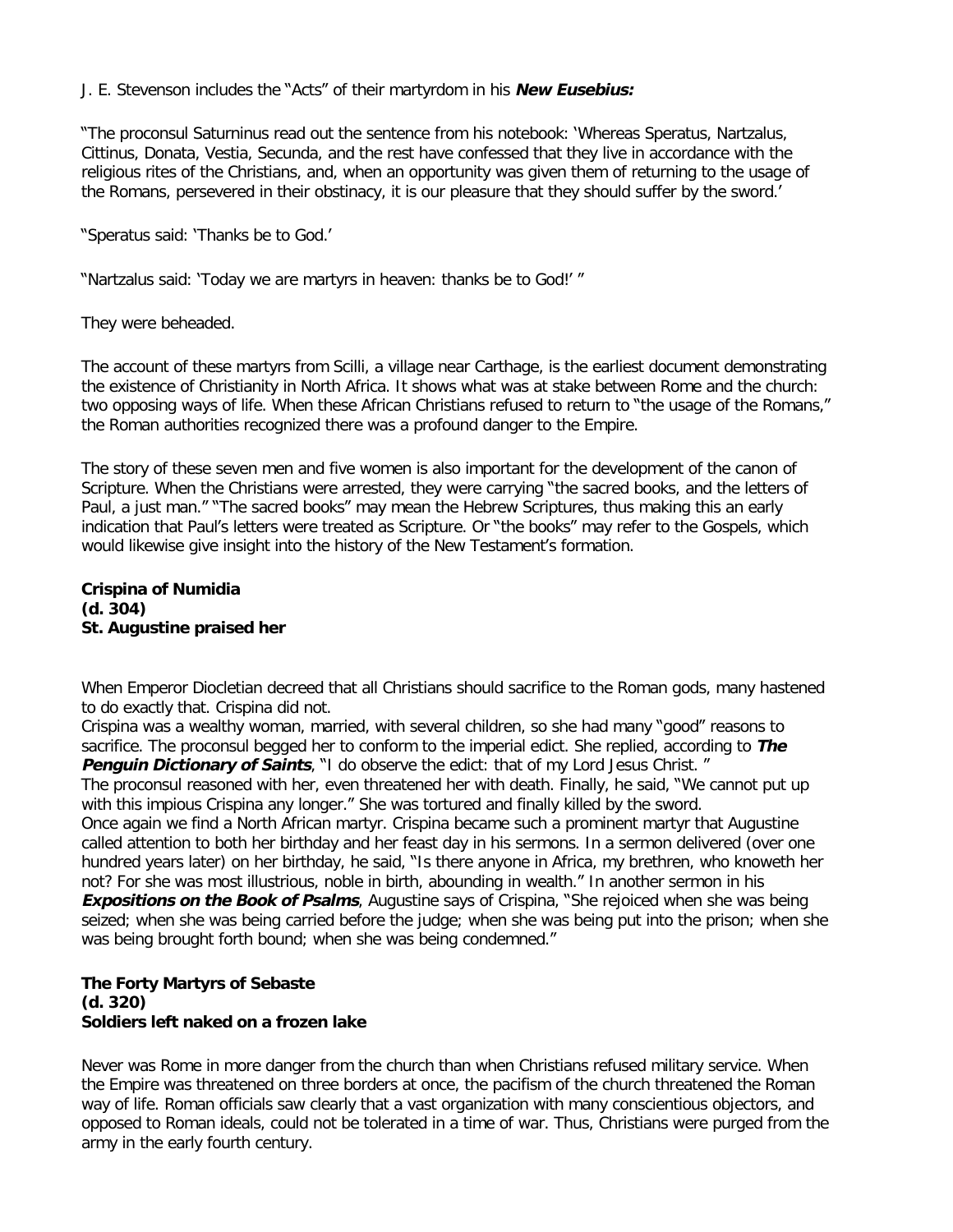J. E. Stevenson includes the "Acts" of their martyrdom in his ***New Eusebius:***

"The proconsul Saturninus read out the sentence from his notebook: 'Whereas Speratus, Nartzalus, Cittinus, Donata, Vestia, Secunda, and the rest have confessed that they live in accordance with the religious rites of the Christians, and, when an opportunity was given them of returning to the usage of the Romans, persevered in their obstinacy, it is our pleasure that they should suffer by the sword.'

"Speratus said: 'Thanks be to God.'

"Nartzalus said: 'Today we are martyrs in heaven: thanks be to God!' "

They were beheaded.

The account of these martyrs from Scilli, a village near Carthage, is the earliest document demonstrating the existence of Christianity in North Africa. It shows what was at stake between Rome and the church: two opposing ways of life. When these African Christians refused to return to "the usage of the Romans," the Roman authorities recognized there was a profound danger to the Empire.

The story of these seven men and five women is also important for the development of the canon of Scripture. When the Christians were arrested, they were carrying "the sacred books, and the letters of Paul, a just man." "The sacred books" may mean the Hebrew Scriptures, thus making this an early indication that Paul's letters were treated as Scripture. Or "the books" may refer to the Gospels, which would likewise give insight into the history of the New Testament's formation.

**Crispina of Numidia**
**(d. 304)**
**St. Augustine praised her**

When Emperor Diocletian decreed that all Christians should sacrifice to the Roman gods, many hastened to do exactly that. Crispina did not.

Crispina was a wealthy woman, married, with several children, so she had many "good" reasons to sacrifice. The proconsul begged her to conform to the imperial edict. She replied, according to ***The Penguin Dictionary of Saints***, "I do observe the edict: that of my Lord Jesus Christ. "

The proconsul reasoned with her, even threatened her with death. Finally, he said, "We cannot put up with this impious Crispina any longer." She was tortured and finally killed by the sword.

Once again we find a North African martyr. Crispina became such a prominent martyr that Augustine called attention to both her birthday and her feast day in his sermons. In a sermon delivered (over one hundred years later) on her birthday, he said, "Is there anyone in Africa, my brethren, who knoweth her not? For she was most illustrious, noble in birth, abounding in wealth." In another sermon in his ***Expositions on the Book of Psalms***, Augustine says of Crispina, "She rejoiced when she was being seized; when she was being carried before the judge; when she was being put into the prison; when she was being brought forth bound; when she was being condemned."

**The Forty Martyrs of Sebaste**
**(d. 320)**
**Soldiers left naked on a frozen lake**

Never was Rome in more danger from the church than when Christians refused military service. When the Empire was threatened on three borders at once, the pacifism of the church threatened the Roman way of life. Roman officials saw clearly that a vast organization with many conscientious objectors, and opposed to Roman ideals, could not be tolerated in a time of war. Thus, Christians were purged from the army in the early fourth century.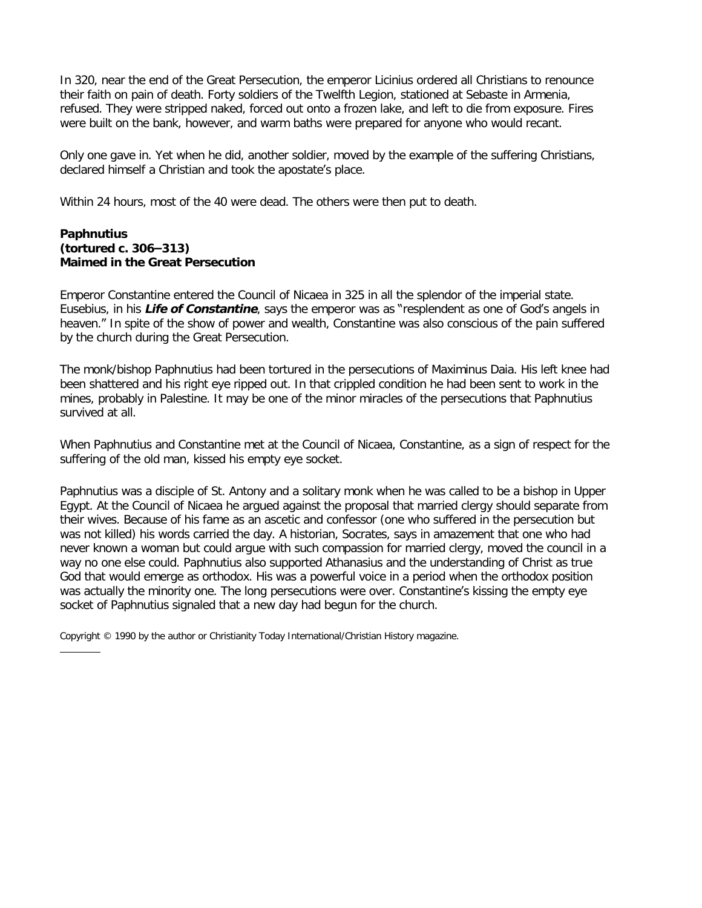In 320, near the end of the Great Persecution, the emperor Licinius ordered all Christians to renounce their faith on pain of death. Forty soldiers of the Twelfth Legion, stationed at Sebaste in Armenia, refused. They were stripped naked, forced out onto a frozen lake, and left to die from exposure. Fires were built on the bank, however, and warm baths were prepared for anyone who would recant.

Only one gave in. Yet when he did, another soldier, moved by the example of the suffering Christians, declared himself a Christian and took the apostate's place.

Within 24 hours, most of the 40 were dead. The others were then put to death.

**Paphnutius**
**(tortured c. 306–313)**
**Maimed in the Great Persecution**

Emperor Constantine entered the Council of Nicaea in 325 in all the splendor of the imperial state. Eusebius, in his ***Life of Constantine***, says the emperor was as "resplendent as one of God's angels in heaven." In spite of the show of power and wealth, Constantine was also conscious of the pain suffered by the church during the Great Persecution.

The monk/bishop Paphnutius had been tortured in the persecutions of Maximinus Daia. His left knee had been shattered and his right eye ripped out. In that crippled condition he had been sent to work in the mines, probably in Palestine. It may be one of the minor miracles of the persecutions that Paphnutius survived at all.

When Paphnutius and Constantine met at the Council of Nicaea, Constantine, as a sign of respect for the suffering of the old man, kissed his empty eye socket.

Paphnutius was a disciple of St. Antony and a solitary monk when he was called to be a bishop in Upper Egypt. At the Council of Nicaea he argued against the proposal that married clergy should separate from their wives. Because of his fame as an ascetic and confessor (one who suffered in the persecution but was not killed) his words carried the day. A historian, Socrates, says in amazement that one who had never known a woman but could argue with such compassion for married clergy, moved the council in a way no one else could. Paphnutius also supported Athanasius and the understanding of Christ as true God that would emerge as orthodox. His was a powerful voice in a period when the orthodox position was actually the minority one. The long persecutions were over. Constantine's kissing the empty eye socket of Paphnutius signaled that a new day had begun for the church.

Copyright © 1990 by the author or Christianity Today International/Christian History magazine.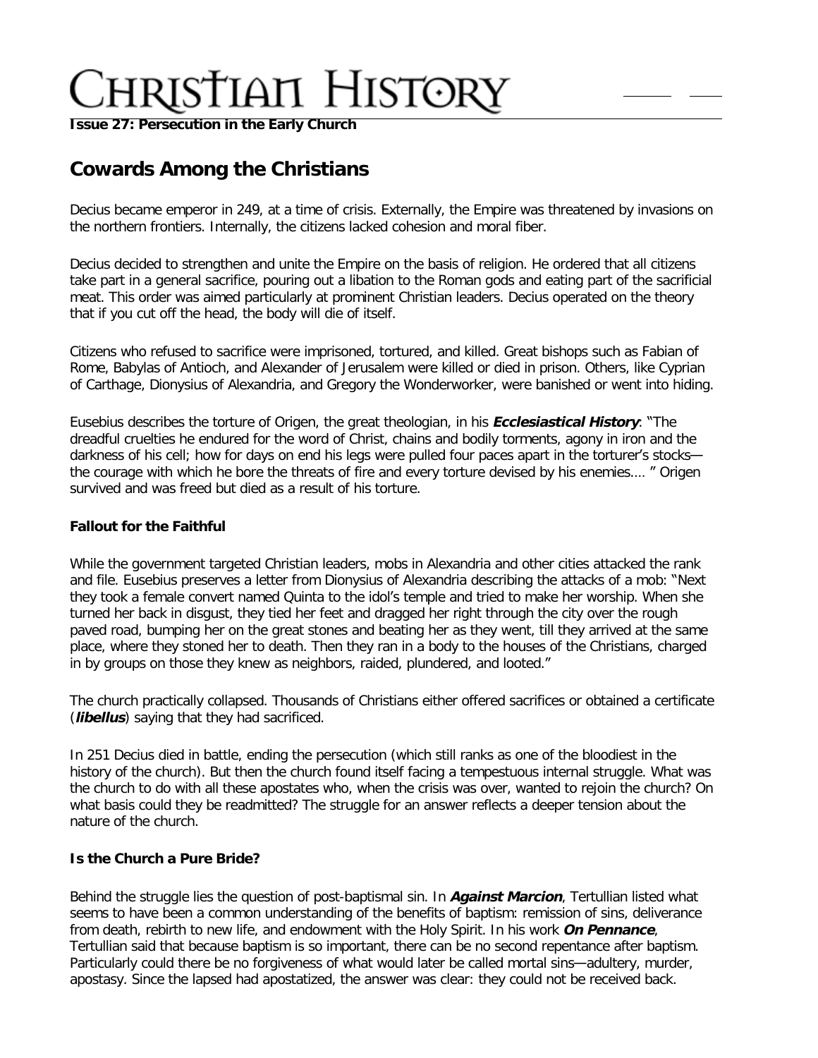**Issue 27: Persecution in the Early Church**

## Cowards Among the Christians

Decius became emperor in 249, at a time of crisis. Externally, the Empire was threatened by invasions on the northern frontiers. Internally, the citizens lacked cohesion and moral fiber.

Decius decided to strengthen and unite the Empire on the basis of religion. He ordered that all citizens take part in a general sacrifice, pouring out a libation to the Roman gods and eating part of the sacrificial meat. This order was aimed particularly at prominent Christian leaders. Decius operated on the theory that if you cut off the head, the body will die of itself.

Citizens who refused to sacrifice were imprisoned, tortured, and killed. Great bishops such as Fabian of Rome, Babylas of Antioch, and Alexander of Jerusalem were killed or died in prison. Others, like Cyprian of Carthage, Dionysius of Alexandria, and Gregory the Wonderworker, were banished or went into hiding.

Eusebius describes the torture of Origen, the great theologian, in his ***Ecclesiastical History***: "The dreadful cruelties he endured for the word of Christ, chains and bodily torments, agony in iron and the darkness of his cell; how for days on end his legs were pulled four paces apart in the torturer's stocks—the courage with which he bore the threats of fire and every torture devised by his enemies.... " Origen survived and was freed but died as a result of his torture.

### Fallout for the Faithful

While the government targeted Christian leaders, mobs in Alexandria and other cities attacked the rank and file. Eusebius preserves a letter from Dionysius of Alexandria describing the attacks of a mob: "Next they took a female convert named Quinta to the idol's temple and tried to make her worship. When she turned her back in disgust, they tied her feet and dragged her right through the city over the rough paved road, bumping her on the great stones and beating her as they went, till they arrived at the same place, where they stoned her to death. Then they ran in a body to the houses of the Christians, charged in by groups on those they knew as neighbors, raided, plundered, and looted."

The church practically collapsed. Thousands of Christians either offered sacrifices or obtained a certificate (***libellus***) saying that they had sacrificed.

In 251 Decius died in battle, ending the persecution (which still ranks as one of the bloodiest in the history of the church). But then the church found itself facing a tempestuous internal struggle. What was the church to do with all these apostates who, when the crisis was over, wanted to rejoin the church? On what basis could they be readmitted? The struggle for an answer reflects a deeper tension about the nature of the church.

### Is the Church a Pure Bride?

Behind the struggle lies the question of post-baptismal sin. In ***Against Marcion***, Tertullian listed what seems to have been a common understanding of the benefits of baptism: remission of sins, deliverance from death, rebirth to new life, and endowment with the Holy Spirit. In his work ***On Pennance***, Tertullian said that because baptism is so important, there can be no second repentance after baptism. Particularly could there be no forgiveness of what would later be called mortal sins—adultery, murder, apostasy. Since the lapsed had apostatized, the answer was clear: they could not be received back.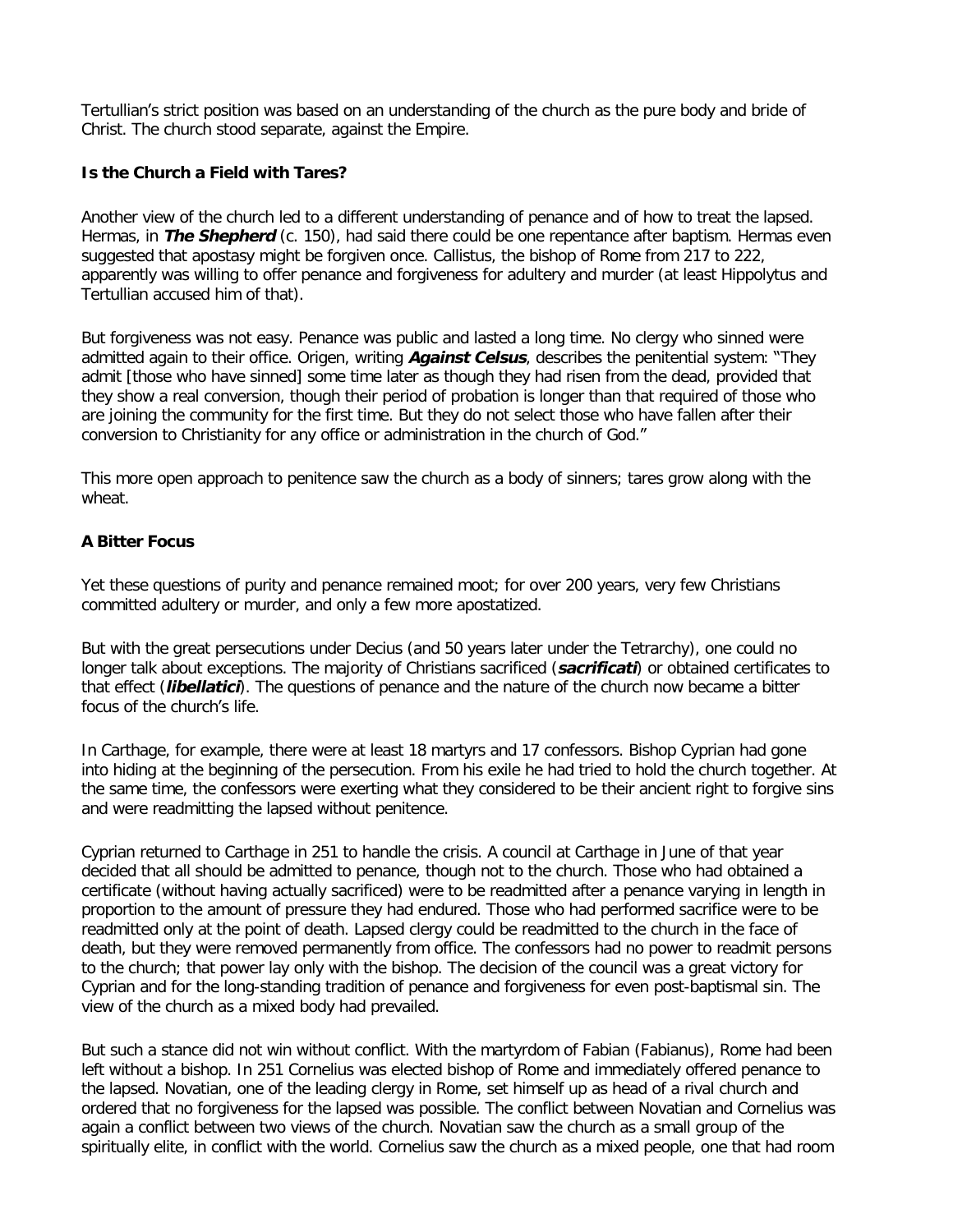Tertullian's strict position was based on an understanding of the church as the pure body and bride of Christ. The church stood separate, against the Empire.

### Is the Church a Field with Tares?

Another view of the church led to a different understanding of penance and of how to treat the lapsed. Hermas, in ***The Shepherd*** (c. 150), had said there could be one repentance after baptism. Hermas even suggested that apostasy might be forgiven once. Callistus, the bishop of Rome from 217 to 222, apparently was willing to offer penance and forgiveness for adultery and murder (at least Hippolytus and Tertullian accused him of that).

But forgiveness was not easy. Penance was public and lasted a long time. No clergy who sinned were admitted again to their office. Origen, writing ***Against Celsus***, describes the penitential system: "They admit [those who have sinned] some time later as though they had risen from the dead, provided that they show a real conversion, though their period of probation is longer than that required of those who are joining the community for the first time. But they do not select those who have fallen after their conversion to Christianity for any office or administration in the church of God."

This more open approach to penitence saw the church as a body of sinners; tares grow along with the wheat.

### A Bitter Focus

Yet these questions of purity and penance remained moot; for over 200 years, very few Christians committed adultery or murder, and only a few more apostatized.

But with the great persecutions under Decius (and 50 years later under the Tetrarchy), one could no longer talk about exceptions. The majority of Christians sacrificed (***sacrificati***) or obtained certificates to that effect (***libellatici***). The questions of penance and the nature of the church now became a bitter focus of the church's life.

In Carthage, for example, there were at least 18 martyrs and 17 confessors. Bishop Cyprian had gone into hiding at the beginning of the persecution. From his exile he had tried to hold the church together. At the same time, the confessors were exerting what they considered to be their ancient right to forgive sins and were readmitting the lapsed without penitence.

Cyprian returned to Carthage in 251 to handle the crisis. A council at Carthage in June of that year decided that all should be admitted to penance, though not to the church. Those who had obtained a certificate (without having actually sacrificed) were to be readmitted after a penance varying in length in proportion to the amount of pressure they had endured. Those who had performed sacrifice were to be readmitted only at the point of death. Lapsed clergy could be readmitted to the church in the face of death, but they were removed permanently from office. The confessors had no power to readmit persons to the church; that power lay only with the bishop. The decision of the council was a great victory for Cyprian and for the long-standing tradition of penance and forgiveness for even post-baptismal sin. The view of the church as a mixed body had prevailed.

But such a stance did not win without conflict. With the martyrdom of Fabian (Fabianus), Rome had been left without a bishop. In 251 Cornelius was elected bishop of Rome and immediately offered penance to the lapsed. Novatian, one of the leading clergy in Rome, set himself up as head of a rival church and ordered that no forgiveness for the lapsed was possible. The conflict between Novatian and Cornelius was again a conflict between two views of the church. Novatian saw the church as a small group of the spiritually elite, in conflict with the world. Cornelius saw the church as a mixed people, one that had room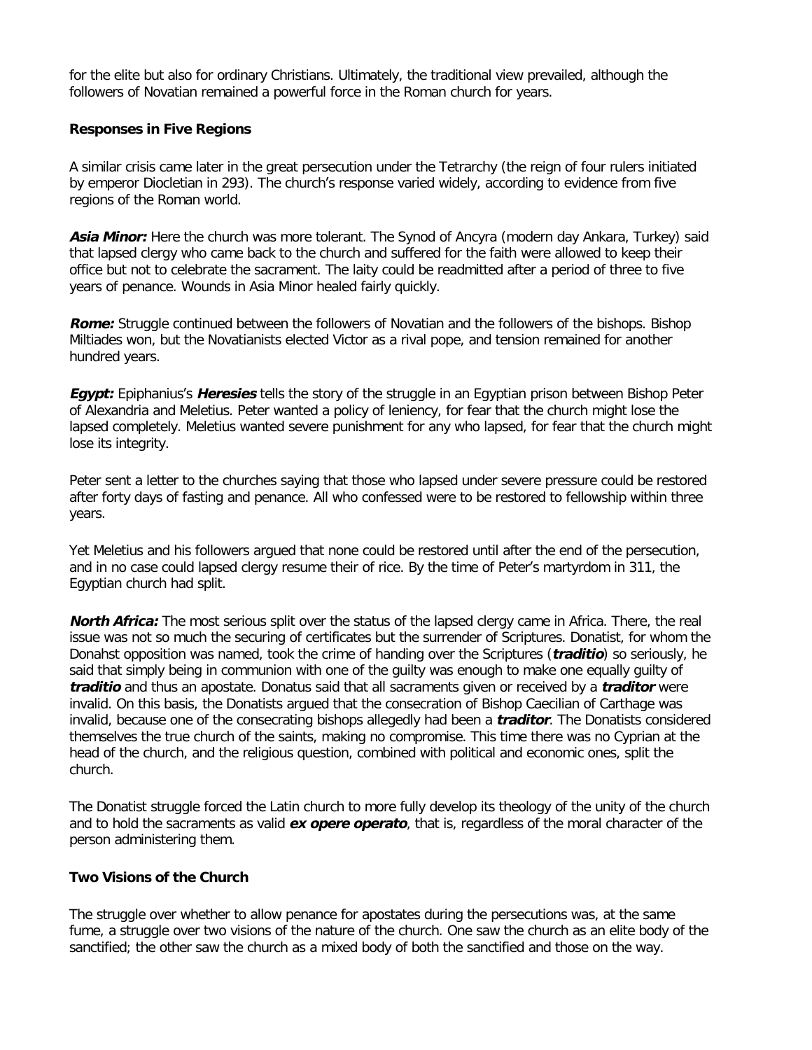for the elite but also for ordinary Christians. Ultimately, the traditional view prevailed, although the followers of Novatian remained a powerful force in the Roman church for years.

**Responses in Five Regions**

A similar crisis came later in the great persecution under the Tetrarchy (the reign of four rulers initiated by emperor Diocletian in 293). The church's response varied widely, according to evidence from five regions of the Roman world.

***Asia Minor:*** Here the church was more tolerant. The Synod of Ancyra (modern day Ankara, Turkey) said that lapsed clergy who came back to the church and suffered for the faith were allowed to keep their office but not to celebrate the sacrament. The laity could be readmitted after a period of three to five years of penance. Wounds in Asia Minor healed fairly quickly.

***Rome:*** Struggle continued between the followers of Novatian and the followers of the bishops. Bishop Miltiades won, but the Novatianists elected Victor as a rival pope, and tension remained for another hundred years.

***Egypt:*** Epiphanius's ***Heresies*** tells the story of the struggle in an Egyptian prison between Bishop Peter of Alexandria and Meletius. Peter wanted a policy of leniency, for fear that the church might lose the lapsed completely. Meletius wanted severe punishment for any who lapsed, for fear that the church might lose its integrity.

Peter sent a letter to the churches saying that those who lapsed under severe pressure could be restored after forty days of fasting and penance. All who confessed were to be restored to fellowship within three years.

Yet Meletius and his followers argued that none could be restored until after the end of the persecution, and in no case could lapsed clergy resume their of rice. By the time of Peter's martyrdom in 311, the Egyptian church had split.

***North Africa:*** The most serious split over the status of the lapsed clergy came in Africa. There, the real issue was not so much the securing of certificates but the surrender of Scriptures. Donatist, for whom the Donahst opposition was named, took the crime of handing over the Scriptures (***traditio***) so seriously, he said that simply being in communion with one of the guilty was enough to make one equally guilty of ***traditio*** and thus an apostate. Donatus said that all sacraments given or received by a ***traditor*** were invalid. On this basis, the Donatists argued that the consecration of Bishop Caecilian of Carthage was invalid, because one of the consecrating bishops allegedly had been a ***traditor***. The Donatists considered themselves the true church of the saints, making no compromise. This time there was no Cyprian at the head of the church, and the religious question, combined with political and economic ones, split the church.

The Donatist struggle forced the Latin church to more fully develop its theology of the unity of the church and to hold the sacraments as valid ***ex opere operato***, that is, regardless of the moral character of the person administering them.

**Two Visions of the Church**

The struggle over whether to allow penance for apostates during the persecutions was, at the same fume, a struggle over two visions of the nature of the church. One saw the church as an elite body of the sanctified; the other saw the church as a mixed body of both the sanctified and those on the way.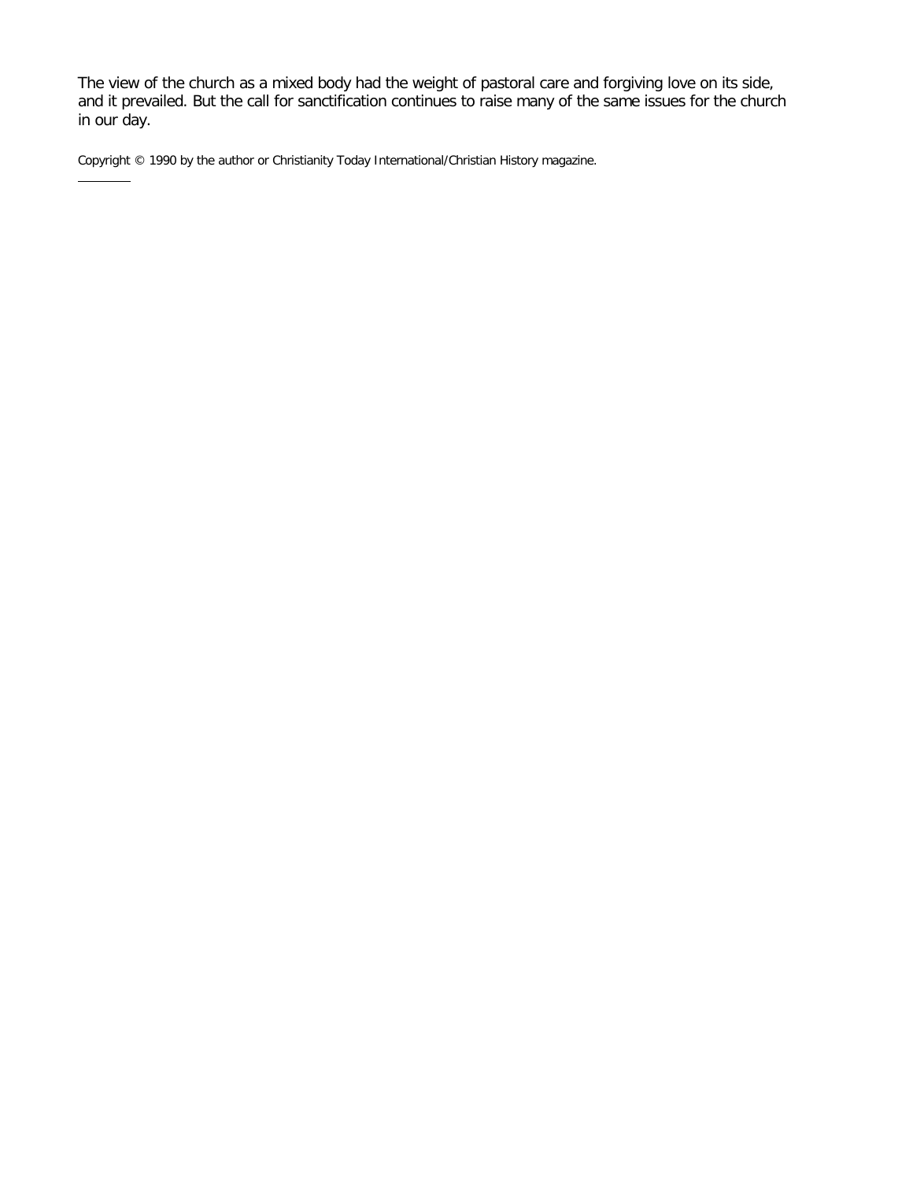The view of the church as a mixed body had the weight of pastoral care and forgiving love on its side, and it prevailed. But the call for sanctification continues to raise many of the same issues for the church in our day.

Copyright © 1990 by the author or Christianity Today International/Christian History magazine.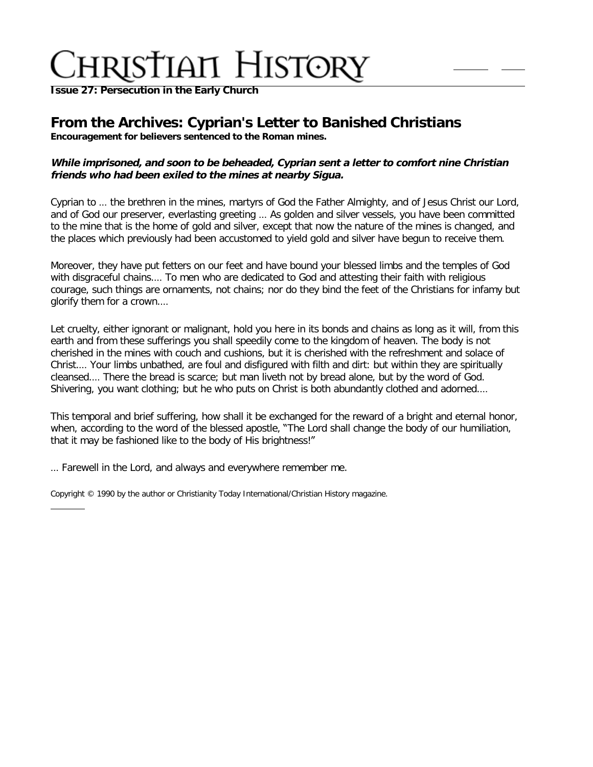# Christian History

**Issue 27: Persecution in the Early Church**

## From the Archives: Cyprian's Letter to Banished Christians

**Encouragement for believers sentenced to the Roman mines.**

***While imprisoned, and soon to be beheaded, Cyprian sent a letter to comfort nine Christian friends who had been exiled to the mines at nearby Sigua.***

Cyprian to … the brethren in the mines, martyrs of God the Father Almighty, and of Jesus Christ our Lord, and of God our preserver, everlasting greeting … As golden and silver vessels, you have been committed to the mine that is the home of gold and silver, except that now the nature of the mines is changed, and the places which previously had been accustomed to yield gold and silver have begun to receive them.

Moreover, they have put fetters on our feet and have bound your blessed limbs and the temples of God with disgraceful chains.… To men who are dedicated to God and attesting their faith with religious courage, such things are ornaments, not chains; nor do they bind the feet of the Christians for infamy but glorify them for a crown.…

Let cruelty, either ignorant or malignant, hold you here in its bonds and chains as long as it will, from this earth and from these sufferings you shall speedily come to the kingdom of heaven. The body is not cherished in the mines with couch and cushions, but it is cherished with the refreshment and solace of Christ.… Your limbs unbathed, are foul and disfigured with filth and dirt: but within they are spiritually cleansed.… There the bread is scarce; but man liveth not by bread alone, but by the word of God. Shivering, you want clothing; but he who puts on Christ is both abundantly clothed and adorned.…

This temporal and brief suffering, how shall it be exchanged for the reward of a bright and eternal honor, when, according to the word of the blessed apostle, "The Lord shall change the body of our humiliation, that it may be fashioned like to the body of His brightness!"

… Farewell in the Lord, and always and everywhere remember me.

Copyright © 1990 by the author or Christianity Today International/Christian History magazine.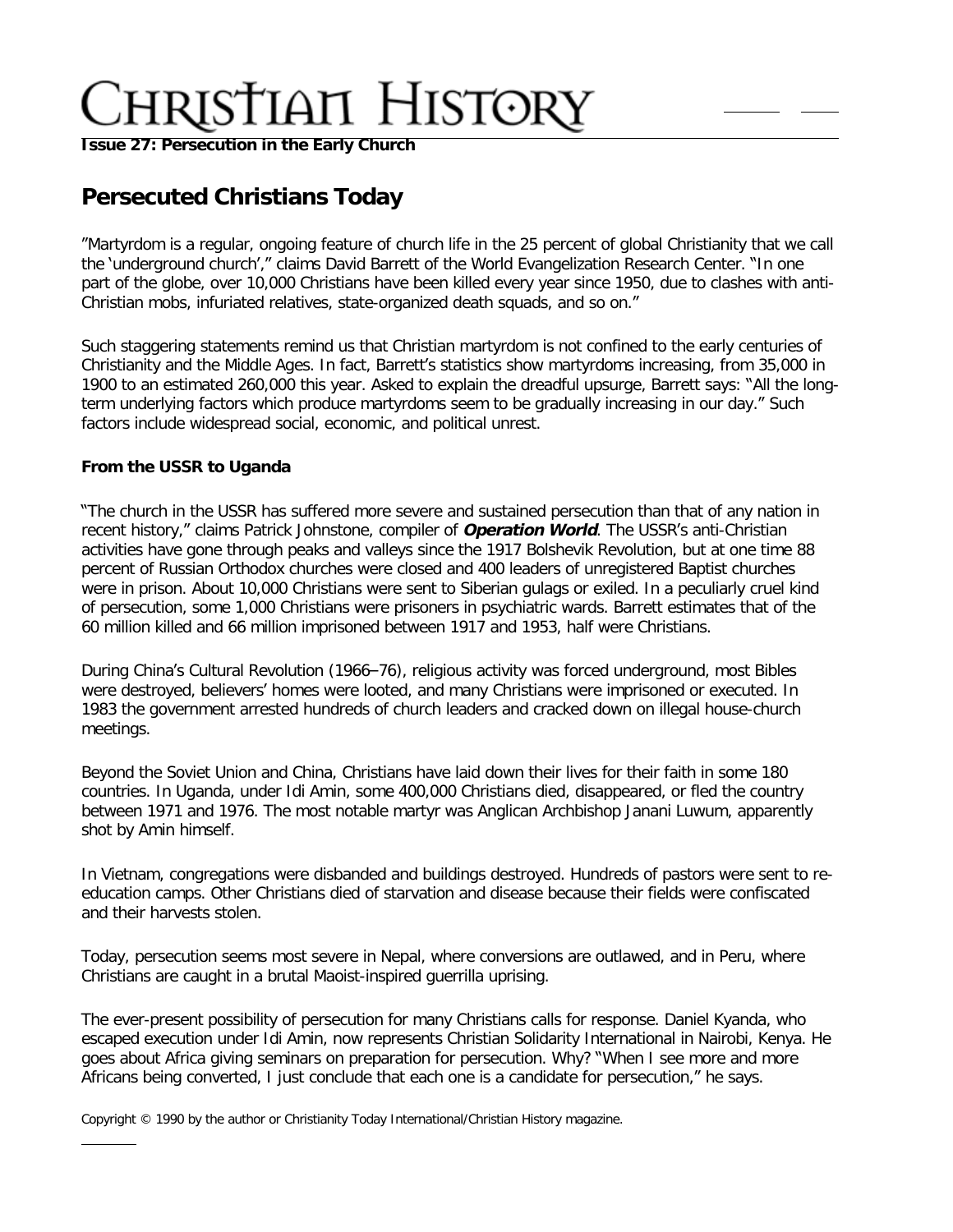**Issue 27: Persecution in the Early Church**

## Persecuted Christians Today

"Martyrdom is a regular, ongoing feature of church life in the 25 percent of global Christianity that we call the 'underground church'," claims David Barrett of the World Evangelization Research Center. "In one part of the globe, over 10,000 Christians have been killed every year since 1950, due to clashes with anti-Christian mobs, infuriated relatives, state-organized death squads, and so on."

Such staggering statements remind us that Christian martyrdom is not confined to the early centuries of Christianity and the Middle Ages. In fact, Barrett's statistics show martyrdoms increasing, from 35,000 in 1900 to an estimated 260,000 this year. Asked to explain the dreadful upsurge, Barrett says: "All the long-term underlying factors which produce martyrdoms seem to be gradually increasing in our day." Such factors include widespread social, economic, and political unrest.

### From the USSR to Uganda

"The church in the USSR has suffered more severe and sustained persecution than that of any nation in recent history," claims Patrick Johnstone, compiler of ***Operation World***. The USSR's anti-Christian activities have gone through peaks and valleys since the 1917 Bolshevik Revolution, but at one time 88 percent of Russian Orthodox churches were closed and 400 leaders of unregistered Baptist churches were in prison. About 10,000 Christians were sent to Siberian gulags or exiled. In a peculiarly cruel kind of persecution, some 1,000 Christians were prisoners in psychiatric wards. Barrett estimates that of the 60 million killed and 66 million imprisoned between 1917 and 1953, half were Christians.

During China's Cultural Revolution (1966–76), religious activity was forced underground, most Bibles were destroyed, believers' homes were looted, and many Christians were imprisoned or executed. In 1983 the government arrested hundreds of church leaders and cracked down on illegal house-church meetings.

Beyond the Soviet Union and China, Christians have laid down their lives for their faith in some 180 countries. In Uganda, under Idi Amin, some 400,000 Christians died, disappeared, or fled the country between 1971 and 1976. The most notable martyr was Anglican Archbishop Janani Luwum, apparently shot by Amin himself.

In Vietnam, congregations were disbanded and buildings destroyed. Hundreds of pastors were sent to re-education camps. Other Christians died of starvation and disease because their fields were confiscated and their harvests stolen.

Today, persecution seems most severe in Nepal, where conversions are outlawed, and in Peru, where Christians are caught in a brutal Maoist-inspired guerrilla uprising.

The ever-present possibility of persecution for many Christians calls for response. Daniel Kyanda, who escaped execution under Idi Amin, now represents Christian Solidarity International in Nairobi, Kenya. He goes about Africa giving seminars on preparation for persecution. Why? "When I see more and more Africans being converted, I just conclude that each one is a candidate for persecution," he says.

Copyright © 1990 by the author or Christianity Today International/Christian History magazine.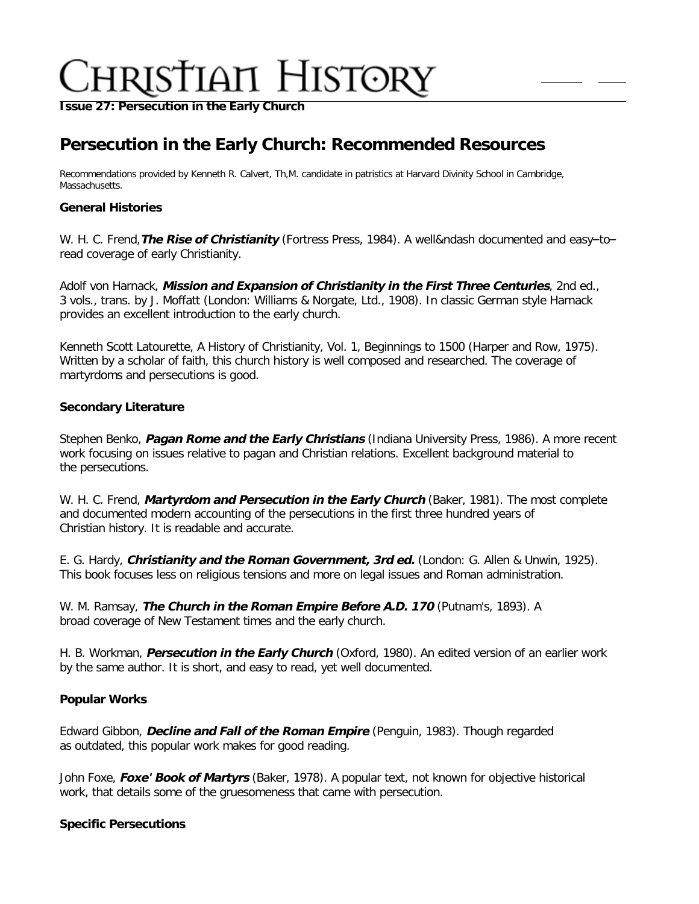# Christian History

**Issue 27: Persecution in the Early Church**

## Persecution in the Early Church: Recommended Resources

Recommendations provided by Kenneth R. Calvert, Th,M. candidate in patristics at Harvard Divinity School in Cambridge, Massachusetts.

### General Histories

W. H. C. Frend, ***The Rise of Christianity*** (Fortress Press, 1984). A well&ndash documented and easy–to–read coverage of early Christianity.

Adolf von Harnack, ***Mission and Expansion of Christianity in the First Three Centuries***, 2nd ed., 3 vols., trans. by J. Moffatt (London: Williams & Norgate, Ltd., 1908). In classic German style Harnack provides an excellent introduction to the early church.

Kenneth Scott Latourette, A History of Christianity, Vol. 1, Beginnings to 1500 (Harper and Row, 1975). Written by a scholar of faith, this church history is well composed and researched. The coverage of martyrdoms and persecutions is good.

### Secondary Literature

Stephen Benko, ***Pagan Rome and the Early Christians*** (Indiana University Press, 1986). A more recent work focusing on issues relative to pagan and Christian relations. Excellent background material to the persecutions.

W. H. C. Frend, ***Martyrdom and Persecution in the Early Church*** (Baker, 1981). The most complete and documented modern accounting of the persecutions in the first three hundred years of Christian history. It is readable and accurate.

E. G. Hardy, ***Christianity and the Roman Government, 3rd ed.*** (London: G. Allen & Unwin, 1925). This book focuses less on religious tensions and more on legal issues and Roman administration.

W. M. Ramsay, ***The Church in the Roman Empire Before A.D. 170*** (Putnam's, 1893). A broad coverage of New Testament times and the early church.

H. B. Workman, ***Persecution in the Early Church*** (Oxford, 1980). An edited version of an earlier work by the same author. It is short, and easy to read, yet well documented.

### Popular Works

Edward Gibbon, ***Decline and Fall of the Roman Empire*** (Penguin, 1983). Though regarded as outdated, this popular work makes for good reading.

John Foxe, ***Foxe' Book of Martyrs*** (Baker, 1978). A popular text, not known for objective historical work, that details some of the gruesomeness that came with persecution.

### Specific Persecutions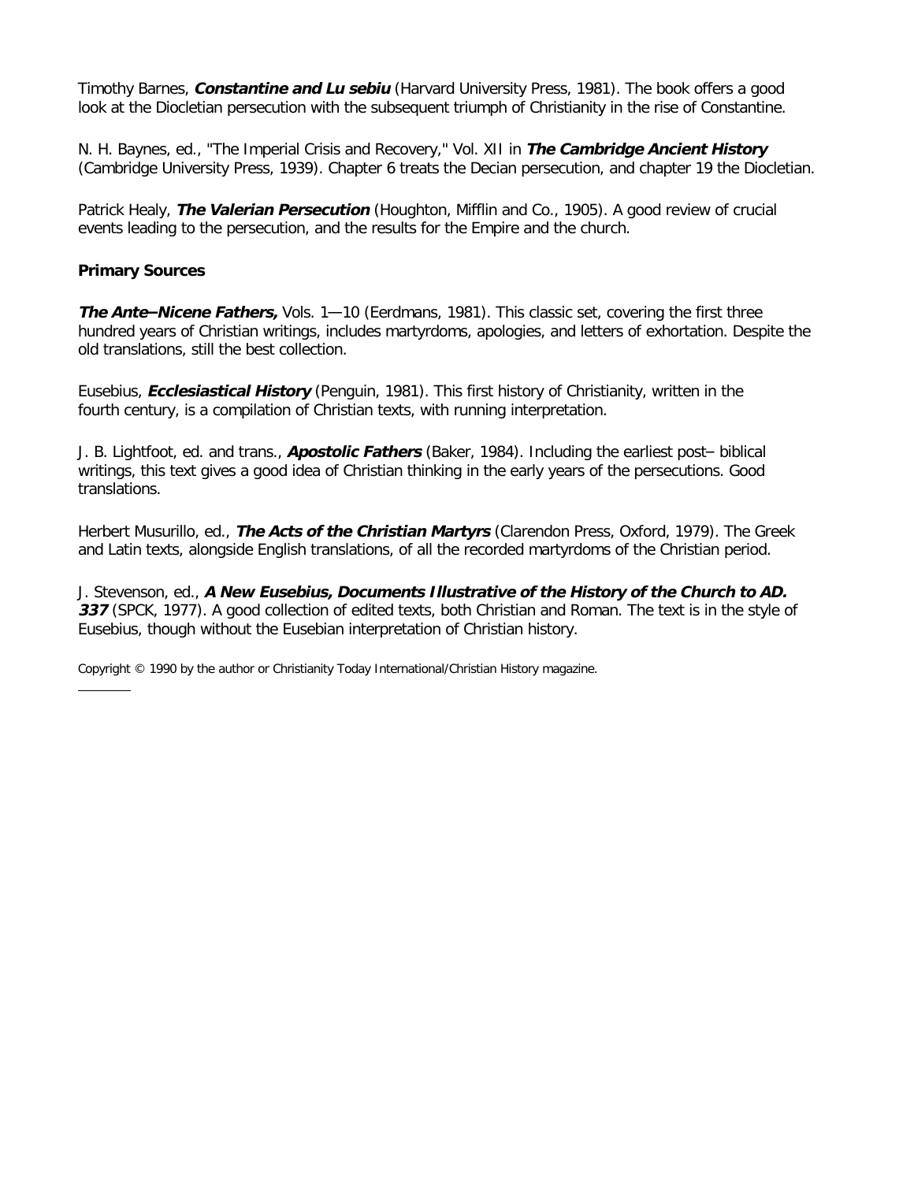Timothy Barnes, ***Constantine and Lu sebiu*** (Harvard University Press, 1981). The book offers a good look at the Diocletian persecution with the subsequent triumph of Christianity in the rise of Constantine.

N. H. Baynes, ed., "The Imperial Crisis and Recovery," Vol. XII in ***The Cambridge Ancient History*** (Cambridge University Press, 1939). Chapter 6 treats the Decian persecution, and chapter 19 the Diocletian.

Patrick Healy, ***The Valerian Persecution*** (Houghton, Mifflin and Co., 1905). A good review of crucial events leading to the persecution, and the results for the Empire and the church.

**Primary Sources**

***The Ante–Nicene Fathers,*** Vols. 1—10 (Eerdmans, 1981). This classic set, covering the first three hundred years of Christian writings, includes martyrdoms, apologies, and letters of exhortation. Despite the old translations, still the best collection.

Eusebius, ***Ecclesiastical History*** (Penguin, 1981). This first history of Christianity, written in the fourth century, is a compilation of Christian texts, with running interpretation.

J. B. Lightfoot, ed. and trans., ***Apostolic Fathers*** (Baker, 1984). Including the earliest post– biblical writings, this text gives a good idea of Christian thinking in the early years of the persecutions. Good translations.

Herbert Musurillo, ed., ***The Acts of the Christian Martyrs*** (Clarendon Press, Oxford, 1979). The Greek and Latin texts, alongside English translations, of all the recorded martyrdoms of the Christian period.

J. Stevenson, ed., ***A New Eusebius, Documents Illustrative of the History of the Church to AD. 337*** (SPCK, 1977). A good collection of edited texts, both Christian and Roman. The text is in the style of Eusebius, though without the Eusebian interpretation of Christian history.

Copyright © 1990 by the author or Christianity Today International/Christian History magazine.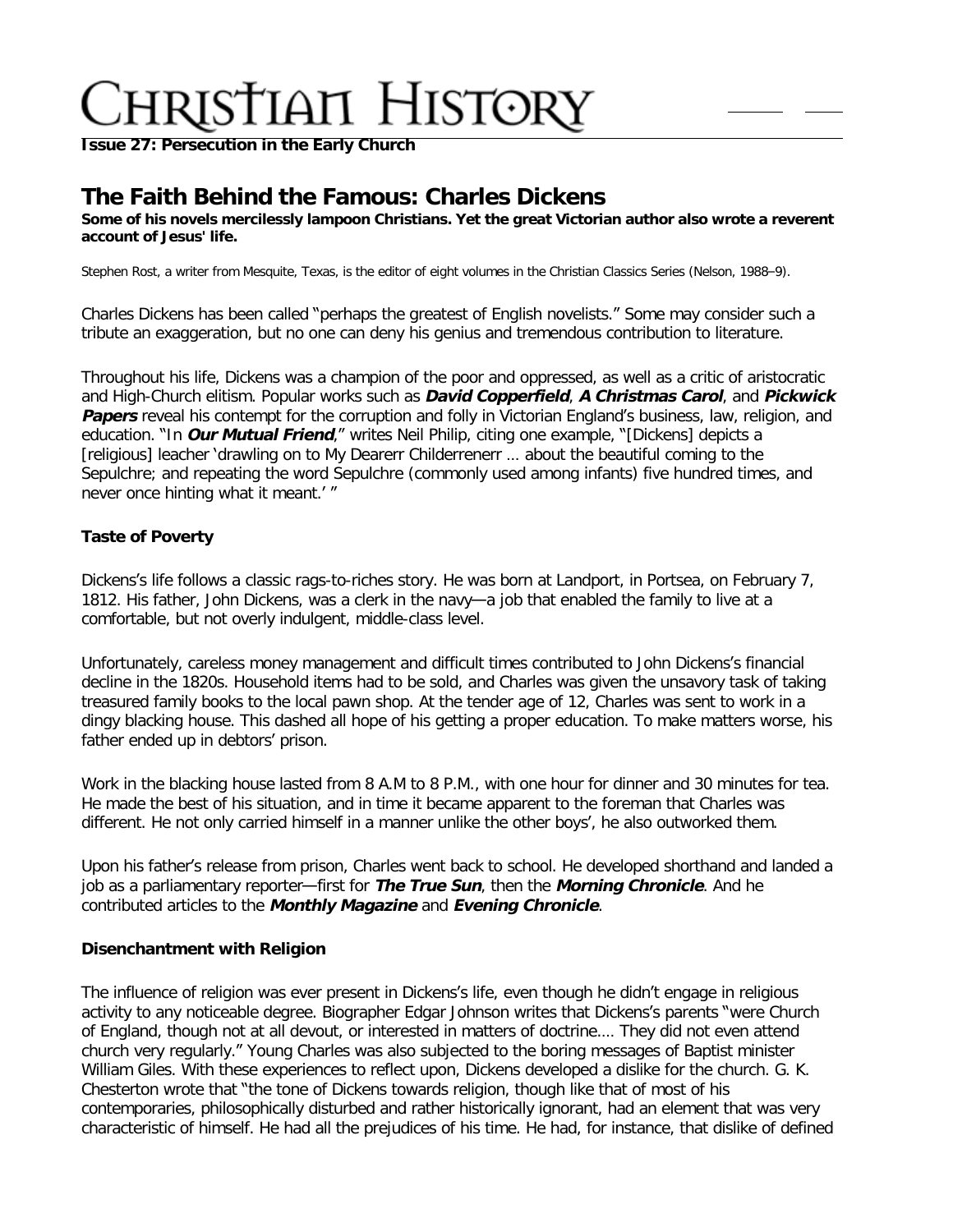**Issue 27: Persecution in the Early Church**

# The Faith Behind the Famous: Charles Dickens

**Some of his novels mercilessly lampoon Christians. Yet the great Victorian author also wrote a reverent account of Jesus' life.**

Stephen Rost, a writer from Mesquite, Texas, is the editor of eight volumes in the Christian Classics Series (Nelson, 1988–9).

Charles Dickens has been called "perhaps the greatest of English novelists." Some may consider such a tribute an exaggeration, but no one can deny his genius and tremendous contribution to literature.

Throughout his life, Dickens was a champion of the poor and oppressed, as well as a critic of aristocratic and High-Church elitism. Popular works such as ***David Copperfield***, ***A Christmas Carol***, and ***Pickwick Papers*** reveal his contempt for the corruption and folly in Victorian England's business, law, religion, and education. "In ***Our Mutual Friend***," writes Neil Philip, citing one example, "[Dickens] depicts a [religious] leacher 'drawling on to My Dearerr Childerrenerr … about the beautiful coming to the Sepulchre; and repeating the word Sepulchre (commonly used among infants) five hundred times, and never once hinting what it meant.' "

### Taste of Poverty

Dickens's life follows a classic rags-to-riches story. He was born at Landport, in Portsea, on February 7, 1812. His father, John Dickens, was a clerk in the navy—a job that enabled the family to live at a comfortable, but not overly indulgent, middle-class level.

Unfortunately, careless money management and difficult times contributed to John Dickens's financial decline in the 1820s. Household items had to be sold, and Charles was given the unsavory task of taking treasured family books to the local pawn shop. At the tender age of 12, Charles was sent to work in a dingy blacking house. This dashed all hope of his getting a proper education. To make matters worse, his father ended up in debtors' prison.

Work in the blacking house lasted from 8 A.M to 8 P.M., with one hour for dinner and 30 minutes for tea. He made the best of his situation, and in time it became apparent to the foreman that Charles was different. He not only carried himself in a manner unlike the other boys', he also outworked them.

Upon his father's release from prison, Charles went back to school. He developed shorthand and landed a job as a parliamentary reporter—first for ***The True Sun***, then the ***Morning Chronicle***. And he contributed articles to the ***Monthly Magazine*** and ***Evening Chronicle***.

### Disenchantment with Religion

The influence of religion was ever present in Dickens's life, even though he didn't engage in religious activity to any noticeable degree. Biographer Edgar Johnson writes that Dickens's parents "were Church of England, though not at all devout, or interested in matters of doctrine…. They did not even attend church very regularly." Young Charles was also subjected to the boring messages of Baptist minister William Giles. With these experiences to reflect upon, Dickens developed a dislike for the church. G. K. Chesterton wrote that "the tone of Dickens towards religion, though like that of most of his contemporaries, philosophically disturbed and rather historically ignorant, had an element that was very characteristic of himself. He had all the prejudices of his time. He had, for instance, that dislike of defined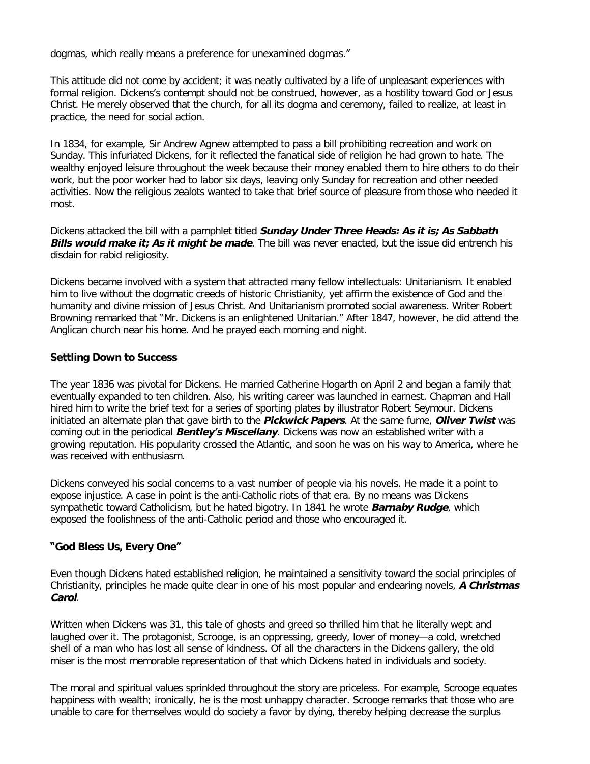dogmas, which really means a preference for unexamined dogmas."

This attitude did not come by accident; it was neatly cultivated by a life of unpleasant experiences with formal religion. Dickens's contempt should not be construed, however, as a hostility toward God or Jesus Christ. He merely observed that the church, for all its dogma and ceremony, failed to realize, at least in practice, the need for social action.

In 1834, for example, Sir Andrew Agnew attempted to pass a bill prohibiting recreation and work on Sunday. This infuriated Dickens, for it reflected the fanatical side of religion he had grown to hate. The wealthy enjoyed leisure throughout the week because their money enabled them to hire others to do their work, but the poor worker had to labor six days, leaving only Sunday for recreation and other needed activities. Now the religious zealots wanted to take that brief source of pleasure from those who needed it most.

Dickens attacked the bill with a pamphlet titled ***Sunday Under Three Heads: As it is; As Sabbath Bills would make it; As it might be made***. The bill was never enacted, but the issue did entrench his disdain for rabid religiosity.

Dickens became involved with a system that attracted many fellow intellectuals: Unitarianism. It enabled him to live without the dogmatic creeds of historic Christianity, yet affirm the existence of God and the humanity and divine mission of Jesus Christ. And Unitarianism promoted social awareness. Writer Robert Browning remarked that "Mr. Dickens is an enlightened Unitarian." After 1847, however, he did attend the Anglican church near his home. And he prayed each morning and night.

**Settling Down to Success**

The year 1836 was pivotal for Dickens. He married Catherine Hogarth on April 2 and began a family that eventually expanded to ten children. Also, his writing career was launched in earnest. Chapman and Hall hired him to write the brief text for a series of sporting plates by illustrator Robert Seymour. Dickens initiated an alternate plan that gave birth to the ***Pickwick Papers***. At the same fume, ***Oliver Twist*** was coming out in the periodical ***Bentley's Miscellany***. Dickens was now an established writer with a growing reputation. His popularity crossed the Atlantic, and soon he was on his way to America, where he was received with enthusiasm.

Dickens conveyed his social concerns to a vast number of people via his novels. He made it a point to expose injustice. A case in point is the anti-Catholic riots of that era. By no means was Dickens sympathetic toward Catholicism, but he hated bigotry. In 1841 he wrote ***Barnaby Rudge***, which exposed the foolishness of the anti-Catholic period and those who encouraged it.

**"God Bless Us, Every One"**

Even though Dickens hated established religion, he maintained a sensitivity toward the social principles of Christianity, principles he made quite clear in one of his most popular and endearing novels, ***A Christmas Carol***.

Written when Dickens was 31, this tale of ghosts and greed so thrilled him that he literally wept and laughed over it. The protagonist, Scrooge, is an oppressing, greedy, lover of money—a cold, wretched shell of a man who has lost all sense of kindness. Of all the characters in the Dickens gallery, the old miser is the most memorable representation of that which Dickens hated in individuals and society.

The moral and spiritual values sprinkled throughout the story are priceless. For example, Scrooge equates happiness with wealth; ironically, he is the most unhappy character. Scrooge remarks that those who are unable to care for themselves would do society a favor by dying, thereby helping decrease the surplus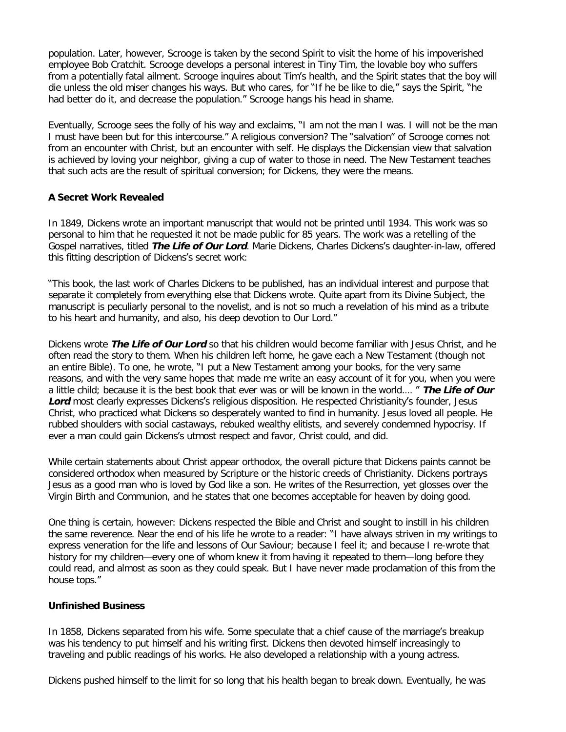population. Later, however, Scrooge is taken by the second Spirit to visit the home of his impoverished employee Bob Cratchit. Scrooge develops a personal interest in Tiny Tim, the lovable boy who suffers from a potentially fatal ailment. Scrooge inquires about Tim's health, and the Spirit states that the boy will die unless the old miser changes his ways. But who cares, for "If he be like to die," says the Spirit, "he had better do it, and decrease the population." Scrooge hangs his head in shame.

Eventually, Scrooge sees the folly of his way and exclaims, "I am not the man I was. I will not be the man I must have been but for this intercourse." A religious conversion? The "salvation" of Scrooge comes not from an encounter with Christ, but an encounter with self. He displays the Dickensian view that salvation is achieved by loving your neighbor, giving a cup of water to those in need. The New Testament teaches that such acts are the result of spiritual conversion; for Dickens, they were the means.

### A Secret Work Revealed

In 1849, Dickens wrote an important manuscript that would not be printed until 1934. This work was so personal to him that he requested it not be made public for 85 years. The work was a retelling of the Gospel narratives, titled ***The Life of Our Lord***. Marie Dickens, Charles Dickens's daughter-in-law, offered this fitting description of Dickens's secret work:

"This book, the last work of Charles Dickens to be published, has an individual interest and purpose that separate it completely from everything else that Dickens wrote. Quite apart from its Divine Subject, the manuscript is peculiarly personal to the novelist, and is not so much a revelation of his mind as a tribute to his heart and humanity, and also, his deep devotion to Our Lord."

Dickens wrote ***The Life of Our Lord*** so that his children would become familiar with Jesus Christ, and he often read the story to them. When his children left home, he gave each a New Testament (though not an entire Bible). To one, he wrote, "I put a New Testament among your books, for the very same reasons, and with the very same hopes that made me write an easy account of it for you, when you were a little child; because it is the best book that ever was or will be known in the world.... " ***The Life of Our Lord*** most clearly expresses Dickens's religious disposition. He respected Christianity's founder, Jesus Christ, who practiced what Dickens so desperately wanted to find in humanity. Jesus loved all people. He rubbed shoulders with social castaways, rebuked wealthy elitists, and severely condemned hypocrisy. If ever a man could gain Dickens's utmost respect and favor, Christ could, and did.

While certain statements about Christ appear orthodox, the overall picture that Dickens paints cannot be considered orthodox when measured by Scripture or the historic creeds of Christianity. Dickens portrays Jesus as a good man who is loved by God like a son. He writes of the Resurrection, yet glosses over the Virgin Birth and Communion, and he states that one becomes acceptable for heaven by doing good.

One thing is certain, however: Dickens respected the Bible and Christ and sought to instill in his children the same reverence. Near the end of his life he wrote to a reader: "I have always striven in my writings to express veneration for the life and lessons of Our Saviour; because I feel it; and because I re-wrote that history for my children—every one of whom knew it from having it repeated to them—long before they could read, and almost as soon as they could speak. But I have never made proclamation of this from the house tops."

### Unfinished Business

In 1858, Dickens separated from his wife. Some speculate that a chief cause of the marriage's breakup was his tendency to put himself and his writing first. Dickens then devoted himself increasingly to traveling and public readings of his works. He also developed a relationship with a young actress.

Dickens pushed himself to the limit for so long that his health began to break down. Eventually, he was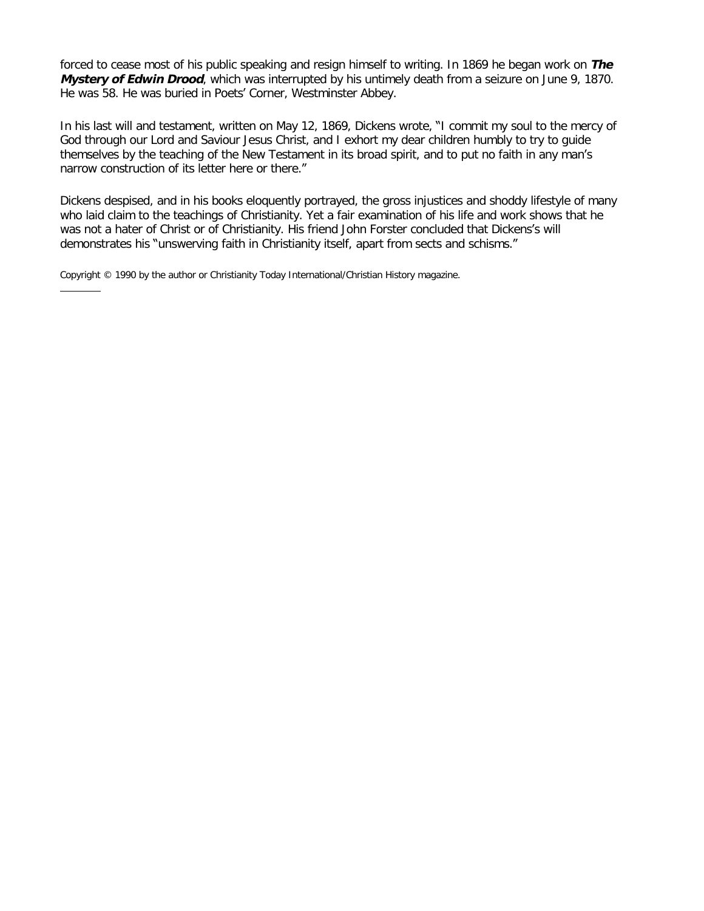forced to cease most of his public speaking and resign himself to writing. In 1869 he began work on ***The Mystery of Edwin Drood***, which was interrupted by his untimely death from a seizure on June 9, 1870. He was 58. He was buried in Poets' Corner, Westminster Abbey.

In his last will and testament, written on May 12, 1869, Dickens wrote, "I commit my soul to the mercy of God through our Lord and Saviour Jesus Christ, and I exhort my dear children humbly to try to guide themselves by the teaching of the New Testament in its broad spirit, and to put no faith in any man's narrow construction of its letter here or there."

Dickens despised, and in his books eloquently portrayed, the gross injustices and shoddy lifestyle of many who laid claim to the teachings of Christianity. Yet a fair examination of his life and work shows that he was not a hater of Christ or of Christianity. His friend John Forster concluded that Dickens's will demonstrates his "unswerving faith in Christianity itself, apart from sects and schisms."

Copyright © 1990 by the author or Christianity Today International/Christian History magazine.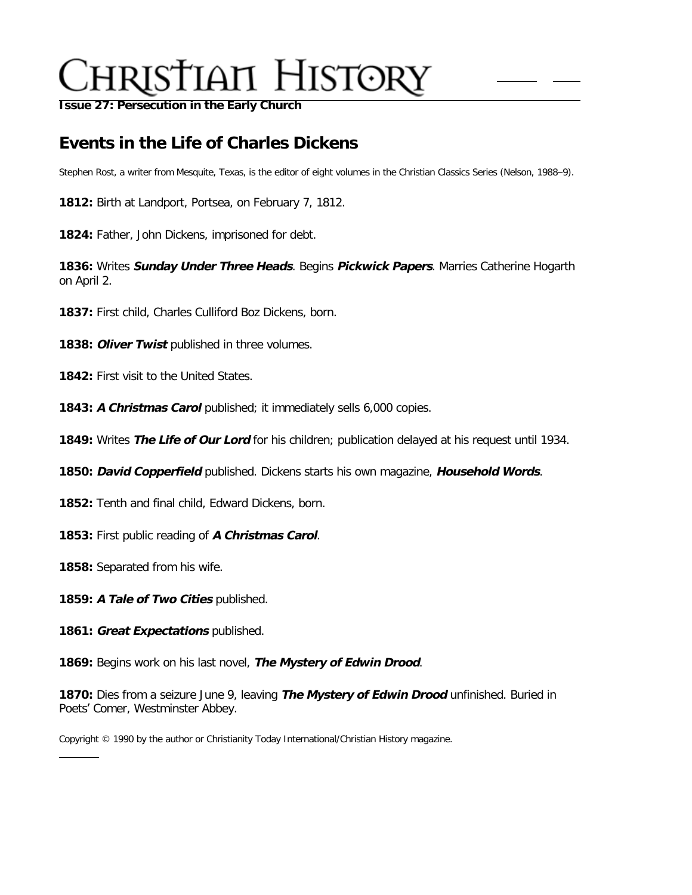# Christian History

**Issue 27: Persecution in the Early Church**

## Events in the Life of Charles Dickens

Stephen Rost, a writer from Mesquite, Texas, is the editor of eight volumes in the Christian Classics Series (Nelson, 1988–9).

**1812:** Birth at Landport, Portsea, on February 7, 1812.

**1824:** Father, John Dickens, imprisoned for debt.

**1836:** Writes ***Sunday Under Three Heads***. Begins ***Pickwick Papers***. Marries Catherine Hogarth on April 2.

**1837:** First child, Charles Culliford Boz Dickens, born.

**1838:** ***Oliver Twist*** published in three volumes.

**1842:** First visit to the United States.

**1843:** ***A Christmas Carol*** published; it immediately sells 6,000 copies.

**1849:** Writes ***The Life of Our Lord*** for his children; publication delayed at his request until 1934.

**1850:** ***David Copperfield*** published. Dickens starts his own magazine, ***Household Words***.

**1852:** Tenth and final child, Edward Dickens, born.

**1853:** First public reading of ***A Christmas Carol***.

**1858:** Separated from his wife.

**1859:** ***A Tale of Two Cities*** published.

**1861:** ***Great Expectations*** published.

**1869:** Begins work on his last novel, ***The Mystery of Edwin Drood***.

**1870:** Dies from a seizure June 9, leaving ***The Mystery of Edwin Drood*** unfinished. Buried in Poets' Comer, Westminster Abbey.

Copyright © 1990 by the author or Christianity Today International/Christian History magazine.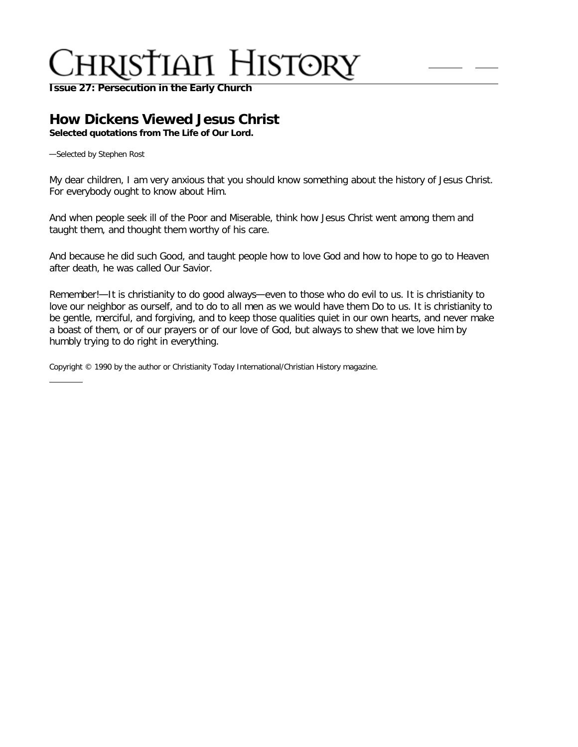# How Dickens Viewed Jesus Christ

**Selected quotations from The Life of Our Lord.**

—Selected by Stephen Rost

My dear children, I am very anxious that you should know something about the history of Jesus Christ. For everybody ought to know about Him.

And when people seek ill of the Poor and Miserable, think how Jesus Christ went among them and taught them, and thought them worthy of his care.

And because he did such Good, and taught people how to love God and how to hope to go to Heaven after death, he was called Our Savior.

Remember!—It is christianity to do good always—even to those who do evil to us. It is christianity to love our neighbor as ourself, and to do to all men as we would have them Do to us. It is christianity to be gentle, merciful, and forgiving, and to keep those qualities quiet in our own hearts, and never make a boast of them, or of our prayers or of our love of God, but always to shew that we love him by humbly trying to do right in everything.

Copyright © 1990 by the author or Christianity Today International/Christian History magazine.